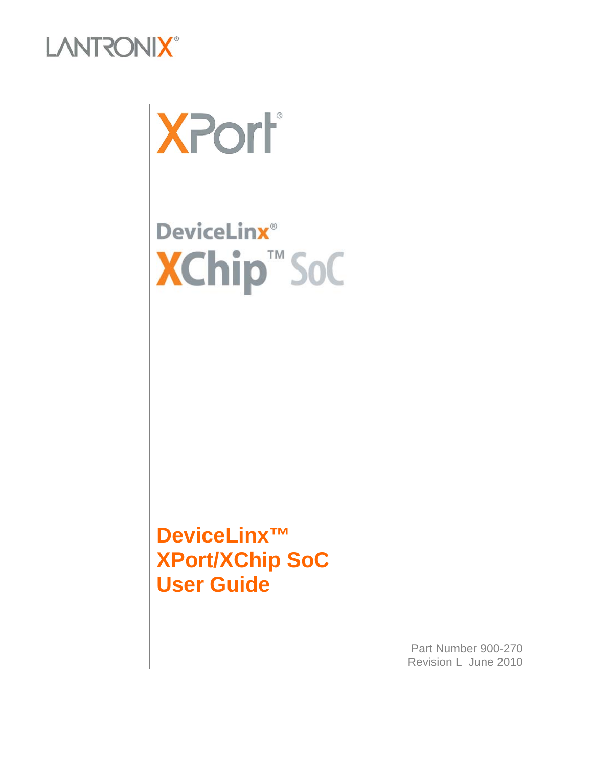LANTRONIX®

XPort®

DeviceLinx®

XChip™ SoC

# DeviceLinx™ XPort/XChip SoC User Guide

Part Number 900-270
Revision L June 2010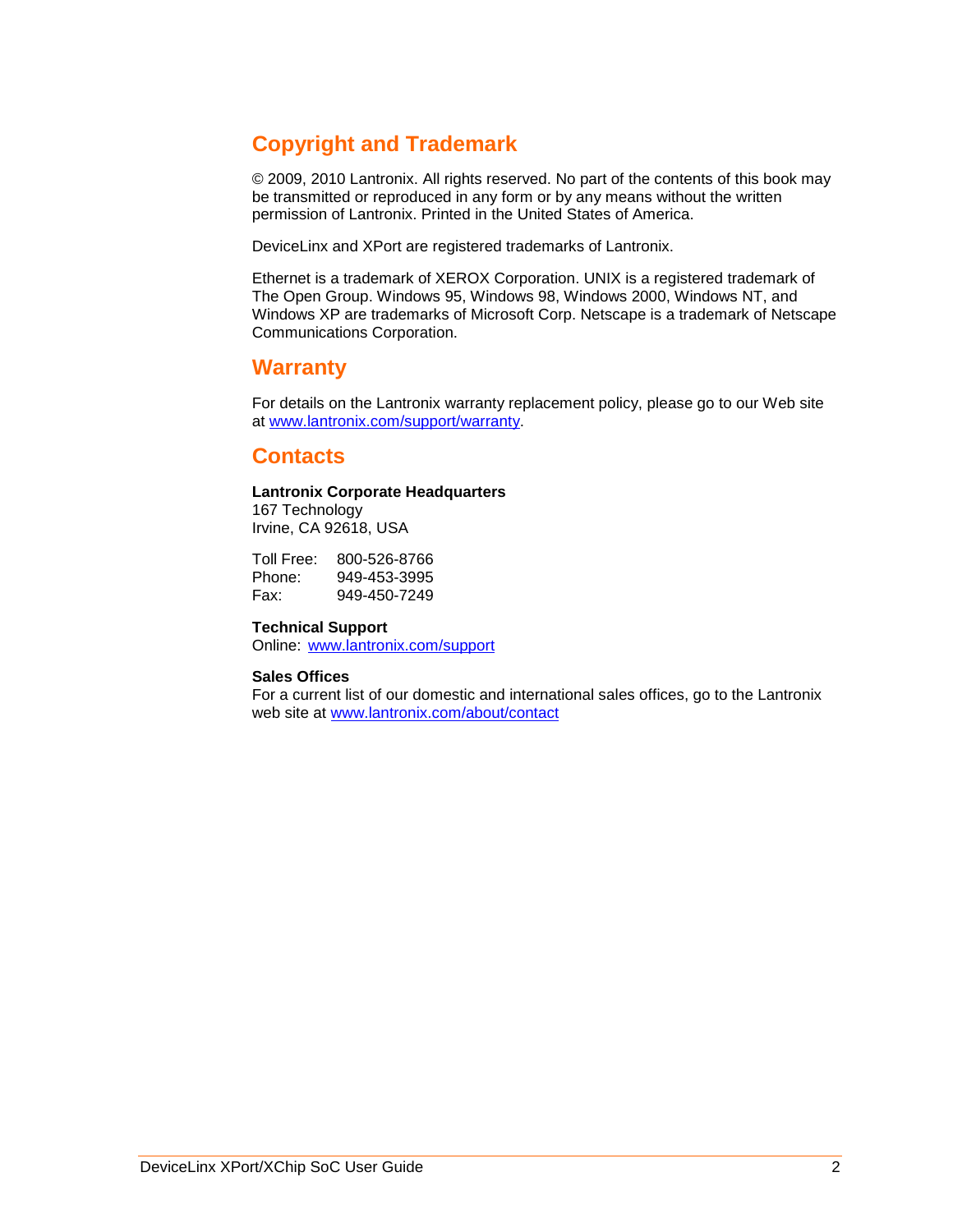## Copyright and Trademark

© 2009, 2010 Lantronix. All rights reserved. No part of the contents of this book may be transmitted or reproduced in any form or by any means without the written permission of Lantronix. Printed in the United States of America.

DeviceLinx and XPort are registered trademarks of Lantronix.

Ethernet is a trademark of XEROX Corporation. UNIX is a registered trademark of The Open Group. Windows 95, Windows 98, Windows 2000, Windows NT, and Windows XP are trademarks of Microsoft Corp. Netscape is a trademark of Netscape Communications Corporation.

## Warranty

For details on the Lantronix warranty replacement policy, please go to our Web site at www.lantronix.com/support/warranty.

## Contacts

**Lantronix Corporate Headquarters**
167 Technology
Irvine, CA 92618, USA

Toll Free: 800-526-8766
Phone: 949-453-3995
Fax: 949-450-7249

**Technical Support**
Online: www.lantronix.com/support

**Sales Offices**
For a current list of our domestic and international sales offices, go to the Lantronix web site at www.lantronix.com/about/contact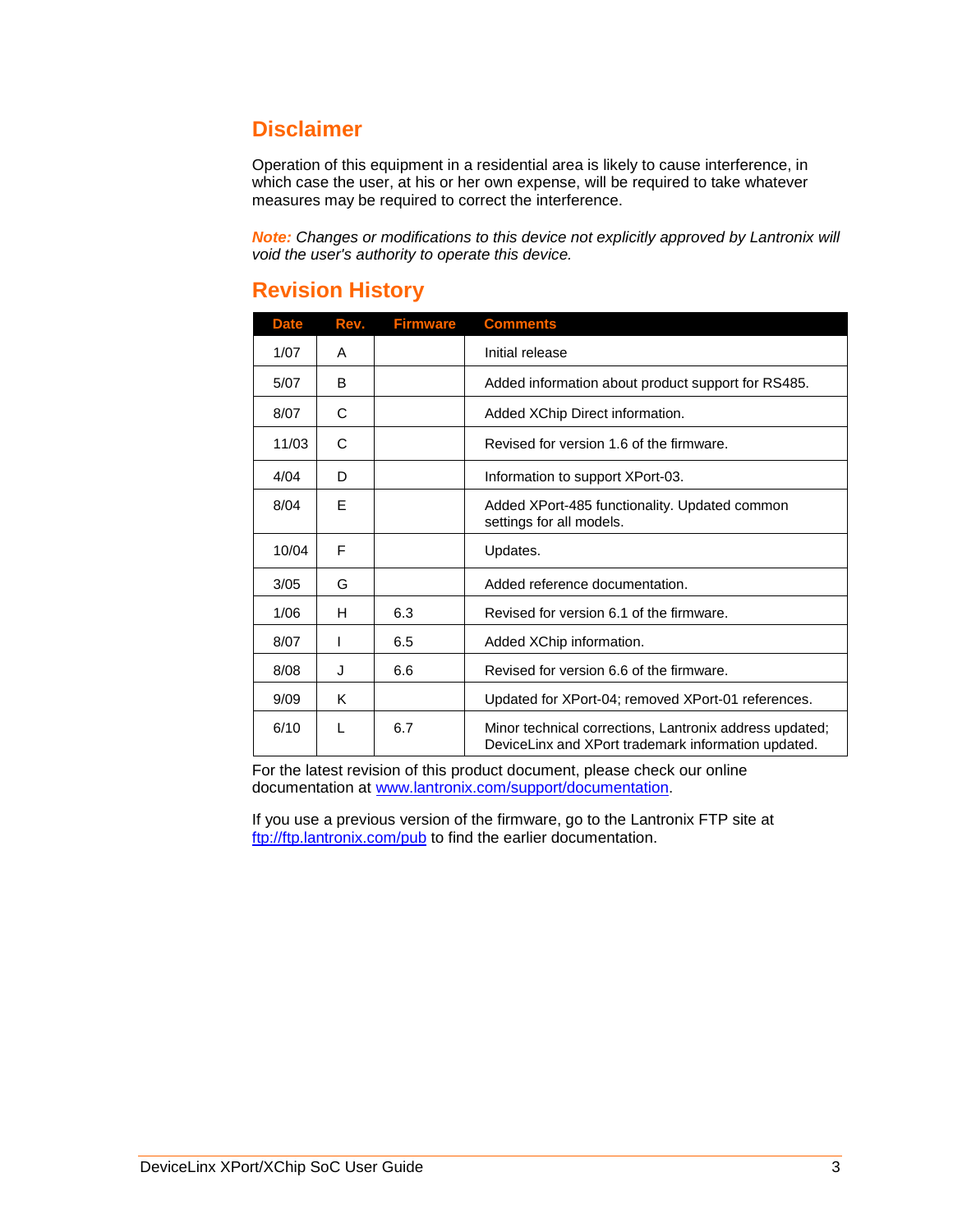## Disclaimer

Operation of this equipment in a residential area is likely to cause interference, in which case the user, at his or her own expense, will be required to take whatever measures may be required to correct the interference.

***Note:*** *Changes or modifications to this device not explicitly approved by Lantronix will void the user's authority to operate this device.*

## Revision History

| Date | Rev. | Firmware | Comments |
|---|---|---|---|
| 1/07 | A | | Initial release |
| 5/07 | B | | Added information about product support for RS485. |
| 8/07 | C | | Added XChip Direct information. |
| 11/03 | C | | Revised for version 1.6 of the firmware. |
| 4/04 | D | | Information to support XPort-03. |
| 8/04 | E | | Added XPort-485 functionality. Updated common settings for all models. |
| 10/04 | F | | Updates. |
| 3/05 | G | | Added reference documentation. |
| 1/06 | H | 6.3 | Revised for version 6.1 of the firmware. |
| 8/07 | I | 6.5 | Added XChip information. |
| 8/08 | J | 6.6 | Revised for version 6.6 of the firmware. |
| 9/09 | K | | Updated for XPort-04; removed XPort-01 references. |
| 6/10 | L | 6.7 | Minor technical corrections, Lantronix address updated; DeviceLinx and XPort trademark information updated. |

For the latest revision of this product document, please check our online documentation at [www.lantronix.com/support/documentation](http://www.lantronix.com/support/documentation).

If you use a previous version of the firmware, go to the Lantronix FTP site at [ftp://ftp.lantronix.com/pub](ftp://ftp.lantronix.com/pub) to find the earlier documentation.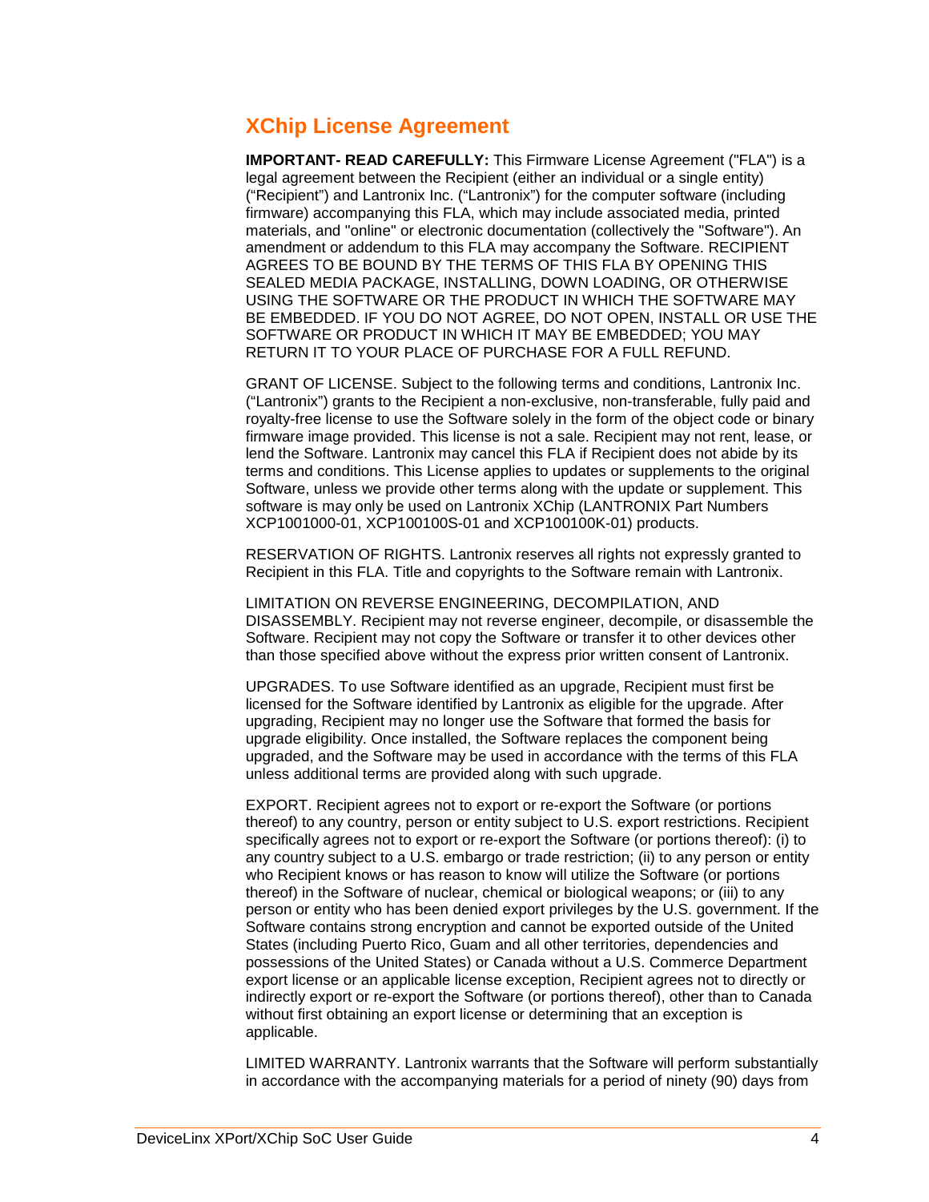## XChip License Agreement

**IMPORTANT- READ CAREFULLY:** This Firmware License Agreement ("FLA") is a legal agreement between the Recipient (either an individual or a single entity) ("Recipient") and Lantronix Inc. ("Lantronix") for the computer software (including firmware) accompanying this FLA, which may include associated media, printed materials, and "online" or electronic documentation (collectively the "Software"). An amendment or addendum to this FLA may accompany the Software. RECIPIENT AGREES TO BE BOUND BY THE TERMS OF THIS FLA BY OPENING THIS SEALED MEDIA PACKAGE, INSTALLING, DOWN LOADING, OR OTHERWISE USING THE SOFTWARE OR THE PRODUCT IN WHICH THE SOFTWARE MAY BE EMBEDDED. IF YOU DO NOT AGREE, DO NOT OPEN, INSTALL OR USE THE SOFTWARE OR PRODUCT IN WHICH IT MAY BE EMBEDDED; YOU MAY RETURN IT TO YOUR PLACE OF PURCHASE FOR A FULL REFUND.

GRANT OF LICENSE. Subject to the following terms and conditions, Lantronix Inc. ("Lantronix") grants to the Recipient a non-exclusive, non-transferable, fully paid and royalty-free license to use the Software solely in the form of the object code or binary firmware image provided. This license is not a sale. Recipient may not rent, lease, or lend the Software. Lantronix may cancel this FLA if Recipient does not abide by its terms and conditions. This License applies to updates or supplements to the original Software, unless we provide other terms along with the update or supplement. This software is may only be used on Lantronix XChip (LANTRONIX Part Numbers XCP1001000-01, XCP100100S-01 and XCP100100K-01) products.

RESERVATION OF RIGHTS. Lantronix reserves all rights not expressly granted to Recipient in this FLA. Title and copyrights to the Software remain with Lantronix.

LIMITATION ON REVERSE ENGINEERING, DECOMPILATION, AND DISASSEMBLY. Recipient may not reverse engineer, decompile, or disassemble the Software. Recipient may not copy the Software or transfer it to other devices other than those specified above without the express prior written consent of Lantronix.

UPGRADES. To use Software identified as an upgrade, Recipient must first be licensed for the Software identified by Lantronix as eligible for the upgrade. After upgrading, Recipient may no longer use the Software that formed the basis for upgrade eligibility. Once installed, the Software replaces the component being upgraded, and the Software may be used in accordance with the terms of this FLA unless additional terms are provided along with such upgrade.

EXPORT. Recipient agrees not to export or re-export the Software (or portions thereof) to any country, person or entity subject to U.S. export restrictions. Recipient specifically agrees not to export or re-export the Software (or portions thereof): (i) to any country subject to a U.S. embargo or trade restriction; (ii) to any person or entity who Recipient knows or has reason to know will utilize the Software (or portions thereof) in the Software of nuclear, chemical or biological weapons; or (iii) to any person or entity who has been denied export privileges by the U.S. government. If the Software contains strong encryption and cannot be exported outside of the United States (including Puerto Rico, Guam and all other territories, dependencies and possessions of the United States) or Canada without a U.S. Commerce Department export license or an applicable license exception, Recipient agrees not to directly or indirectly export or re-export the Software (or portions thereof), other than to Canada without first obtaining an export license or determining that an exception is applicable.

LIMITED WARRANTY. Lantronix warrants that the Software will perform substantially in accordance with the accompanying materials for a period of ninety (90) days from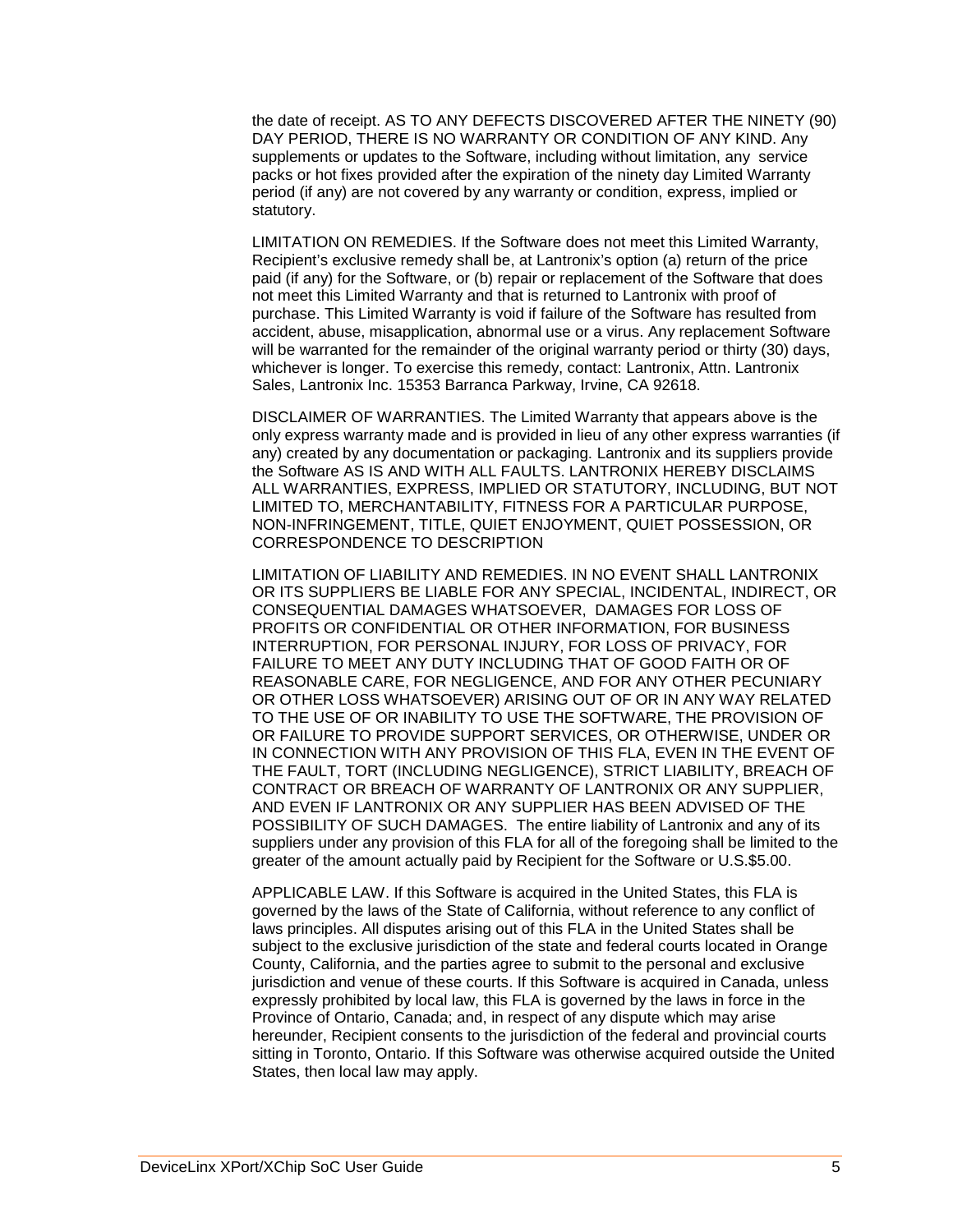the date of receipt. AS TO ANY DEFECTS DISCOVERED AFTER THE NINETY (90) DAY PERIOD, THERE IS NO WARRANTY OR CONDITION OF ANY KIND. Any supplements or updates to the Software, including without limitation, any service packs or hot fixes provided after the expiration of the ninety day Limited Warranty period (if any) are not covered by any warranty or condition, express, implied or statutory.

LIMITATION ON REMEDIES. If the Software does not meet this Limited Warranty, Recipient's exclusive remedy shall be, at Lantronix's option (a) return of the price paid (if any) for the Software, or (b) repair or replacement of the Software that does not meet this Limited Warranty and that is returned to Lantronix with proof of purchase. This Limited Warranty is void if failure of the Software has resulted from accident, abuse, misapplication, abnormal use or a virus. Any replacement Software will be warranted for the remainder of the original warranty period or thirty (30) days, whichever is longer. To exercise this remedy, contact: Lantronix, Attn. Lantronix Sales, Lantronix Inc. 15353 Barranca Parkway, Irvine, CA 92618.

DISCLAIMER OF WARRANTIES. The Limited Warranty that appears above is the only express warranty made and is provided in lieu of any other express warranties (if any) created by any documentation or packaging. Lantronix and its suppliers provide the Software AS IS AND WITH ALL FAULTS. LANTRONIX HEREBY DISCLAIMS ALL WARRANTIES, EXPRESS, IMPLIED OR STATUTORY, INCLUDING, BUT NOT LIMITED TO, MERCHANTABILITY, FITNESS FOR A PARTICULAR PURPOSE, NON-INFRINGEMENT, TITLE, QUIET ENJOYMENT, QUIET POSSESSION, OR CORRESPONDENCE TO DESCRIPTION

LIMITATION OF LIABILITY AND REMEDIES. IN NO EVENT SHALL LANTRONIX OR ITS SUPPLIERS BE LIABLE FOR ANY SPECIAL, INCIDENTAL, INDIRECT, OR CONSEQUENTIAL DAMAGES WHATSOEVER, DAMAGES FOR LOSS OF PROFITS OR CONFIDENTIAL OR OTHER INFORMATION, FOR BUSINESS INTERRUPTION, FOR PERSONAL INJURY, FOR LOSS OF PRIVACY, FOR FAILURE TO MEET ANY DUTY INCLUDING THAT OF GOOD FAITH OR OF REASONABLE CARE, FOR NEGLIGENCE, AND FOR ANY OTHER PECUNIARY OR OTHER LOSS WHATSOEVER) ARISING OUT OF OR IN ANY WAY RELATED TO THE USE OF OR INABILITY TO USE THE SOFTWARE, THE PROVISION OF OR FAILURE TO PROVIDE SUPPORT SERVICES, OR OTHERWISE, UNDER OR IN CONNECTION WITH ANY PROVISION OF THIS FLA, EVEN IN THE EVENT OF THE FAULT, TORT (INCLUDING NEGLIGENCE), STRICT LIABILITY, BREACH OF CONTRACT OR BREACH OF WARRANTY OF LANTRONIX OR ANY SUPPLIER, AND EVEN IF LANTRONIX OR ANY SUPPLIER HAS BEEN ADVISED OF THE POSSIBILITY OF SUCH DAMAGES. The entire liability of Lantronix and any of its suppliers under any provision of this FLA for all of the foregoing shall be limited to the greater of the amount actually paid by Recipient for the Software or U.S.$5.00.

APPLICABLE LAW. If this Software is acquired in the United States, this FLA is governed by the laws of the State of California, without reference to any conflict of laws principles. All disputes arising out of this FLA in the United States shall be subject to the exclusive jurisdiction of the state and federal courts located in Orange County, California, and the parties agree to submit to the personal and exclusive jurisdiction and venue of these courts. If this Software is acquired in Canada, unless expressly prohibited by local law, this FLA is governed by the laws in force in the Province of Ontario, Canada; and, in respect of any dispute which may arise hereunder, Recipient consents to the jurisdiction of the federal and provincial courts sitting in Toronto, Ontario. If this Software was otherwise acquired outside the United States, then local law may apply.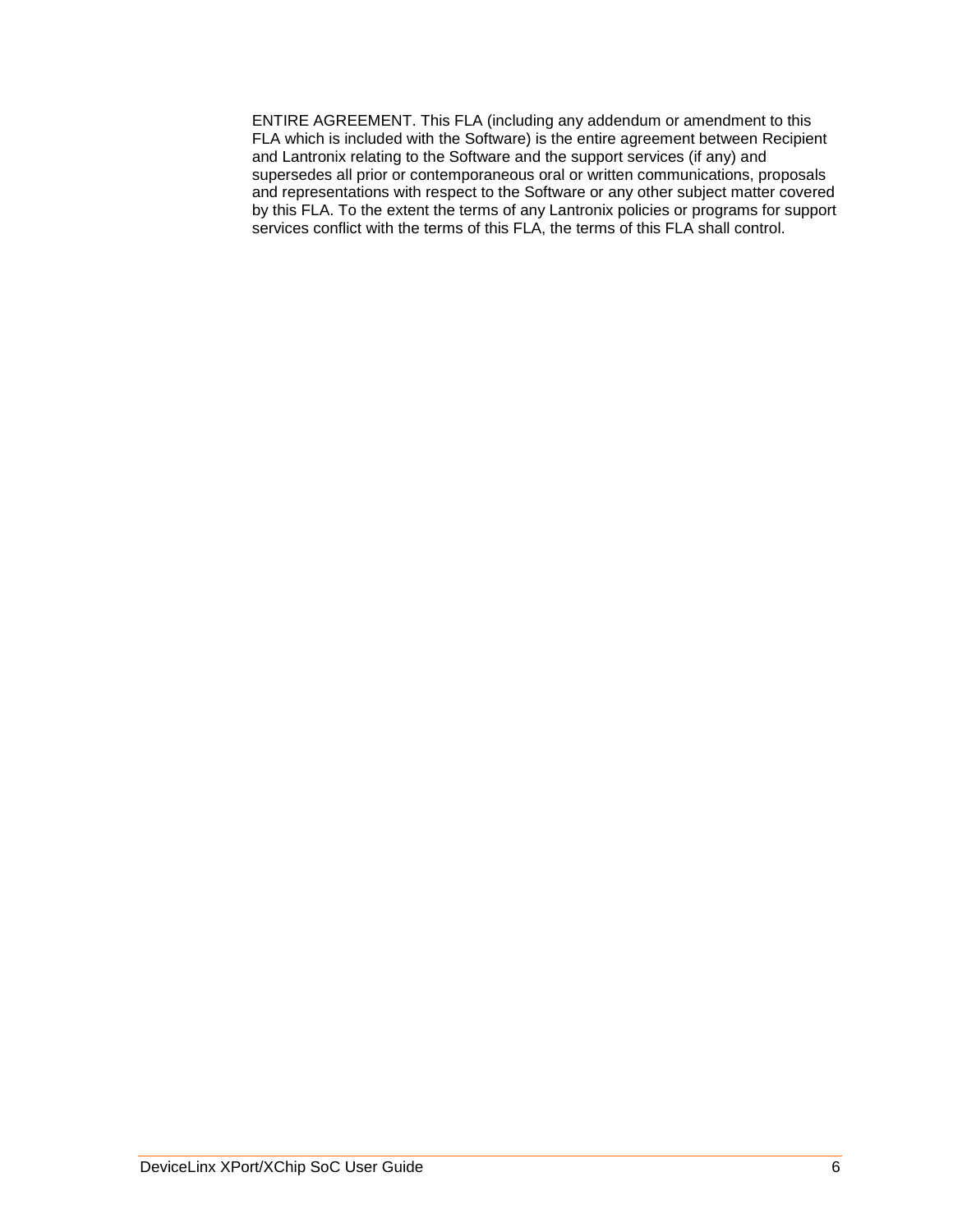ENTIRE AGREEMENT. This FLA (including any addendum or amendment to this FLA which is included with the Software) is the entire agreement between Recipient and Lantronix relating to the Software and the support services (if any) and supersedes all prior or contemporaneous oral or written communications, proposals and representations with respect to the Software or any other subject matter covered by this FLA. To the extent the terms of any Lantronix policies or programs for support services conflict with the terms of this FLA, the terms of this FLA shall control.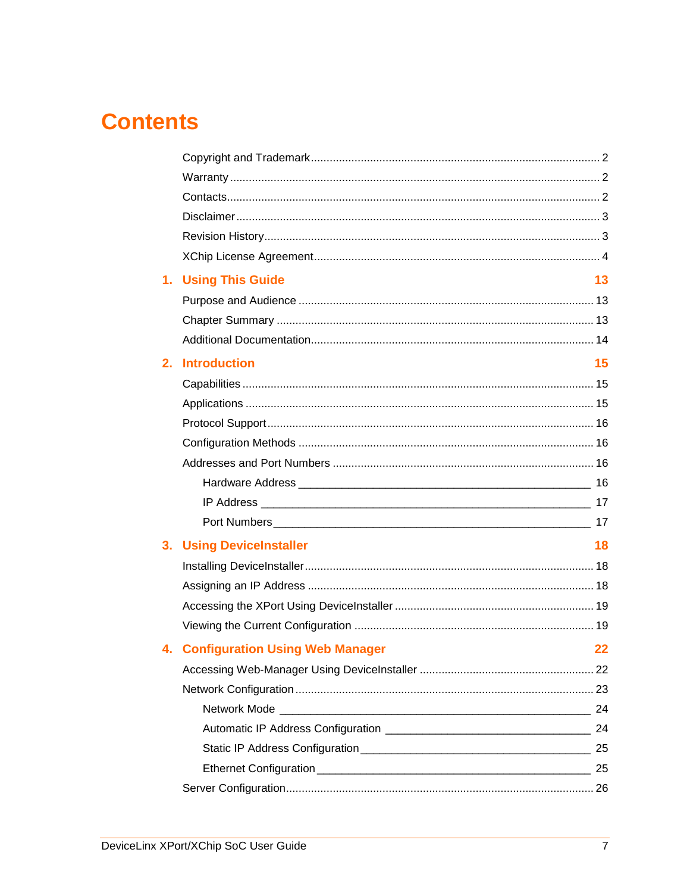# Contents

Copyright and Trademark ........ 2
Warranty ........ 2
Contacts ........ 2
Disclaimer ........ 3
Revision History ........ 3
XChip License Agreement ........ 4

**1. Using This Guide** **13**

Purpose and Audience ........ 13
Chapter Summary ........ 13
Additional Documentation ........ 14

**2. Introduction** **15**

Capabilities ........ 15
Applications ........ 15
Protocol Support ........ 16
Configuration Methods ........ 16
Addresses and Port Numbers ........ 16

- Hardware Address ________ 16
- IP Address ________ 17
- Port Numbers ________ 17

**3. Using DeviceInstaller** **18**

Installing DeviceInstaller ........ 18
Assigning an IP Address ........ 18
Accessing the XPort Using DeviceInstaller ........ 19
Viewing the Current Configuration ........ 19

**4. Configuration Using Web Manager** **22**

Accessing Web-Manager Using DeviceInstaller ........ 22
Network Configuration ........ 23

- Network Mode ________ 24
- Automatic IP Address Configuration ________ 24
- Static IP Address Configuration ________ 25
- Ethernet Configuration ________ 25

Server Configuration ........ 26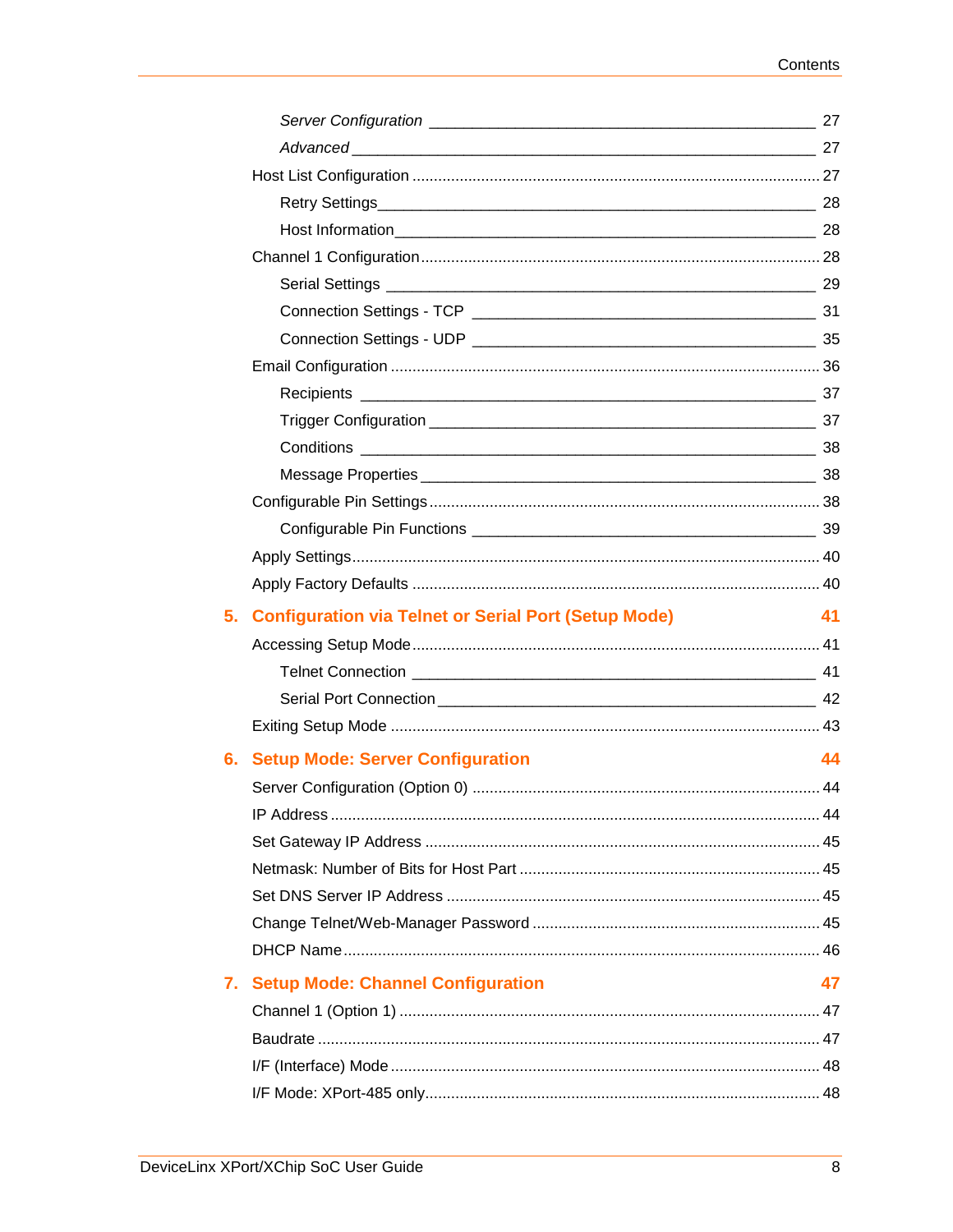*Server Configuration* 27

*Advanced* 27

Host List Configuration 27

Retry Settings 28

Host Information 28

Channel 1 Configuration 28

Serial Settings 29

Connection Settings - TCP 31

Connection Settings - UDP 35

Email Configuration 36

Recipients 37

Trigger Configuration 37

Conditions 38

Message Properties 38

Configurable Pin Settings 38

Configurable Pin Functions 39

Apply Settings 40

Apply Factory Defaults 40

**5. Configuration via Telnet or Serial Port (Setup Mode) 41**

Accessing Setup Mode 41

Telnet Connection 41

Serial Port Connection 42

Exiting Setup Mode 43

**6. Setup Mode: Server Configuration 44**

Server Configuration (Option 0) 44

IP Address 44

Set Gateway IP Address 45

Netmask: Number of Bits for Host Part 45

Set DNS Server IP Address 45

Change Telnet/Web-Manager Password 45

DHCP Name 46

**7. Setup Mode: Channel Configuration 47**

Channel 1 (Option 1) 47

Baudrate 47

I/F (Interface) Mode 48

I/F Mode: XPort-485 only 48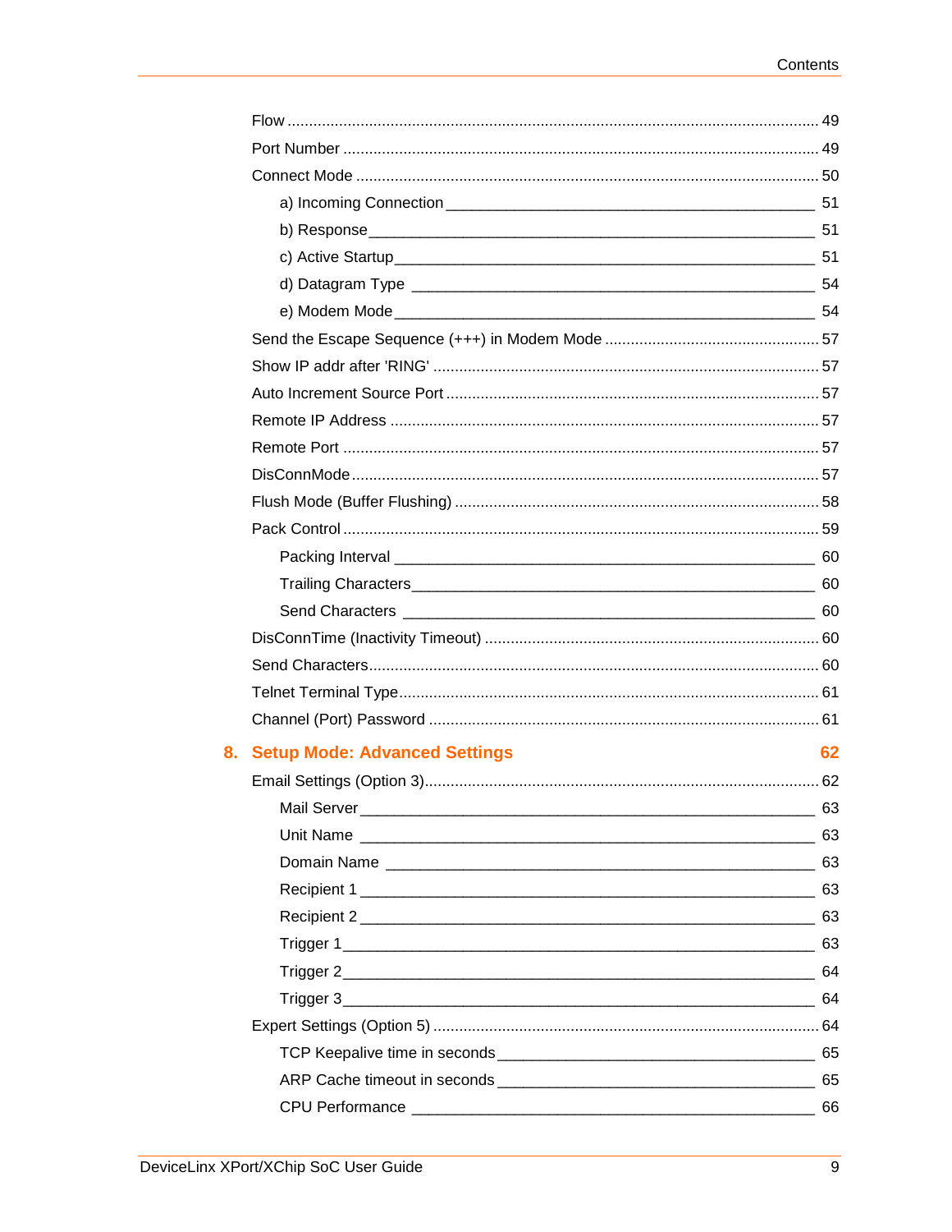Flow ........................................................................................................ 49

Port Number .......................................................................................... 49

Connect Mode ........................................................................................ 50

a) Incoming Connection ____________________________________________ 51

b) Response ____________________________________________________ 51

c) Active Startup _________________________________________________ 51

d) Datagram Type ________________________________________________ 54

e) Modem Mode __________________________________________________ 54

Send the Escape Sequence (+++) in Modem Mode ............................................ 57

Show IP addr after 'RING' ........................................................................ 57

Auto Increment Source Port ..................................................................... 57

Remote IP Address .................................................................................. 57

Remote Port ........................................................................................... 57

DisConnMode ......................................................................................... 57

Flush Mode (Buffer Flushing) .................................................................... 58

Pack Control ........................................................................................... 59

Packing Interval ____________________________________________________ 60

Trailing Characters __________________________________________________ 60

Send Characters ____________________________________________________ 60

DisConnTime (Inactivity Timeout) ............................................................. 60

Send Characters ...................................................................................... 60

Telnet Terminal Type ................................................................................ 61

Channel (Port) Password .......................................................................... 61

## 8. Setup Mode: Advanced Settings 62

Email Settings (Option 3) ........................................................................... 62

Mail Server ________________________________________________________ 63

Unit Name ________________________________________________________ 63

Domain Name ______________________________________________________ 63

Recipient 1 ________________________________________________________ 63

Recipient 2 ________________________________________________________ 63

Trigger 1 __________________________________________________________ 63

Trigger 2 __________________________________________________________ 64

Trigger 3 __________________________________________________________ 64

Expert Settings (Option 5) ......................................................................... 64

TCP Keepalive time in seconds __________________________________________ 65

ARP Cache timeout in seconds __________________________________________ 65

CPU Performance ___________________________________________________ 66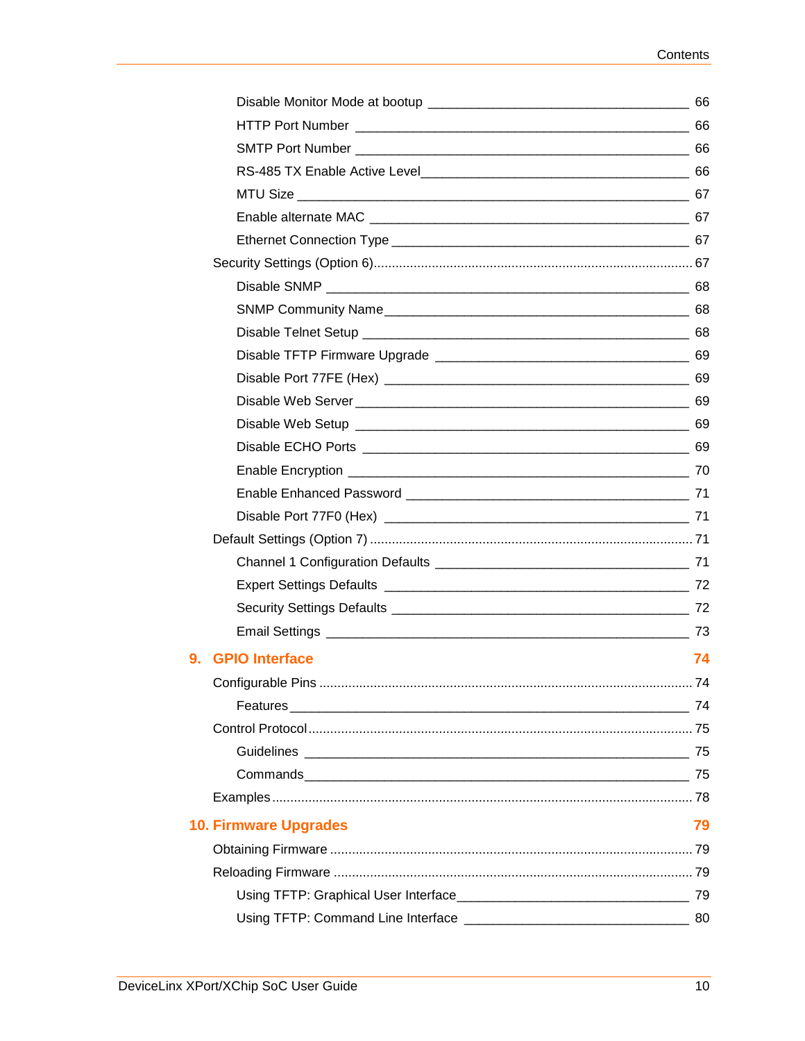Disable Monitor Mode at bootup _____ 66
HTTP Port Number _____ 66
SMTP Port Number _____ 66
RS-485 TX Enable Active Level _____ 66
MTU Size _____ 67
Enable alternate MAC _____ 67
Ethernet Connection Type _____ 67

Security Settings (Option 6) ..... 67

Disable SNMP _____ 68
SNMP Community Name _____ 68
Disable Telnet Setup _____ 68
Disable TFTP Firmware Upgrade _____ 69
Disable Port 77FE (Hex) _____ 69
Disable Web Server _____ 69
Disable Web Setup _____ 69
Disable ECHO Ports _____ 69
Enable Encryption _____ 70
Enable Enhanced Password _____ 71
Disable Port 77F0 (Hex) _____ 71

Default Settings (Option 7) ..... 71

Channel 1 Configuration Defaults _____ 71
Expert Settings Defaults _____ 72
Security Settings Defaults _____ 72
Email Settings _____ 73

## 9. GPIO Interface 74

Configurable Pins ..... 74

Features _____ 74

Control Protocol ..... 75

Guidelines _____ 75
Commands _____ 75

Examples ..... 78

## 10. Firmware Upgrades 79

Obtaining Firmware ..... 79

Reloading Firmware ..... 79

Using TFTP: Graphical User Interface _____ 79
Using TFTP: Command Line Interface _____ 80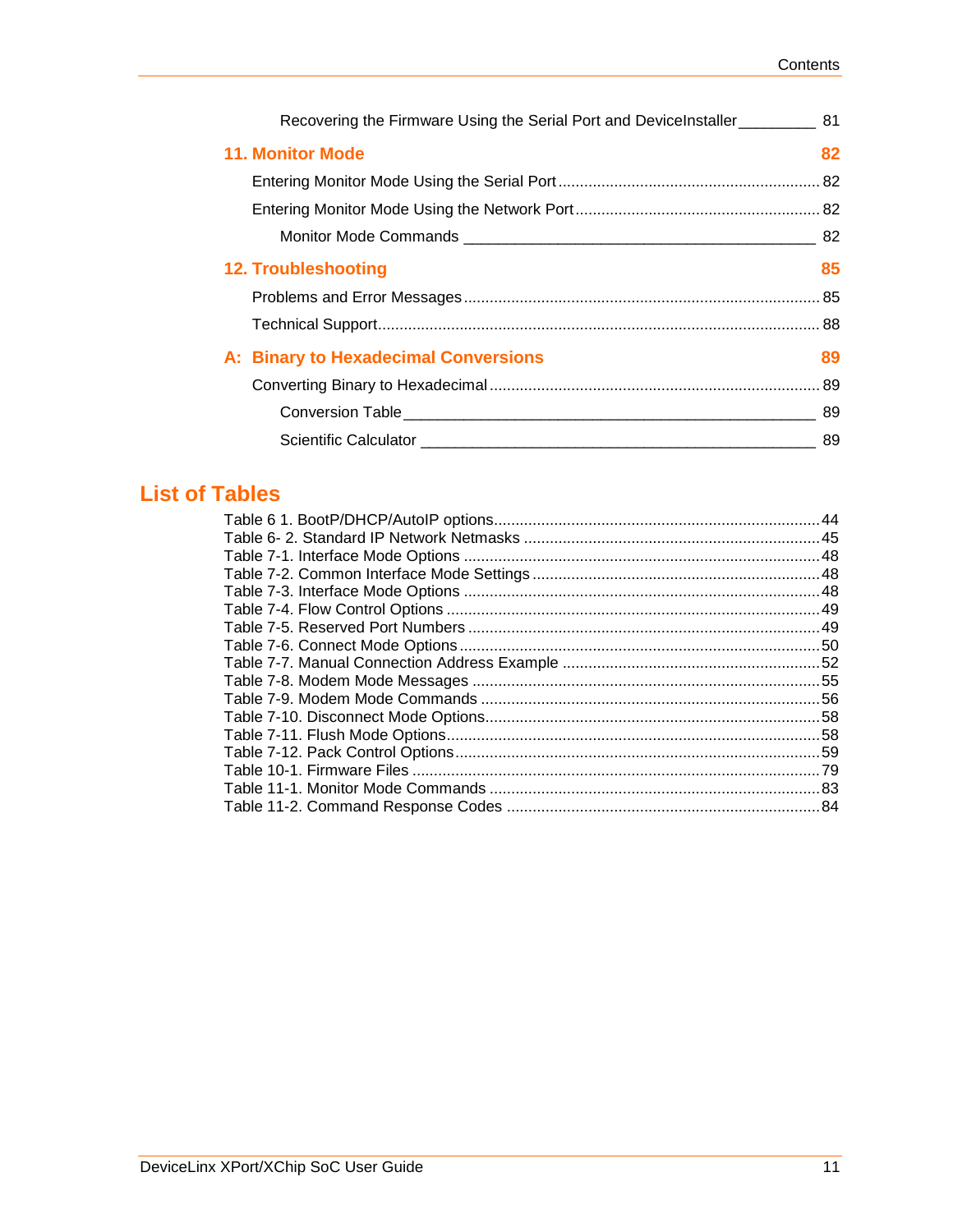Recovering the Firmware Using the Serial Port and DeviceInstaller 81

**11. Monitor Mode** **82**

Entering Monitor Mode Using the Serial Port 82

Entering Monitor Mode Using the Network Port 82

Monitor Mode Commands 82

**12. Troubleshooting** **85**

Problems and Error Messages 85

Technical Support 88

**A: Binary to Hexadecimal Conversions** **89**

Converting Binary to Hexadecimal 89

Conversion Table 89

Scientific Calculator 89

## List of Tables

Table 6 1. BootP/DHCP/AutoIP options 44
Table 6- 2. Standard IP Network Netmasks 45
Table 7-1. Interface Mode Options 48
Table 7-2. Common Interface Mode Settings 48
Table 7-3. Interface Mode Options 48
Table 7-4. Flow Control Options 49
Table 7-5. Reserved Port Numbers 49
Table 7-6. Connect Mode Options 50
Table 7-7. Manual Connection Address Example 52
Table 7-8. Modem Mode Messages 55
Table 7-9. Modem Mode Commands 56
Table 7-10. Disconnect Mode Options 58
Table 7-11. Flush Mode Options 58
Table 7-12. Pack Control Options 59
Table 10-1. Firmware Files 79
Table 11-1. Monitor Mode Commands 83
Table 11-2. Command Response Codes 84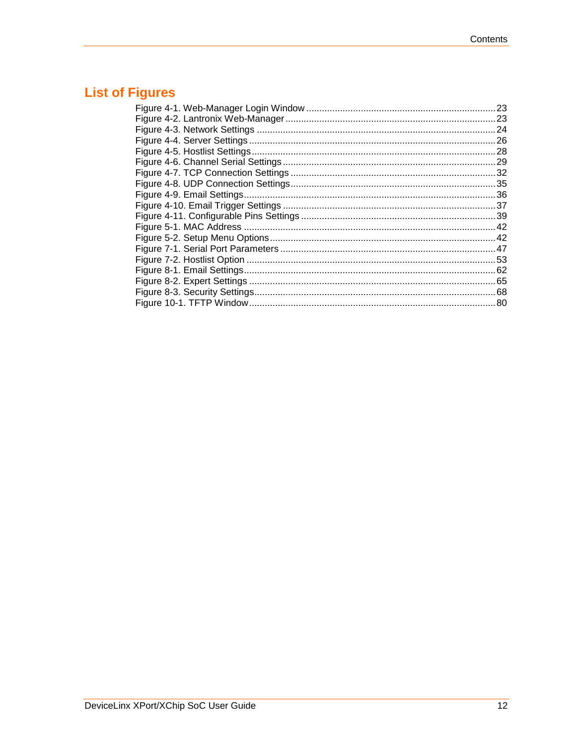## List of Figures

Figure 4-1. Web-Manager Login Window ........................................................................ 23
Figure 4-2. Lantronix Web-Manager ................................................................................ 23
Figure 4-3. Network Settings ........................................................................................... 24
Figure 4-4. Server Settings .............................................................................................. 26
Figure 4-5. Hostlist Settings ............................................................................................. 28
Figure 4-6. Channel Serial Settings ................................................................................. 29
Figure 4-7. TCP Connection Settings .............................................................................. 32
Figure 4-8. UDP Connection Settings ............................................................................... 35
Figure 4-9. Email Settings ................................................................................................ 36
Figure 4-10. Email Trigger Settings ................................................................................. 37
Figure 4-11. Configurable Pins Settings ........................................................................... 39
Figure 5-1. MAC Address ................................................................................................. 42
Figure 5-2. Setup Menu Options ...................................................................................... 42
Figure 7-1. Serial Port Parameters .................................................................................. 47
Figure 7-2. Hostlist Option ............................................................................................... 53
Figure 8-1. Email Settings ................................................................................................ 62
Figure 8-2. Expert Settings .............................................................................................. 65
Figure 8-3. Security Settings ............................................................................................ 68
Figure 10-1. TFTP Window ............................................................................................... 80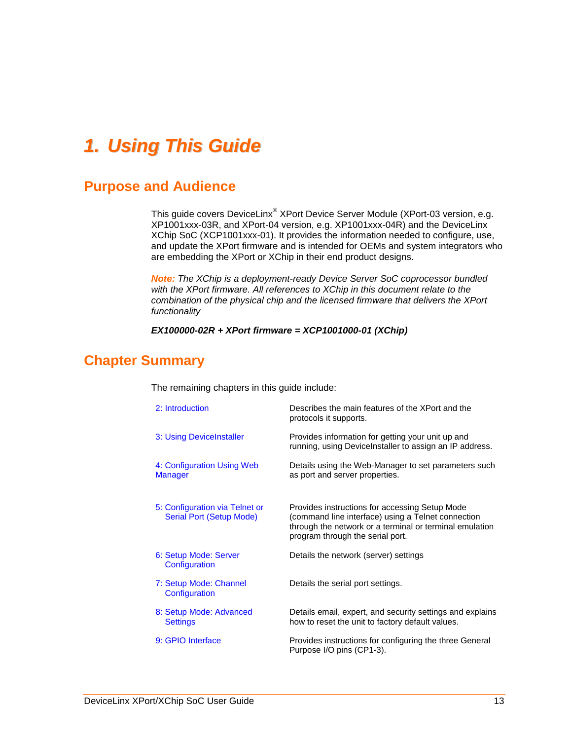# 1. Using This Guide

## Purpose and Audience

This guide covers DeviceLinx® XPort Device Server Module (XPort-03 version, e.g. XP1001xxx-03R, and XPort-04 version, e.g. XP1001xxx-04R) and the DeviceLinx XChip SoC (XCP1001xxx-01). It provides the information needed to configure, use, and update the XPort firmware and is intended for OEMs and system integrators who are embedding the XPort or XChip in their end product designs.

***Note:*** *The XChip is a deployment-ready Device Server SoC coprocessor bundled with the XPort firmware. All references to XChip in this document relate to the combination of the physical chip and the licensed firmware that delivers the XPort functionality*

***EX100000-02R + XPort firmware = XCP1001000-01 (XChip)***

## Chapter Summary

The remaining chapters in this guide include:

| Chapter | Description |
|---|---|
| 2: Introduction | Describes the main features of the XPort and the protocols it supports. |
| 3: Using DeviceInstaller | Provides information for getting your unit up and running, using DeviceInstaller to assign an IP address. |
| 4: Configuration Using Web Manager | Details using the Web-Manager to set parameters such as port and server properties. |
| 5: Configuration via Telnet or Serial Port (Setup Mode) | Provides instructions for accessing Setup Mode (command line interface) using a Telnet connection through the network or a terminal or terminal emulation program through the serial port. |
| 6: Setup Mode: Server Configuration | Details the network (server) settings |
| 7: Setup Mode: Channel Configuration | Details the serial port settings. |
| 8: Setup Mode: Advanced Settings | Details email, expert, and security settings and explains how to reset the unit to factory default values. |
| 9: GPIO Interface | Provides instructions for configuring the three General Purpose I/O pins (CP1-3). |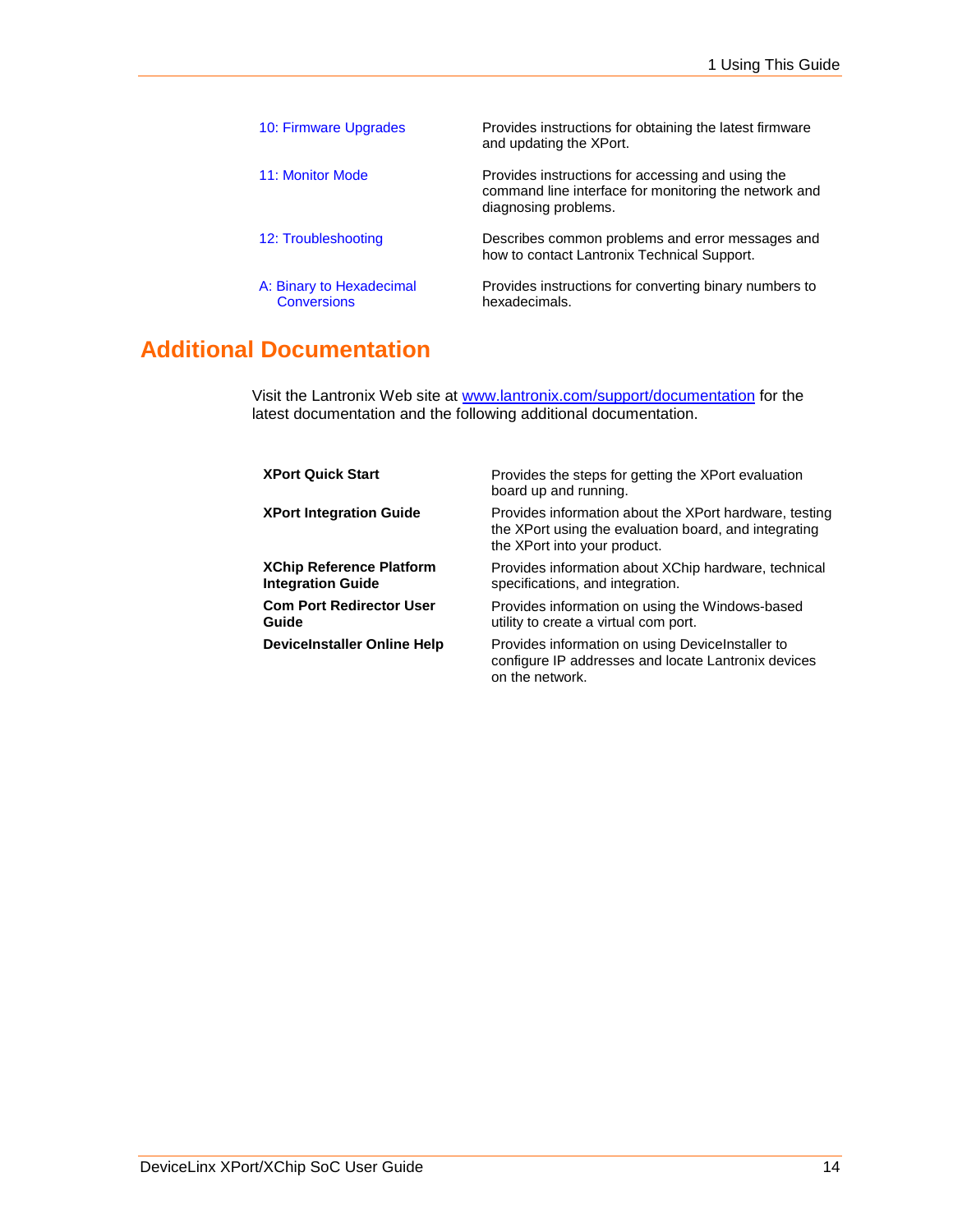| | |
|---|---|
| 10: Firmware Upgrades | Provides instructions for obtaining the latest firmware and updating the XPort. |
| 11: Monitor Mode | Provides instructions for accessing and using the command line interface for monitoring the network and diagnosing problems. |
| 12: Troubleshooting | Describes common problems and error messages and how to contact Lantronix Technical Support. |
| A: Binary to Hexadecimal Conversions | Provides instructions for converting binary numbers to hexadecimals. |

## Additional Documentation

Visit the Lantronix Web site at www.lantronix.com/support/documentation for the latest documentation and the following additional documentation.

| | |
|---|---|
| **XPort Quick Start** | Provides the steps for getting the XPort evaluation board up and running. |
| **XPort Integration Guide** | Provides information about the XPort hardware, testing the XPort using the evaluation board, and integrating the XPort into your product. |
| **XChip Reference Platform Integration Guide** | Provides information about XChip hardware, technical specifications, and integration. |
| **Com Port Redirector User Guide** | Provides information on using the Windows-based utility to create a virtual com port. |
| **DeviceInstaller Online Help** | Provides information on using DeviceInstaller to configure IP addresses and locate Lantronix devices on the network. |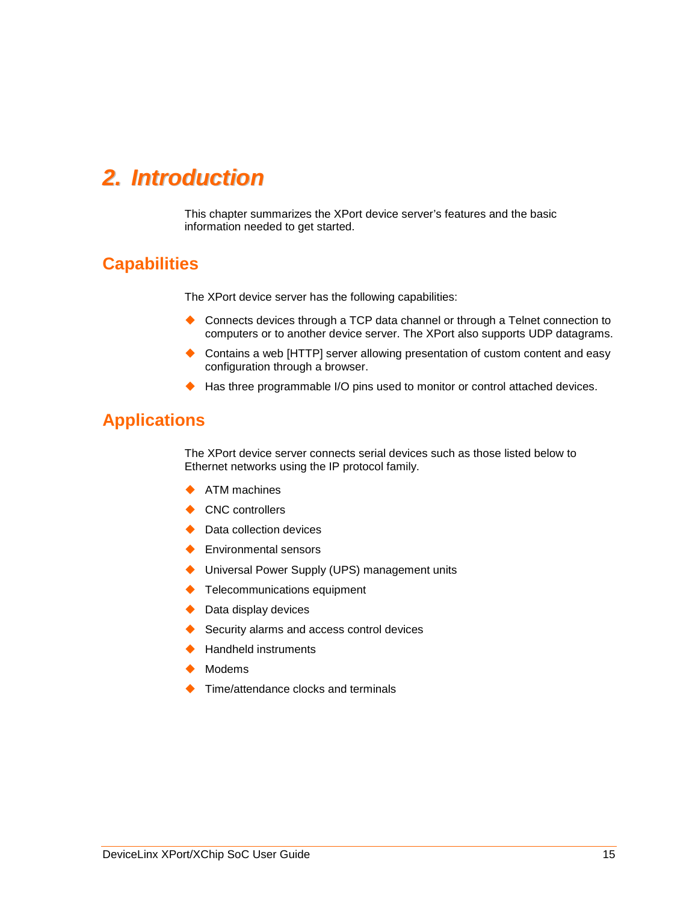# 2. Introduction

This chapter summarizes the XPort device server's features and the basic information needed to get started.

## Capabilities

The XPort device server has the following capabilities:

- Connects devices through a TCP data channel or through a Telnet connection to computers or to another device server. The XPort also supports UDP datagrams.
- Contains a web [HTTP] server allowing presentation of custom content and easy configuration through a browser.
- Has three programmable I/O pins used to monitor or control attached devices.

## Applications

The XPort device server connects serial devices such as those listed below to Ethernet networks using the IP protocol family.

- ATM machines
- CNC controllers
- Data collection devices
- Environmental sensors
- Universal Power Supply (UPS) management units
- Telecommunications equipment
- Data display devices
- Security alarms and access control devices
- Handheld instruments
- Modems
- Time/attendance clocks and terminals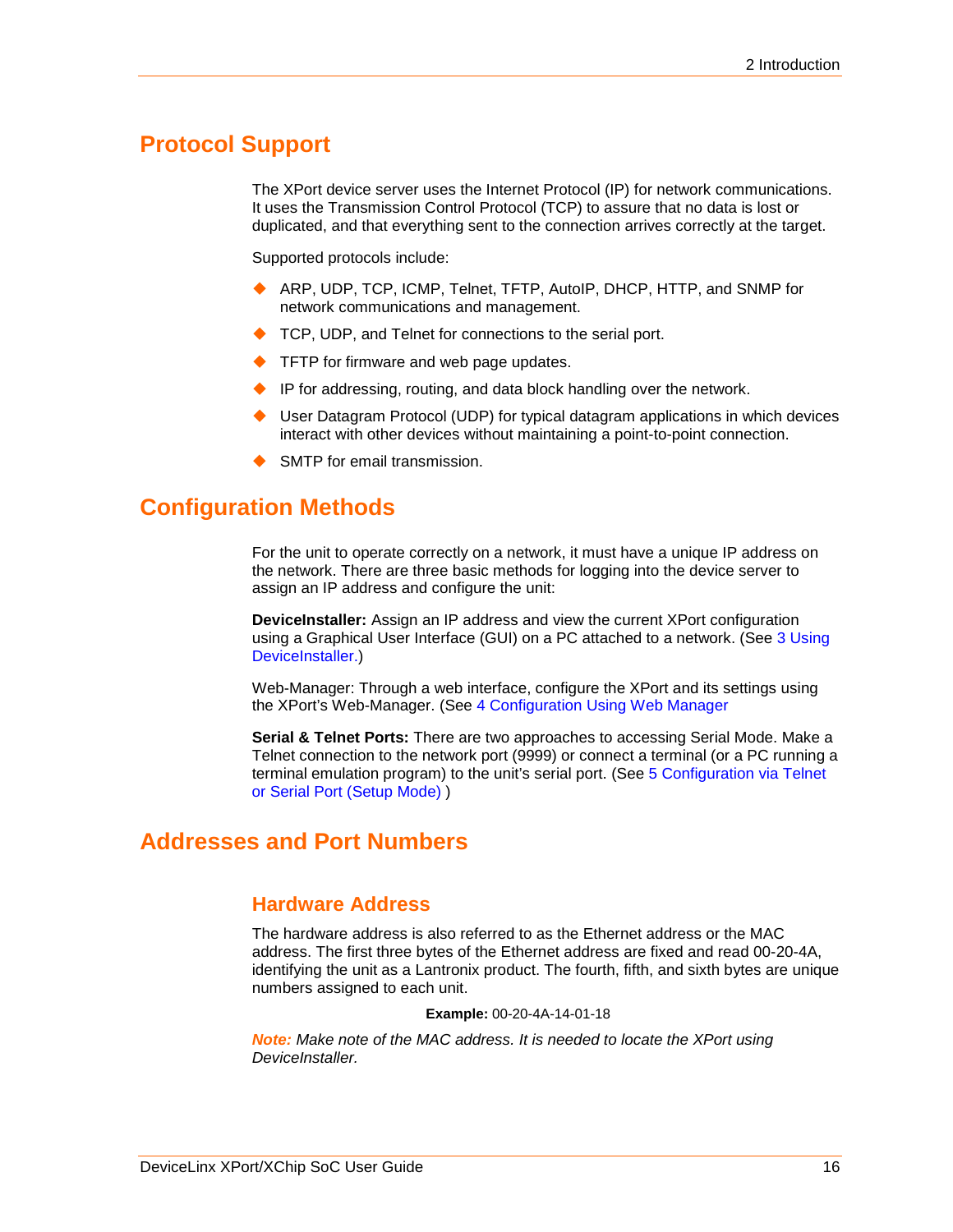## Protocol Support

The XPort device server uses the Internet Protocol (IP) for network communications. It uses the Transmission Control Protocol (TCP) to assure that no data is lost or duplicated, and that everything sent to the connection arrives correctly at the target.

Supported protocols include:

- ARP, UDP, TCP, ICMP, Telnet, TFTP, AutoIP, DHCP, HTTP, and SNMP for network communications and management.
- TCP, UDP, and Telnet for connections to the serial port.
- TFTP for firmware and web page updates.
- IP for addressing, routing, and data block handling over the network.
- User Datagram Protocol (UDP) for typical datagram applications in which devices interact with other devices without maintaining a point-to-point connection.
- SMTP for email transmission.

## Configuration Methods

For the unit to operate correctly on a network, it must have a unique IP address on the network. There are three basic methods for logging into the device server to assign an IP address and configure the unit:

**DeviceInstaller:** Assign an IP address and view the current XPort configuration using a Graphical User Interface (GUI) on a PC attached to a network. (See 3 Using DeviceInstaller.)

Web-Manager: Through a web interface, configure the XPort and its settings using the XPort's Web-Manager. (See 4 Configuration Using Web Manager

**Serial & Telnet Ports:** There are two approaches to accessing Serial Mode. Make a Telnet connection to the network port (9999) or connect a terminal (or a PC running a terminal emulation program) to the unit's serial port. (See 5 Configuration via Telnet or Serial Port (Setup Mode) )

## Addresses and Port Numbers

### Hardware Address

The hardware address is also referred to as the Ethernet address or the MAC address. The first three bytes of the Ethernet address are fixed and read 00-20-4A, identifying the unit as a Lantronix product. The fourth, fifth, and sixth bytes are unique numbers assigned to each unit.

**Example:** 00-20-4A-14-01-18

***Note:*** *Make note of the MAC address. It is needed to locate the XPort using DeviceInstaller.*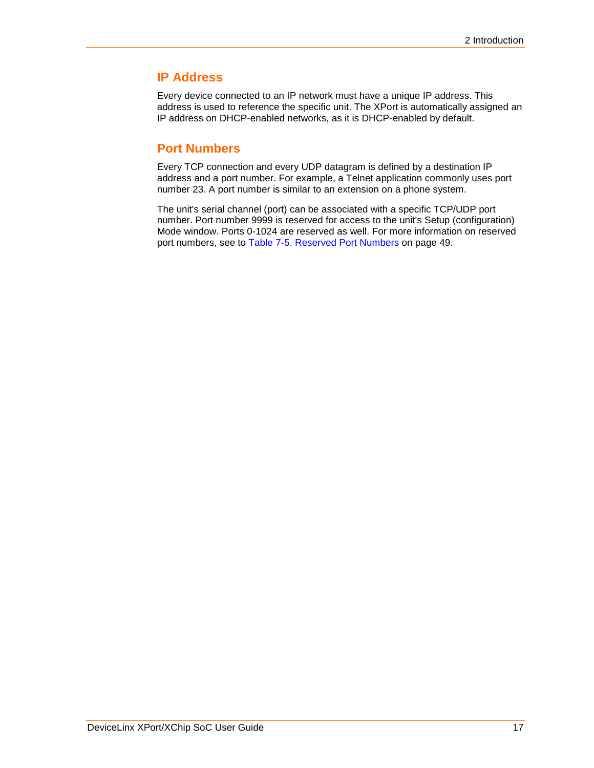## IP Address

Every device connected to an IP network must have a unique IP address. This address is used to reference the specific unit. The XPort is automatically assigned an IP address on DHCP-enabled networks, as it is DHCP-enabled by default.

## Port Numbers

Every TCP connection and every UDP datagram is defined by a destination IP address and a port number. For example, a Telnet application commonly uses port number 23. A port number is similar to an extension on a phone system.

The unit's serial channel (port) can be associated with a specific TCP/UDP port number. Port number 9999 is reserved for access to the unit's Setup (configuration) Mode window. Ports 0-1024 are reserved as well. For more information on reserved port numbers, see to Table 7-5. Reserved Port Numbers on page 49.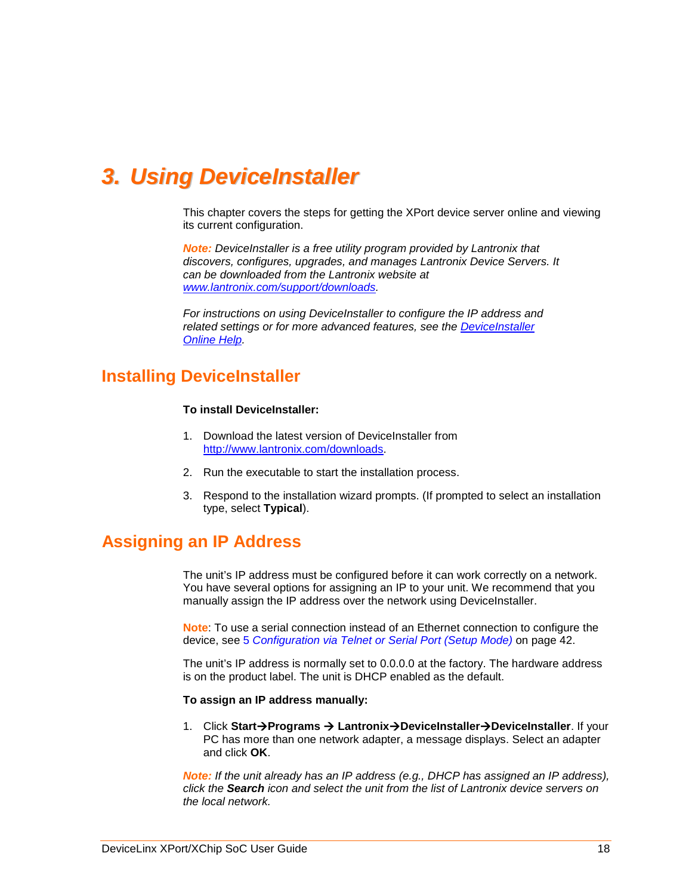# 3. Using DeviceInstaller

This chapter covers the steps for getting the XPort device server online and viewing its current configuration.

*Note: DeviceInstaller is a free utility program provided by Lantronix that discovers, configures, upgrades, and manages Lantronix Device Servers. It can be downloaded from the Lantronix website at [www.lantronix.com/support/downloads](www.lantronix.com/support/downloads).*

*For instructions on using DeviceInstaller to configure the IP address and related settings or for more advanced features, see the DeviceInstaller Online Help.*

## Installing DeviceInstaller

**To install DeviceInstaller:**

1. Download the latest version of DeviceInstaller from [http://www.lantronix.com/downloads](http://www.lantronix.com/downloads).
2. Run the executable to start the installation process.
3. Respond to the installation wizard prompts. (If prompted to select an installation type, select **Typical**).

## Assigning an IP Address

The unit's IP address must be configured before it can work correctly on a network. You have several options for assigning an IP to your unit. We recommend that you manually assign the IP address over the network using DeviceInstaller.

Note: To use a serial connection instead of an Ethernet connection to configure the device, see 5 *Configuration via Telnet or Serial Port (Setup Mode)* on page 42.

The unit's IP address is normally set to 0.0.0.0 at the factory. The hardware address is on the product label. The unit is DHCP enabled as the default.

**To assign an IP address manually:**

1. Click **Start→Programs → Lantronix→DeviceInstaller→DeviceInstaller**. If your PC has more than one network adapter, a message displays. Select an adapter and click **OK**.

*Note: If the unit already has an IP address (e.g., DHCP has assigned an IP address), click the **Search** icon and select the unit from the list of Lantronix device servers on the local network.*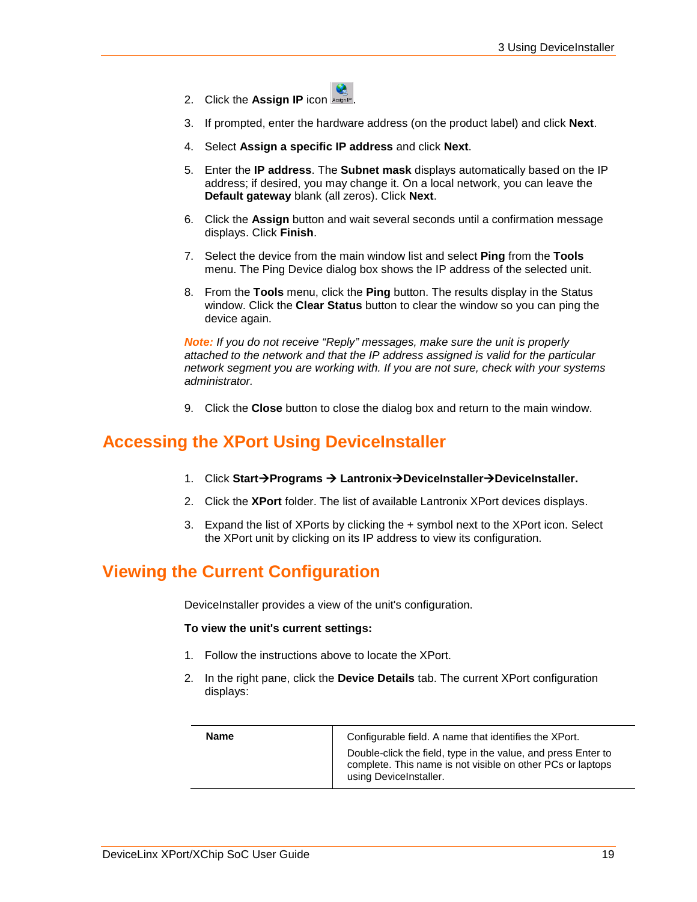2. Click the **Assign IP** icon .
3. If prompted, enter the hardware address (on the product label) and click **Next**.
4. Select **Assign a specific IP address** and click **Next**.
5. Enter the **IP address**. The **Subnet mask** displays automatically based on the IP address; if desired, you may change it. On a local network, you can leave the **Default gateway** blank (all zeros). Click **Next**.
6. Click the **Assign** button and wait several seconds until a confirmation message displays. Click **Finish**.
7. Select the device from the main window list and select **Ping** from the **Tools** menu. The Ping Device dialog box shows the IP address of the selected unit.
8. From the **Tools** menu, click the **Ping** button. The results display in the Status window. Click the **Clear Status** button to clear the window so you can ping the device again.

***Note:*** *If you do not receive "Reply" messages, make sure the unit is properly attached to the network and that the IP address assigned is valid for the particular network segment you are working with. If you are not sure, check with your systems administrator.*

9. Click the **Close** button to close the dialog box and return to the main window.

## Accessing the XPort Using DeviceInstaller

1. Click **Start→Programs → Lantronix→DeviceInstaller→DeviceInstaller.**
2. Click the **XPort** folder. The list of available Lantronix XPort devices displays.
3. Expand the list of XPorts by clicking the + symbol next to the XPort icon. Select the XPort unit by clicking on its IP address to view its configuration.

## Viewing the Current Configuration

DeviceInstaller provides a view of the unit's configuration.

**To view the unit's current settings:**

1. Follow the instructions above to locate the XPort.
2. In the right pane, click the **Device Details** tab. The current XPort configuration displays:

| | |
|---|---|
| **Name** | Configurable field. A name that identifies the XPort.<br>Double-click the field, type in the value, and press Enter to complete. This name is not visible on other PCs or laptops using DeviceInstaller. |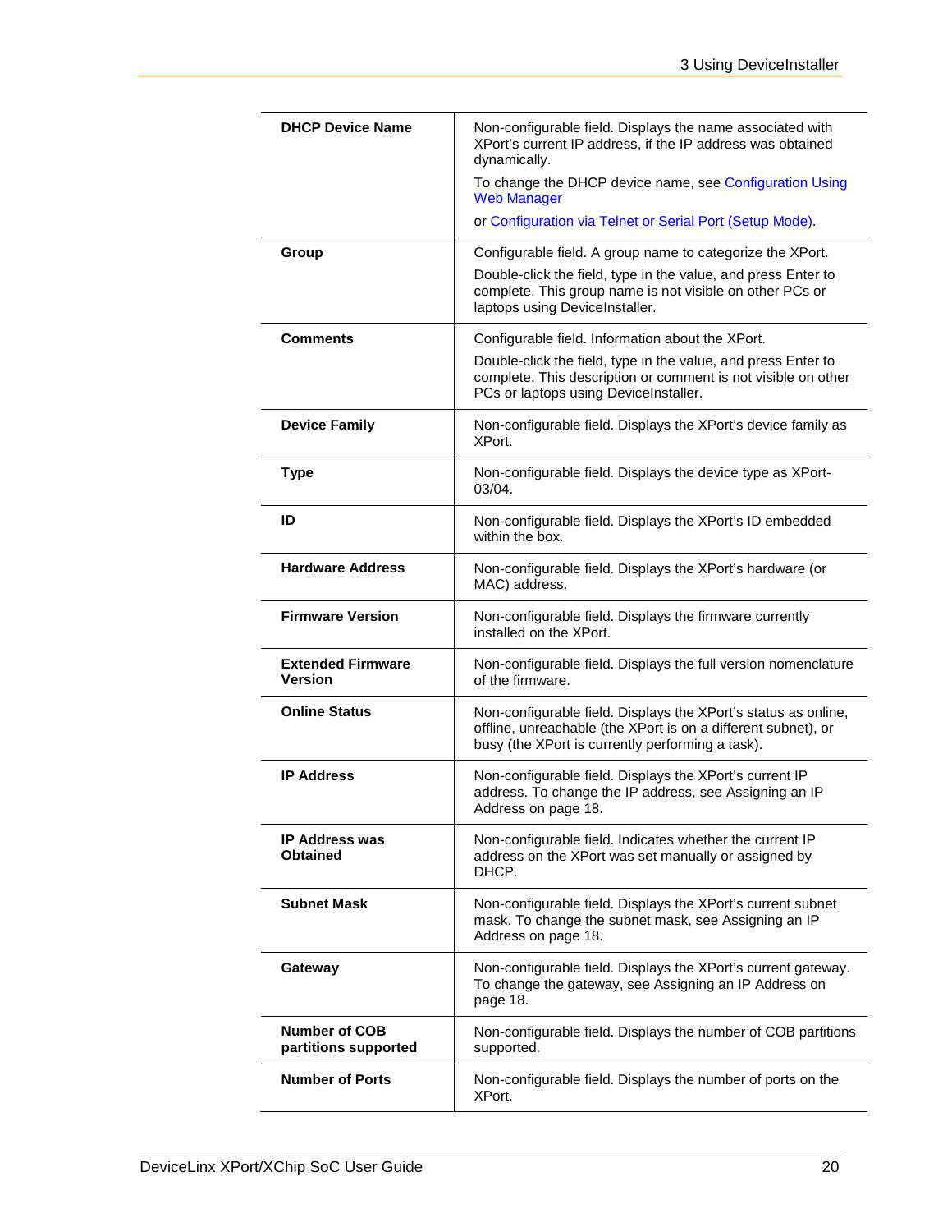| | |
|---|---|
| **DHCP Device Name** | Non-configurable field. Displays the name associated with XPort's current IP address, if the IP address was obtained dynamically.<br>To change the DHCP device name, see Configuration Using Web Manager<br>or Configuration via Telnet or Serial Port (Setup Mode). |
| **Group** | Configurable field. A group name to categorize the XPort.<br>Double-click the field, type in the value, and press Enter to complete. This group name is not visible on other PCs or laptops using DeviceInstaller. |
| **Comments** | Configurable field. Information about the XPort.<br>Double-click the field, type in the value, and press Enter to complete. This description or comment is not visible on other PCs or laptops using DeviceInstaller. |
| **Device Family** | Non-configurable field. Displays the XPort's device family as XPort. |
| **Type** | Non-configurable field. Displays the device type as XPort-03/04. |
| **ID** | Non-configurable field. Displays the XPort's ID embedded within the box. |
| **Hardware Address** | Non-configurable field. Displays the XPort's hardware (or MAC) address. |
| **Firmware Version** | Non-configurable field. Displays the firmware currently installed on the XPort. |
| **Extended Firmware Version** | Non-configurable field. Displays the full version nomenclature of the firmware. |
| **Online Status** | Non-configurable field. Displays the XPort's status as online, offline, unreachable (the XPort is on a different subnet), or busy (the XPort is currently performing a task). |
| **IP Address** | Non-configurable field. Displays the XPort's current IP address. To change the IP address, see Assigning an IP Address on page 18. |
| **IP Address was Obtained** | Non-configurable field. Indicates whether the current IP address on the XPort was set manually or assigned by DHCP. |
| **Subnet Mask** | Non-configurable field. Displays the XPort's current subnet mask. To change the subnet mask, see Assigning an IP Address on page 18. |
| **Gateway** | Non-configurable field. Displays the XPort's current gateway. To change the gateway, see Assigning an IP Address on page 18. |
| **Number of COB partitions supported** | Non-configurable field. Displays the number of COB partitions supported. |
| **Number of Ports** | Non-configurable field. Displays the number of ports on the XPort. |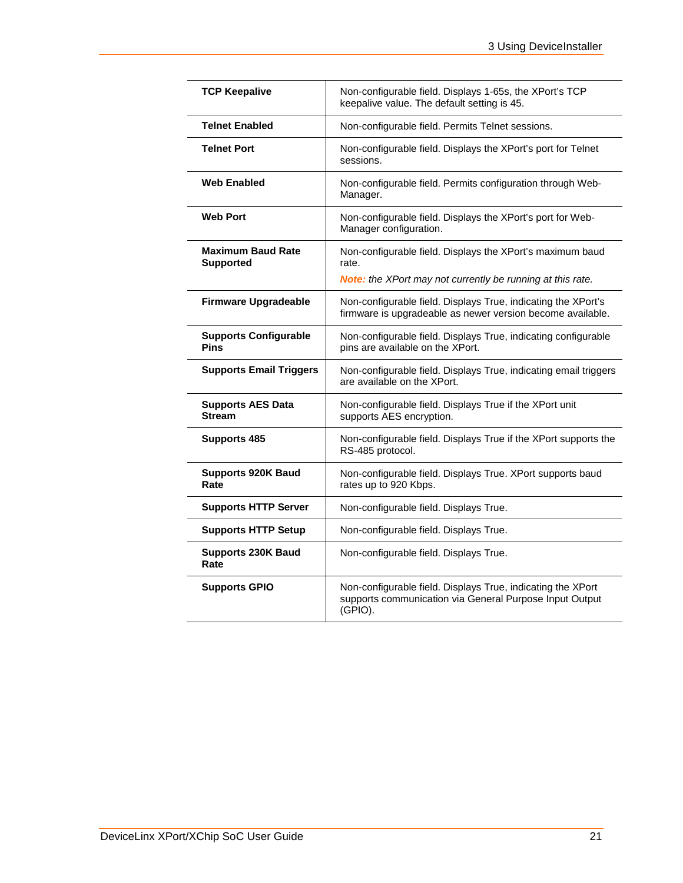| | |
|---|---|
| **TCP Keepalive** | Non-configurable field. Displays 1-65s, the XPort's TCP keepalive value. The default setting is 45. |
| **Telnet Enabled** | Non-configurable field. Permits Telnet sessions. |
| **Telnet Port** | Non-configurable field. Displays the XPort's port for Telnet sessions. |
| **Web Enabled** | Non-configurable field. Permits configuration through Web-Manager. |
| **Web Port** | Non-configurable field. Displays the XPort's port for Web-Manager configuration. |
| **Maximum Baud Rate Supported** | Non-configurable field. Displays the XPort's maximum baud rate.<br>***Note:*** *the XPort may not currently be running at this rate.* |
| **Firmware Upgradeable** | Non-configurable field. Displays True, indicating the XPort's firmware is upgradeable as newer version become available. |
| **Supports Configurable Pins** | Non-configurable field. Displays True, indicating configurable pins are available on the XPort. |
| **Supports Email Triggers** | Non-configurable field. Displays True, indicating email triggers are available on the XPort. |
| **Supports AES Data Stream** | Non-configurable field. Displays True if the XPort unit supports AES encryption. |
| **Supports 485** | Non-configurable field. Displays True if the XPort supports the RS-485 protocol. |
| **Supports 920K Baud Rate** | Non-configurable field. Displays True. XPort supports baud rates up to 920 Kbps. |
| **Supports HTTP Server** | Non-configurable field. Displays True. |
| **Supports HTTP Setup** | Non-configurable field. Displays True. |
| **Supports 230K Baud Rate** | Non-configurable field. Displays True. |
| **Supports GPIO** | Non-configurable field. Displays True, indicating the XPort supports communication via General Purpose Input Output (GPIO). |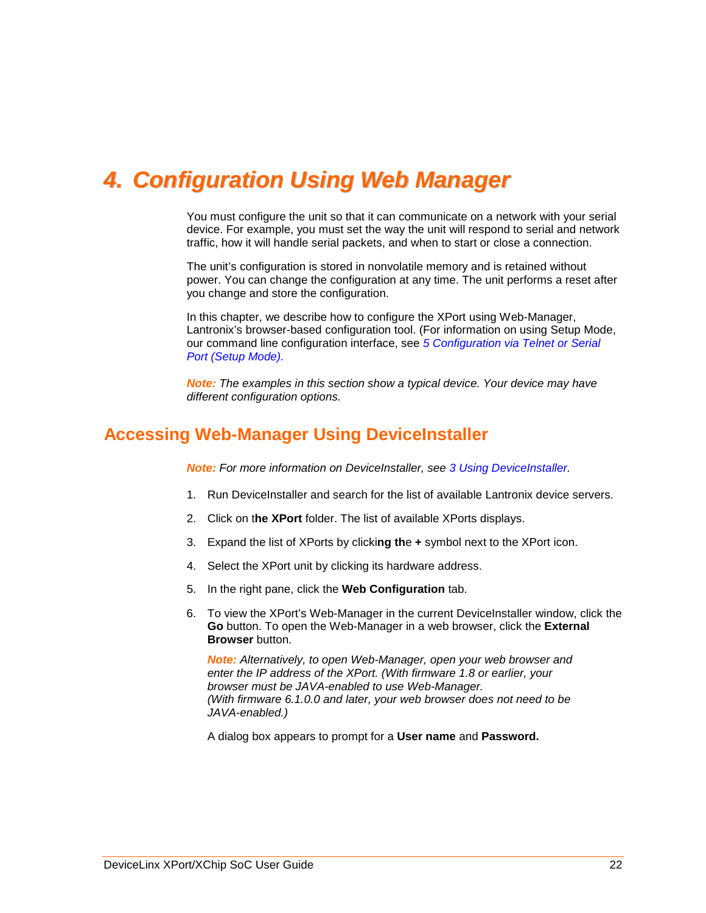# 4. Configuration Using Web Manager

You must configure the unit so that it can communicate on a network with your serial device. For example, you must set the way the unit will respond to serial and network traffic, how it will handle serial packets, and when to start or close a connection.

The unit's configuration is stored in nonvolatile memory and is retained without power. You can change the configuration at any time. The unit performs a reset after you change and store the configuration.

In this chapter, we describe how to configure the XPort using Web-Manager, Lantronix's browser-based configuration tool. (For information on using Setup Mode, our command line configuration interface, see *5 Configuration via Telnet or Serial Port (Setup Mode).*

***Note:*** *The examples in this section show a typical device. Your device may have different configuration options.*

## Accessing Web-Manager Using DeviceInstaller

***Note:*** *For more information on DeviceInstaller, see 3 Using DeviceInstaller.*

1. Run DeviceInstaller and search for the list of available Lantronix device servers.
2. Click on t**he XPort** folder. The list of available XPorts displays.
3. Expand the list of XPorts by clicki**ng th**e **+** symbol next to the XPort icon.
4. Select the XPort unit by clicking its hardware address.
5. In the right pane, click the **Web Configuration** tab.
6. To view the XPort's Web-Manager in the current DeviceInstaller window, click the **Go** button. To open the Web-Manager in a web browser, click the **External Browser** button.

   ***Note:*** *Alternatively, to open Web-Manager, open your web browser and enter the IP address of the XPort. (With firmware 1.8 or earlier, your browser must be JAVA-enabled to use Web-Manager.*
   *(With firmware 6.1.0.0 and later, your web browser does not need to be JAVA-enabled.)*

   A dialog box appears to prompt for a **User name** and **Password.**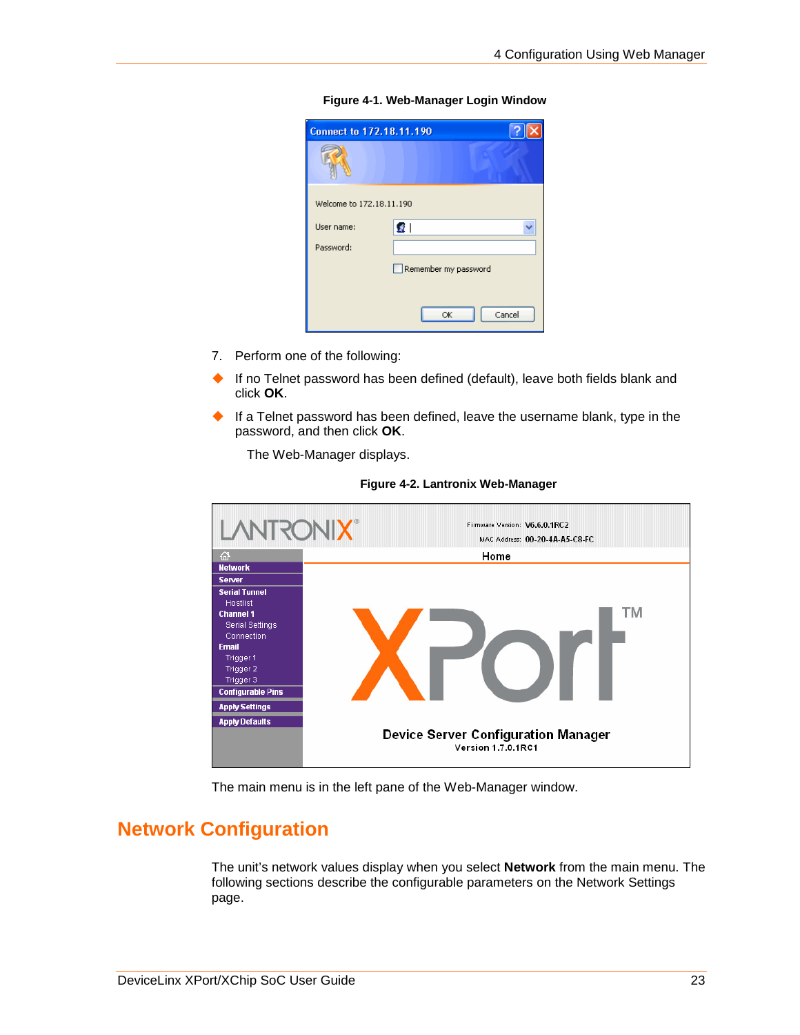**Figure 4-1. Web-Manager Login Window**

7. Perform one of the following:

- If no Telnet password has been defined (default), leave both fields blank and click **OK**.
- If a Telnet password has been defined, leave the username blank, type in the password, and then click **OK**.

The Web-Manager displays.

**Figure 4-2. Lantronix Web-Manager**

The main menu is in the left pane of the Web-Manager window.

## Network Configuration

The unit's network values display when you select **Network** from the main menu. The following sections describe the configurable parameters on the Network Settings page.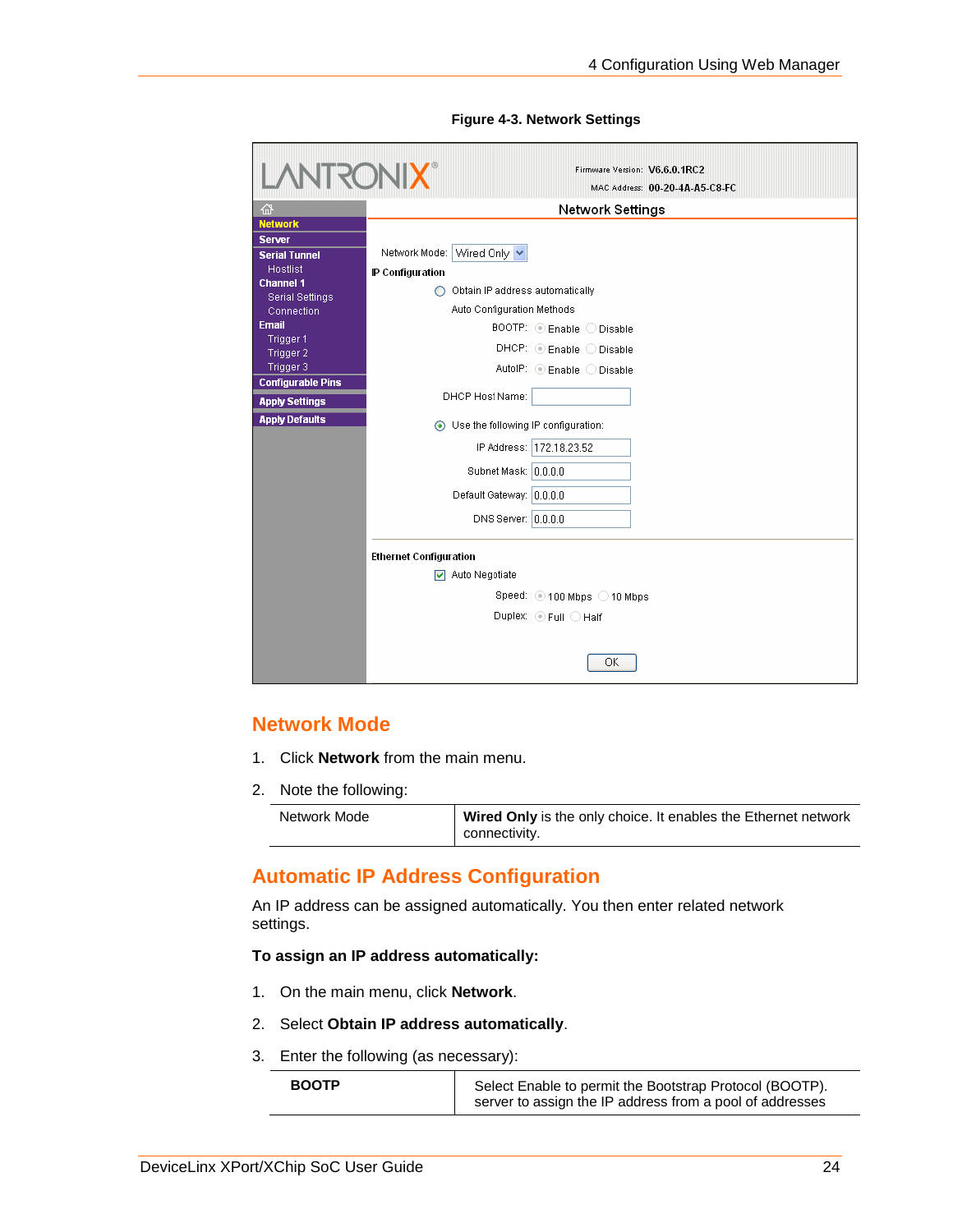**Figure 4-3. Network Settings**

## Network Mode

1. Click **Network** from the main menu.
2. Note the following:

| | |
|---|---|
| Network Mode | **Wired Only** is the only choice. It enables the Ethernet network connectivity. |

## Automatic IP Address Configuration

An IP address can be assigned automatically. You then enter related network settings.

**To assign an IP address automatically:**

1. On the main menu, click **Network**.
2. Select **Obtain IP address automatically**.
3. Enter the following (as necessary):

| | |
|---|---|
| **BOOTP** | Select Enable to permit the Bootstrap Protocol (BOOTP). server to assign the IP address from a pool of addresses |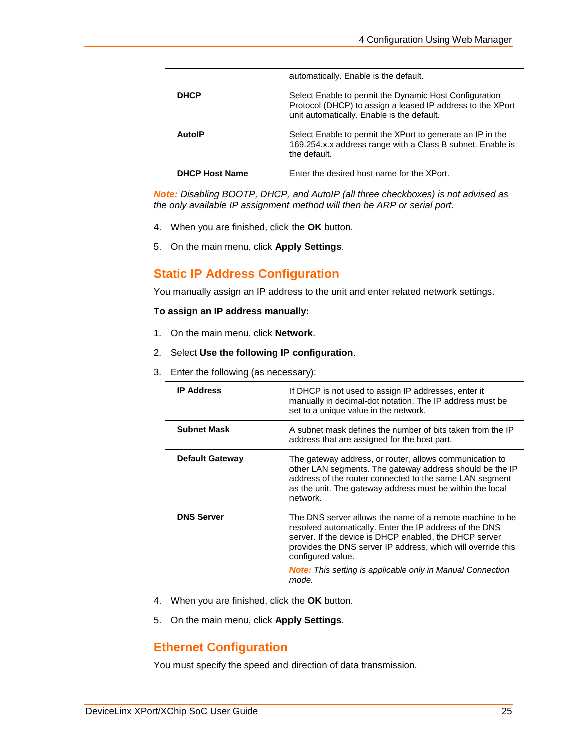| | |
|---|---|
| | automatically. Enable is the default. |
| **DHCP** | Select Enable to permit the Dynamic Host Configuration Protocol (DHCP) to assign a leased IP address to the XPort unit automatically. Enable is the default. |
| **AutoIP** | Select Enable to permit the XPort to generate an IP in the 169.254.x.x address range with a Class B subnet. Enable is the default. |
| **DHCP Host Name** | Enter the desired host name for the XPort. |

***Note:*** *Disabling BOOTP, DHCP, and AutoIP (all three checkboxes) is not advised as the only available IP assignment method will then be ARP or serial port.*

4. When you are finished, click the **OK** button.
5. On the main menu, click **Apply Settings**.

## Static IP Address Configuration

You manually assign an IP address to the unit and enter related network settings.

**To assign an IP address manually:**

1. On the main menu, click **Network**.
2. Select **Use the following IP configuration**.
3. Enter the following (as necessary):

| | |
|---|---|
| **IP Address** | If DHCP is not used to assign IP addresses, enter it manually in decimal-dot notation. The IP address must be set to a unique value in the network. |
| **Subnet Mask** | A subnet mask defines the number of bits taken from the IP address that are assigned for the host part. |
| **Default Gateway** | The gateway address, or router, allows communication to other LAN segments. The gateway address should be the IP address of the router connected to the same LAN segment as the unit. The gateway address must be within the local network. |
| **DNS Server** | The DNS server allows the name of a remote machine to be resolved automatically. Enter the IP address of the DNS server. If the device is DHCP enabled, the DHCP server provides the DNS server IP address, which will override this configured value.<br><br>***Note:*** *This setting is applicable only in Manual Connection mode.* |

4. When you are finished, click the **OK** button.
5. On the main menu, click **Apply Settings**.

## Ethernet Configuration

You must specify the speed and direction of data transmission.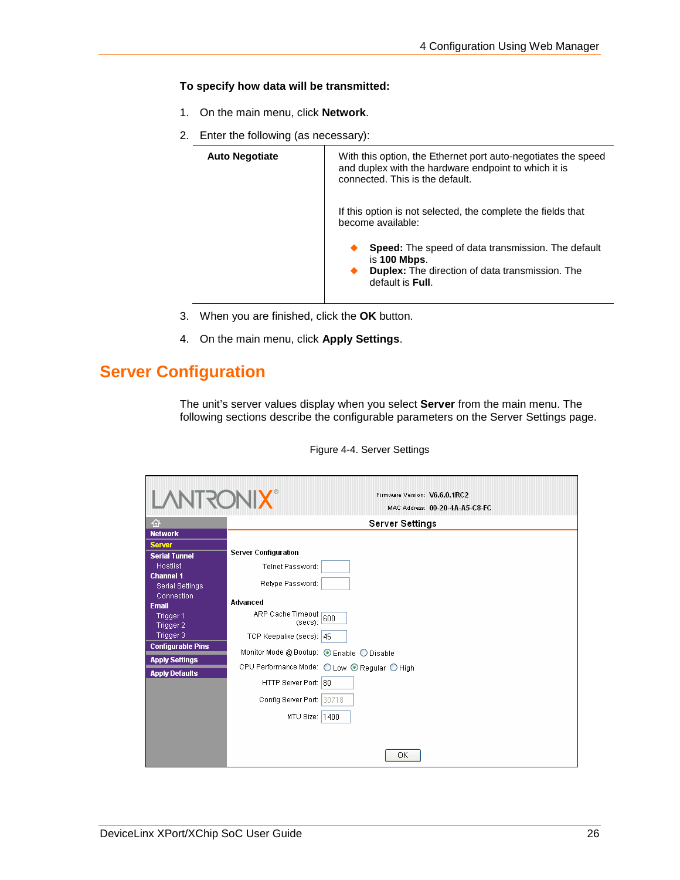**To specify how data will be transmitted:**

1. On the main menu, click **Network**.
2. Enter the following (as necessary):

| | |
|---|---|
| **Auto Negotiate** | With this option, the Ethernet port auto-negotiates the speed and duplex with the hardware endpoint to which it is connected. This is the default.<br><br>If this option is not selected, the complete the fields that become available:<br><br>◆ **Speed:** The speed of data transmission. The default is **100 Mbps**.<br>◆ **Duplex:** The direction of data transmission. The default is **Full**. |

3. When you are finished, click the **OK** button.
4. On the main menu, click **Apply Settings**.

## Server Configuration

The unit's server values display when you select **Server** from the main menu. The following sections describe the configurable parameters on the Server Settings page.

Figure 4-4. Server Settings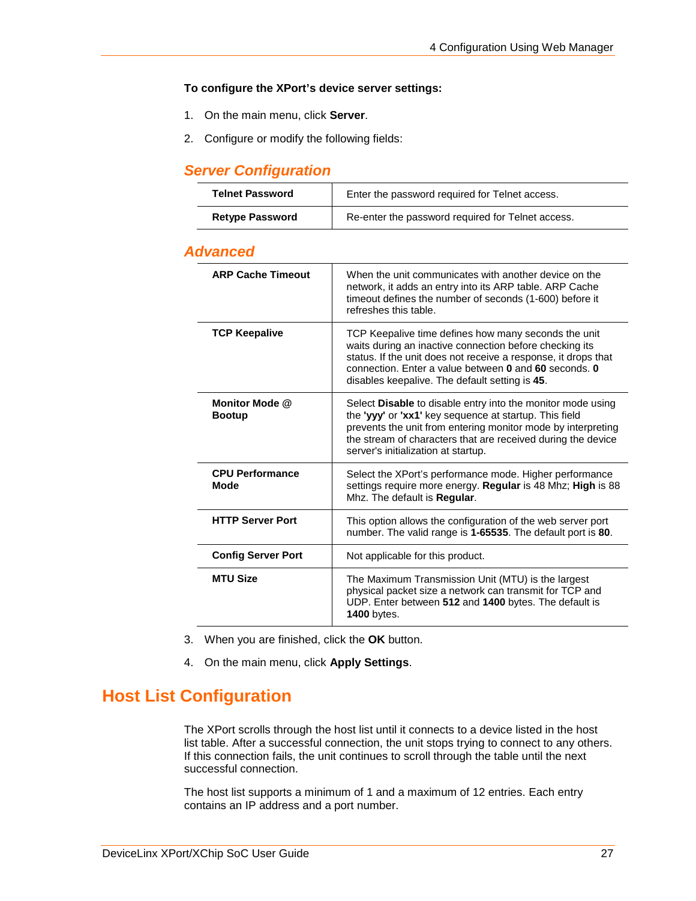**To configure the XPort's device server settings:**

1. On the main menu, click **Server**.
2. Configure or modify the following fields:

### Server Configuration

| | |
|---|---|
| **Telnet Password** | Enter the password required for Telnet access. |
| **Retype Password** | Re-enter the password required for Telnet access. |

### Advanced

| | |
|---|---|
| **ARP Cache Timeout** | When the unit communicates with another device on the network, it adds an entry into its ARP table. ARP Cache timeout defines the number of seconds (1-600) before it refreshes this table. |
| **TCP Keepalive** | TCP Keepalive time defines how many seconds the unit waits during an inactive connection before checking its status. If the unit does not receive a response, it drops that connection. Enter a value between **0** and **60** seconds. **0** disables keepalive. The default setting is **45**. |
| **Monitor Mode @ Bootup** | Select **Disable** to disable entry into the monitor mode using the **'yyy'** or **'xx1'** key sequence at startup. This field prevents the unit from entering monitor mode by interpreting the stream of characters that are received during the device server's initialization at startup. |
| **CPU Performance Mode** | Select the XPort's performance mode. Higher performance settings require more energy. **Regular** is 48 Mhz; **High** is 88 Mhz. The default is **Regular**. |
| **HTTP Server Port** | This option allows the configuration of the web server port number. The valid range is **1-65535**. The default port is **80**. |
| **Config Server Port** | Not applicable for this product. |
| **MTU Size** | The Maximum Transmission Unit (MTU) is the largest physical packet size a network can transmit for TCP and UDP. Enter between **512** and **1400** bytes. The default is **1400** bytes. |

3. When you are finished, click the **OK** button.
4. On the main menu, click **Apply Settings**.

## Host List Configuration

The XPort scrolls through the host list until it connects to a device listed in the host list table. After a successful connection, the unit stops trying to connect to any others. If this connection fails, the unit continues to scroll through the table until the next successful connection.

The host list supports a minimum of 1 and a maximum of 12 entries. Each entry contains an IP address and a port number.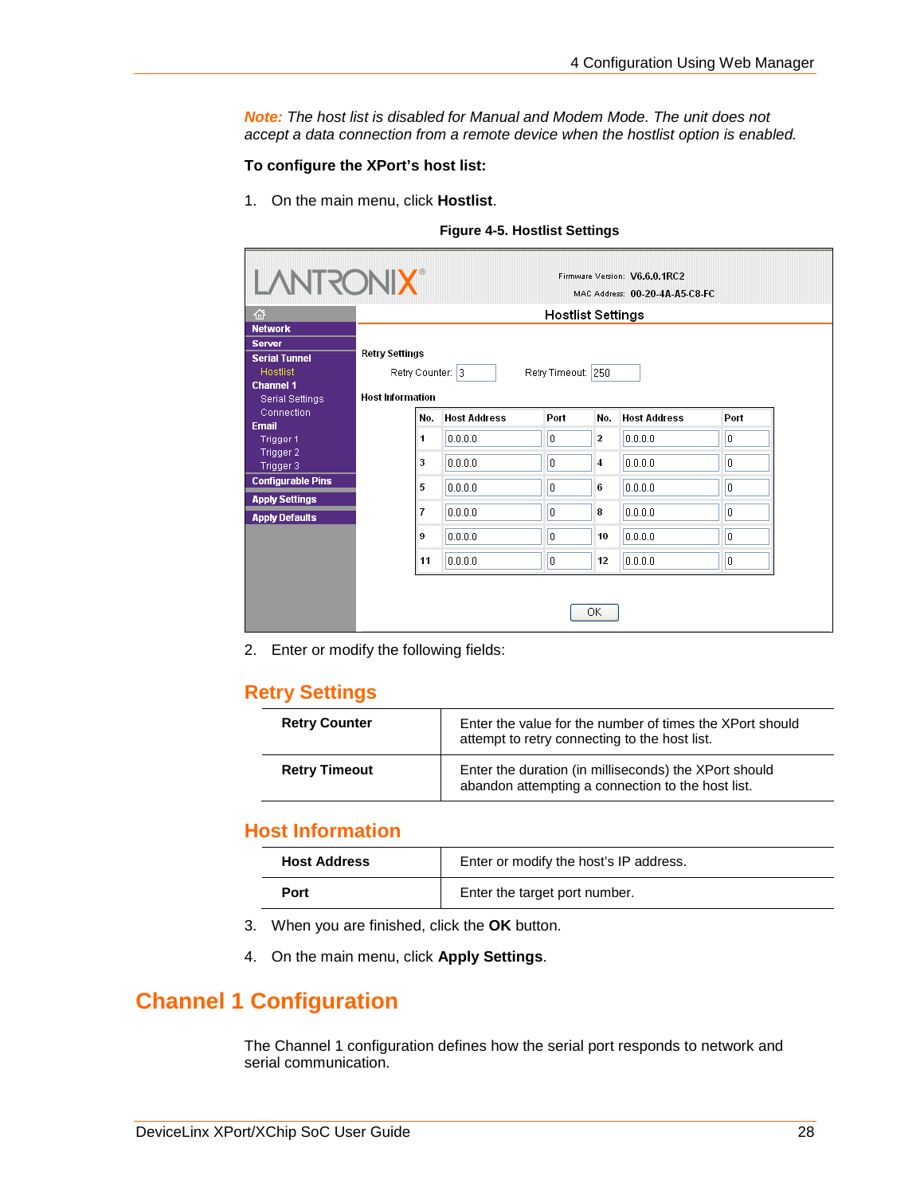*Note: The host list is disabled for Manual and Modem Mode. The unit does not accept a data connection from a remote device when the hostlist option is enabled.*

**To configure the XPort's host list:**

1. On the main menu, click **Hostlist**.

**Figure 4-5. Hostlist Settings**

2. Enter or modify the following fields:

## Retry Settings

| | |
|---|---|
| **Retry Counter** | Enter the value for the number of times the XPort should attempt to retry connecting to the host list. |
| **Retry Timeout** | Enter the duration (in milliseconds) the XPort should abandon attempting a connection to the host list. |

## Host Information

| | |
|---|---|
| **Host Address** | Enter or modify the host's IP address. |
| **Port** | Enter the target port number. |

3. When you are finished, click the **OK** button.
4. On the main menu, click **Apply Settings**.

# Channel 1 Configuration

The Channel 1 configuration defines how the serial port responds to network and serial communication.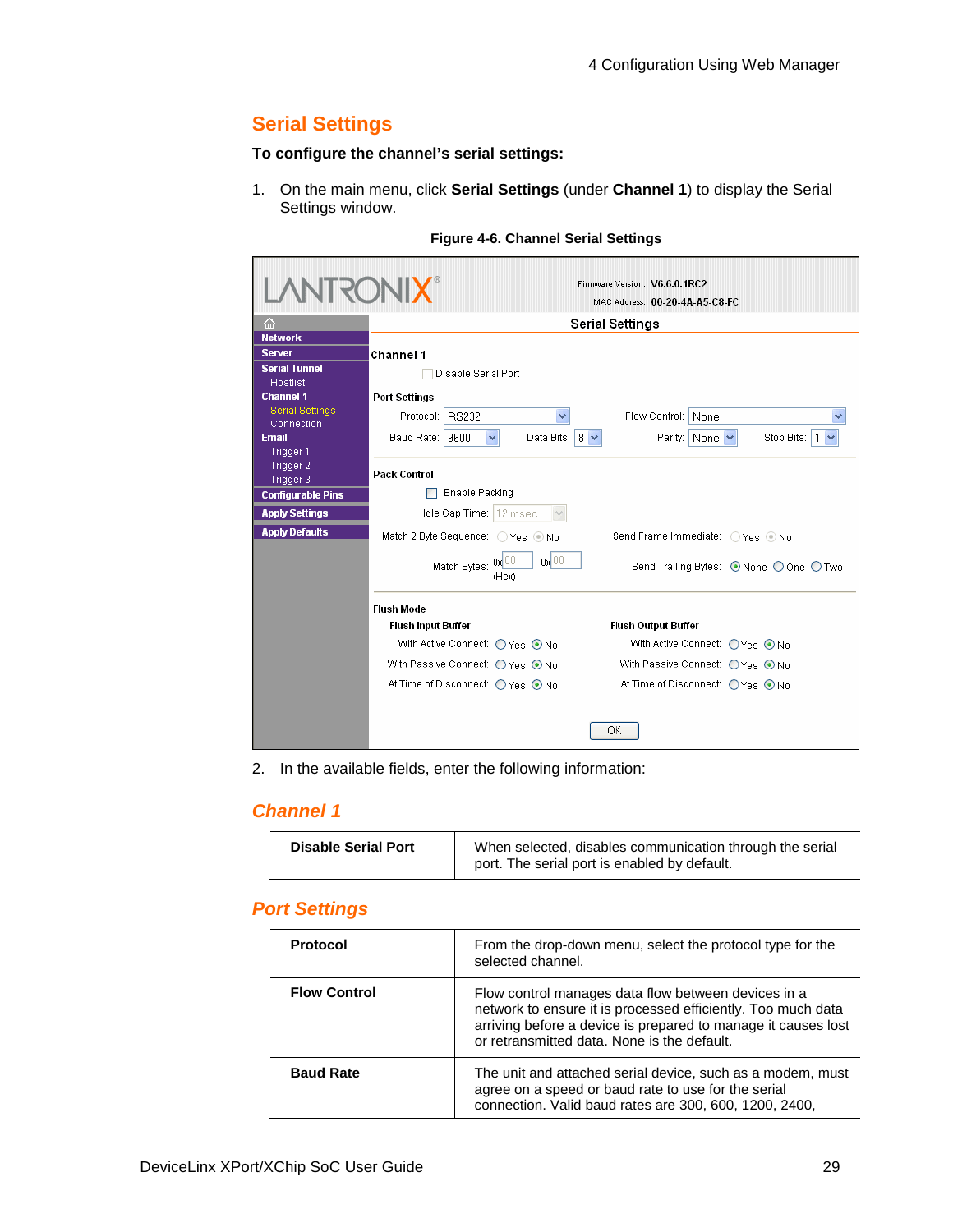## Serial Settings

**To configure the channel's serial settings:**

1. On the main menu, click **Serial Settings** (under **Channel 1**) to display the Serial Settings window.

**Figure 4-6. Channel Serial Settings**

2. In the available fields, enter the following information:

### *Channel 1*

| | |
|---|---|
| **Disable Serial Port** | When selected, disables communication through the serial port. The serial port is enabled by default. |

### *Port Settings*

| | |
|---|---|
| **Protocol** | From the drop-down menu, select the protocol type for the selected channel. |
| **Flow Control** | Flow control manages data flow between devices in a network to ensure it is processed efficiently. Too much data arriving before a device is prepared to manage it causes lost or retransmitted data. None is the default. |
| **Baud Rate** | The unit and attached serial device, such as a modem, must agree on a speed or baud rate to use for the serial connection. Valid baud rates are 300, 600, 1200, 2400, |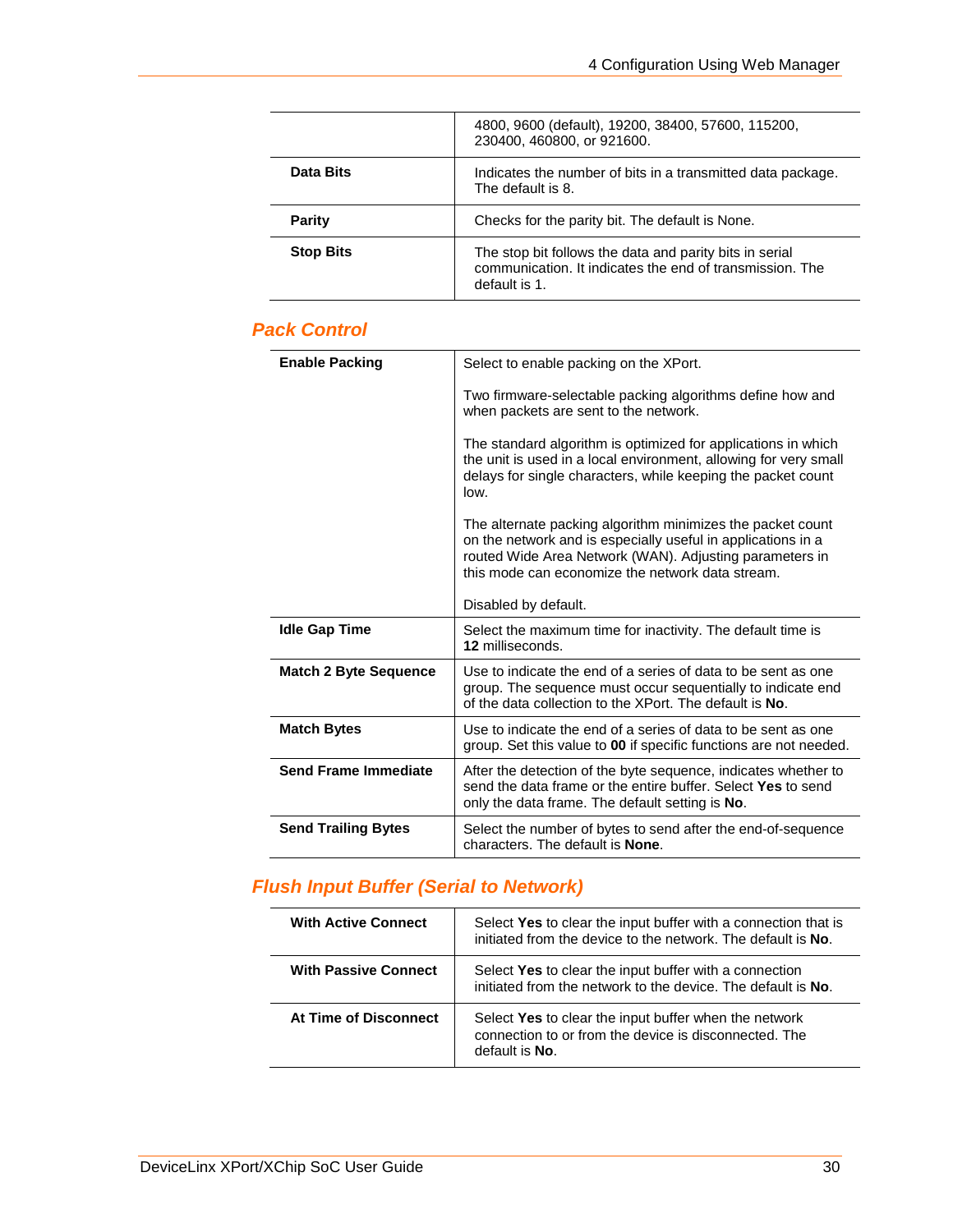| | |
|---|---|
| | 4800, 9600 (default), 19200, 38400, 57600, 115200, 230400, 460800, or 921600. |
| **Data Bits** | Indicates the number of bits in a transmitted data package. The default is 8. |
| **Parity** | Checks for the parity bit. The default is None. |
| **Stop Bits** | The stop bit follows the data and parity bits in serial communication. It indicates the end of transmission. The default is 1. |

## Pack Control

| | |
|---|---|
| **Enable Packing** | Select to enable packing on the XPort.<br><br>Two firmware-selectable packing algorithms define how and when packets are sent to the network.<br><br>The standard algorithm is optimized for applications in which the unit is used in a local environment, allowing for very small delays for single characters, while keeping the packet count low.<br><br>The alternate packing algorithm minimizes the packet count on the network and is especially useful in applications in a routed Wide Area Network (WAN). Adjusting parameters in this mode can economize the network data stream.<br><br>Disabled by default. |
| **Idle Gap Time** | Select the maximum time for inactivity. The default time is **12** milliseconds. |
| **Match 2 Byte Sequence** | Use to indicate the end of a series of data to be sent as one group. The sequence must occur sequentially to indicate end of the data collection to the XPort. The default is **No**. |
| **Match Bytes** | Use to indicate the end of a series of data to be sent as one group. Set this value to **00** if specific functions are not needed. |
| **Send Frame Immediate** | After the detection of the byte sequence, indicates whether to send the data frame or the entire buffer. Select **Yes** to send only the data frame. The default setting is **No**. |
| **Send Trailing Bytes** | Select the number of bytes to send after the end-of-sequence characters. The default is **None**. |

## Flush Input Buffer (Serial to Network)

| | |
|---|---|
| **With Active Connect** | Select **Yes** to clear the input buffer with a connection that is initiated from the device to the network. The default is **No**. |
| **With Passive Connect** | Select **Yes** to clear the input buffer with a connection initiated from the network to the device. The default is **No**. |
| **At Time of Disconnect** | Select **Yes** to clear the input buffer when the network connection to or from the device is disconnected. The default is **No**. |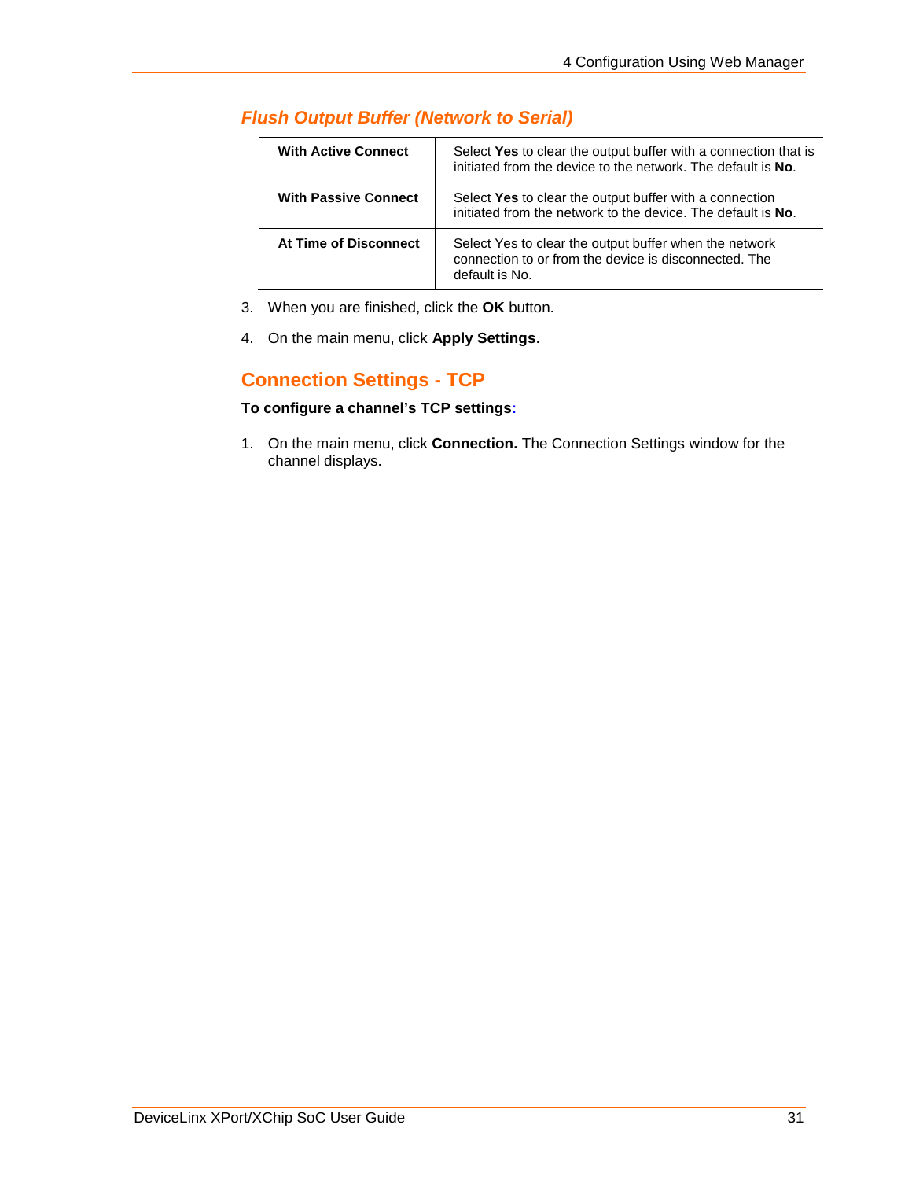### *Flush Output Buffer (Network to Serial)*

| | |
|---|---|
| **With Active Connect** | Select **Yes** to clear the output buffer with a connection that is initiated from the device to the network. The default is **No**. |
| **With Passive Connect** | Select **Yes** to clear the output buffer with a connection initiated from the network to the device. The default is **No**. |
| **At Time of Disconnect** | Select Yes to clear the output buffer when the network connection to or from the device is disconnected. The default is No. |

3. When you are finished, click the **OK** button.

4. On the main menu, click **Apply Settings**.

## Connection Settings - TCP

**To configure a channel's TCP settings:**

1. On the main menu, click **Connection.** The Connection Settings window for the channel displays.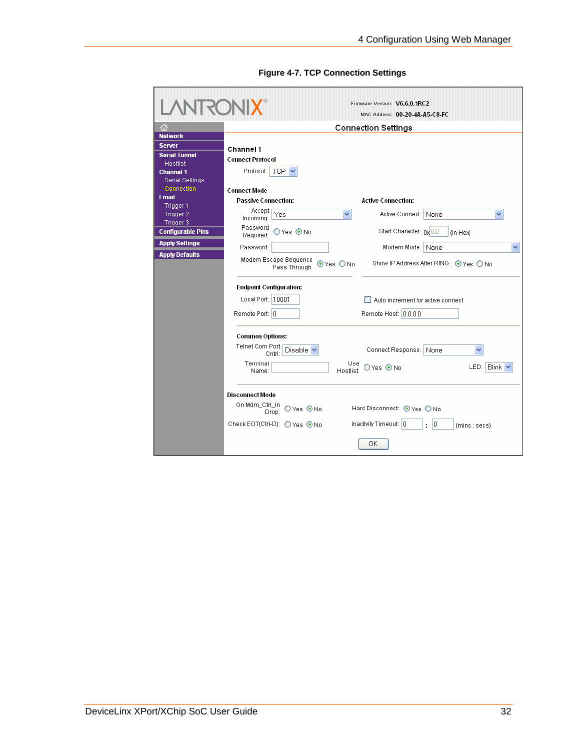**Figure 4-7. TCP Connection Settings**

LANTRONIX

Firmware Version: V6.6.0.1RC2
MAC Address: 00-20-4A-A5-C8-FC

Network
Server
Serial Tunnel
Hostlist
Channel 1
Serial Settings
Connection
Email
Trigger 1
Trigger 2
Trigger 3
Configurable Pins
Apply Settings
Apply Defaults

Connection Settings

Channel 1

Connect Protocol

Protocol: TCP

Connect Mode

Passive Connection:

Accept Incoming: Yes

Password Required: Yes / No

Password:

Modem Escape Sequence Pass Through: Yes / No

Active Connection:

Active Connect: None

Start Character: 0x 0D (in Hex)

Modem Mode: None

Show IP Address After RING: Yes / No

Endpoint Configuration:

Local Port: 10001

Remote Port: 0

Auto increment for active connect

Remote Host: 0.0.0.0

Common Options:

Telnet Com Port Cntrl: Disable

Connect Response: None

Terminal Name:

Use Hostlist: Yes / No

LED: Blink

Disconnect Mode

On Mdm_Ctrl_In Drop: Yes / No

Hard Disconnect: Yes / No

Check EOT(Ctrl-D): Yes / No

Inactivity Timeout: 0 : 0 (mins : secs)

OK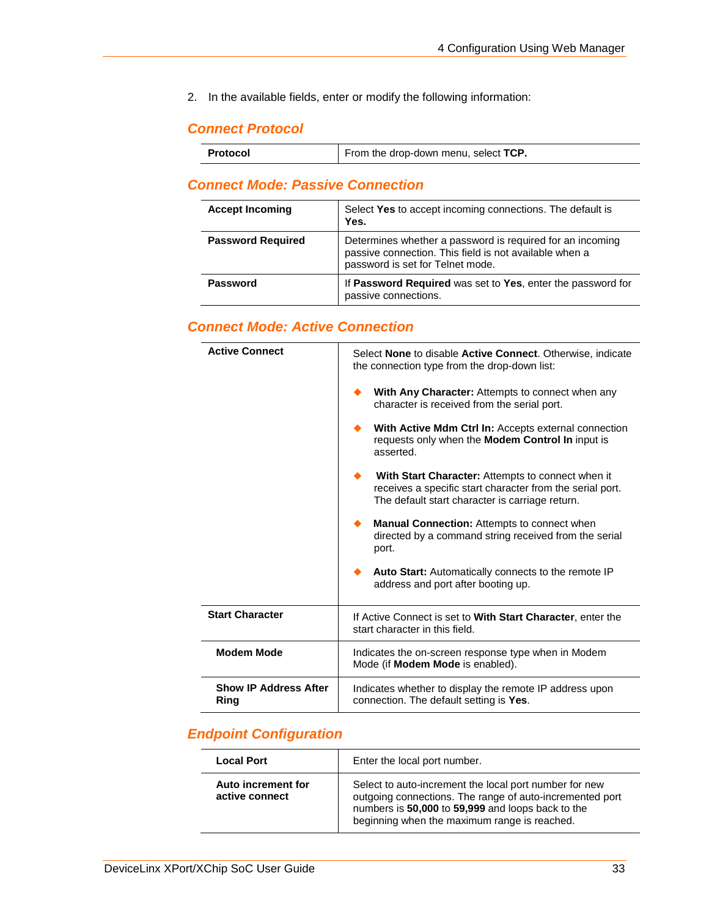2. In the available fields, enter or modify the following information:

### Connect Protocol

| | |
|---|---|
| **Protocol** | From the drop-down menu, select **TCP.** |

### Connect Mode: Passive Connection

| | |
|---|---|
| **Accept Incoming** | Select **Yes** to accept incoming connections. The default is **Yes.** |
| **Password Required** | Determines whether a password is required for an incoming passive connection. This field is not available when a password is set for Telnet mode. |
| **Password** | If **Password Required** was set to **Yes**, enter the password for passive connections. |

### Connect Mode: Active Connection

| | |
|---|---|
| **Active Connect** | Select **None** to disable **Active Connect**. Otherwise, indicate the connection type from the drop-down list: <br> ◆ **With Any Character:** Attempts to connect when any character is received from the serial port. <br> ◆ **With Active Mdm Ctrl In:** Accepts external connection requests only when the **Modem Control In** input is asserted. <br> ◆ **With Start Character:** Attempts to connect when it receives a specific start character from the serial port. The default start character is carriage return. <br> ◆ **Manual Connection:** Attempts to connect when directed by a command string received from the serial port. <br> ◆ **Auto Start:** Automatically connects to the remote IP address and port after booting up. |
| **Start Character** | If Active Connect is set to **With Start Character**, enter the start character in this field. |
| **Modem Mode** | Indicates the on-screen response type when in Modem Mode (if **Modem Mode** is enabled). |
| **Show IP Address After Ring** | Indicates whether to display the remote IP address upon connection. The default setting is **Yes**. |

### Endpoint Configuration

| | |
|---|---|
| **Local Port** | Enter the local port number. |
| **Auto increment for active connect** | Select to auto-increment the local port number for new outgoing connections. The range of auto-incremented port numbers is **50,000** to **59,999** and loops back to the beginning when the maximum range is reached. |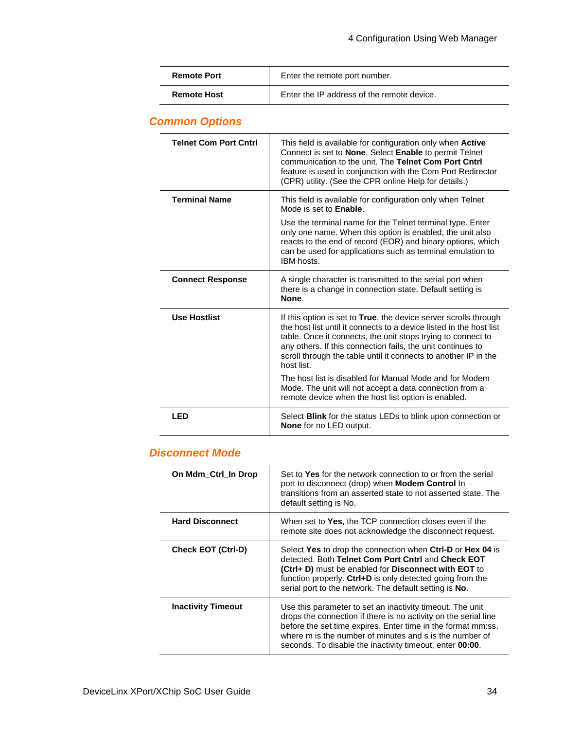| | |
|---|---|
| **Remote Port** | Enter the remote port number. |
| **Remote Host** | Enter the IP address of the remote device. |

## Common Options

| | |
|---|---|
| **Telnet Com Port Cntrl** | This field is available for configuration only when **Active** Connect is set to **None**. Select **Enable** to permit Telnet communication to the unit. The **Telnet Com Port Cntrl** feature is used in conjunction with the Com Port Redirector (CPR) utility. (See the CPR online Help for details.) |
| **Terminal Name** | This field is available for configuration only when Telnet Mode is set to **Enable**.<br><br>Use the terminal name for the Telnet terminal type. Enter only one name. When this option is enabled, the unit also reacts to the end of record (EOR) and binary options, which can be used for applications such as terminal emulation to IBM hosts. |
| **Connect Response** | A single character is transmitted to the serial port when there is a change in connection state. Default setting is **None**. |
| **Use Hostlist** | If this option is set to **True**, the device server scrolls through the host list until it connects to a device listed in the host list table. Once it connects, the unit stops trying to connect to any others. If this connection fails, the unit continues to scroll through the table until it connects to another IP in the host list.<br><br>The host list is disabled for Manual Mode and for Modem Mode. The unit will not accept a data connection from a remote device when the host list option is enabled. |
| **LED** | Select **Blink** for the status LEDs to blink upon connection or **None** for no LED output. |

## Disconnect Mode

| | |
|---|---|
| **On Mdm_Ctrl_In Drop** | Set to **Yes** for the network connection to or from the serial port to disconnect (drop) when **Modem Control** In transitions from an asserted state to not asserted state. The default setting is No. |
| **Hard Disconnect** | When set to **Yes**, the TCP connection closes even if the remote site does not acknowledge the disconnect request. |
| **Check EOT (Ctrl-D)** | Select **Yes** to drop the connection when **Ctrl-D** or **Hex 04** is detected. Both **Telnet Com Port Cntrl** and **Check EOT (Ctrl+ D)** must be enabled for **Disconnect with EOT** to function properly. **Ctrl+D** is only detected going from the serial port to the network. The default setting is **No**. |
| **Inactivity Timeout** | Use this parameter to set an inactivity timeout. The unit drops the connection if there is no activity on the serial line before the set time expires. Enter time in the format mm:ss, where m is the number of minutes and s is the number of seconds. To disable the inactivity timeout, enter **00:00**. |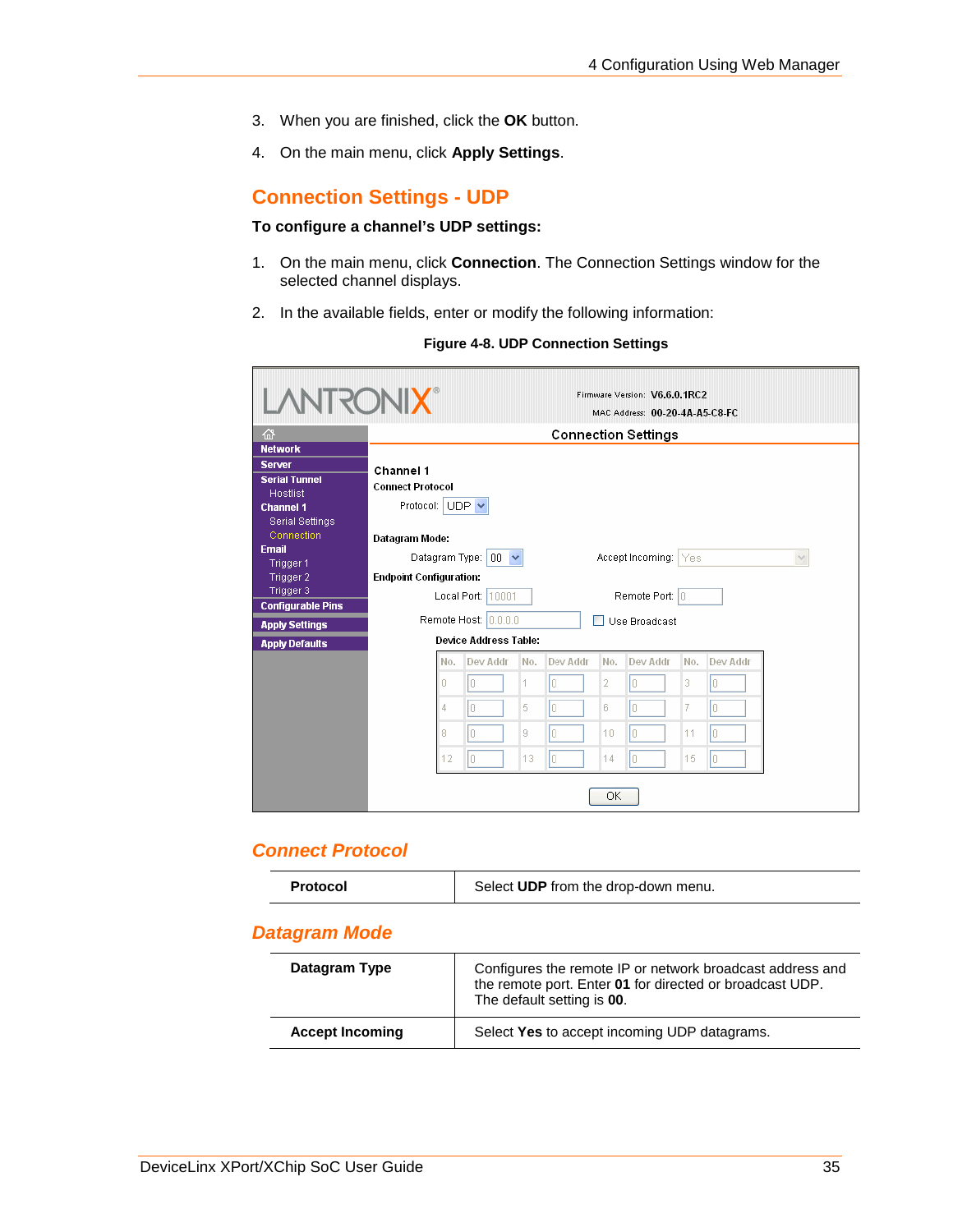3. When you are finished, click the **OK** button.
4. On the main menu, click **Apply Settings**.

## Connection Settings - UDP

**To configure a channel's UDP settings:**

1. On the main menu, click **Connection**. The Connection Settings window for the selected channel displays.
2. In the available fields, enter or modify the following information:

**Figure 4-8. UDP Connection Settings**

### *Connect Protocol*

| | |
|---|---|
| **Protocol** | Select **UDP** from the drop-down menu. |

### *Datagram Mode*

| | |
|---|---|
| **Datagram Type** | Configures the remote IP or network broadcast address and the remote port. Enter **01** for directed or broadcast UDP. The default setting is **00**. |
| **Accept Incoming** | Select **Yes** to accept incoming UDP datagrams. |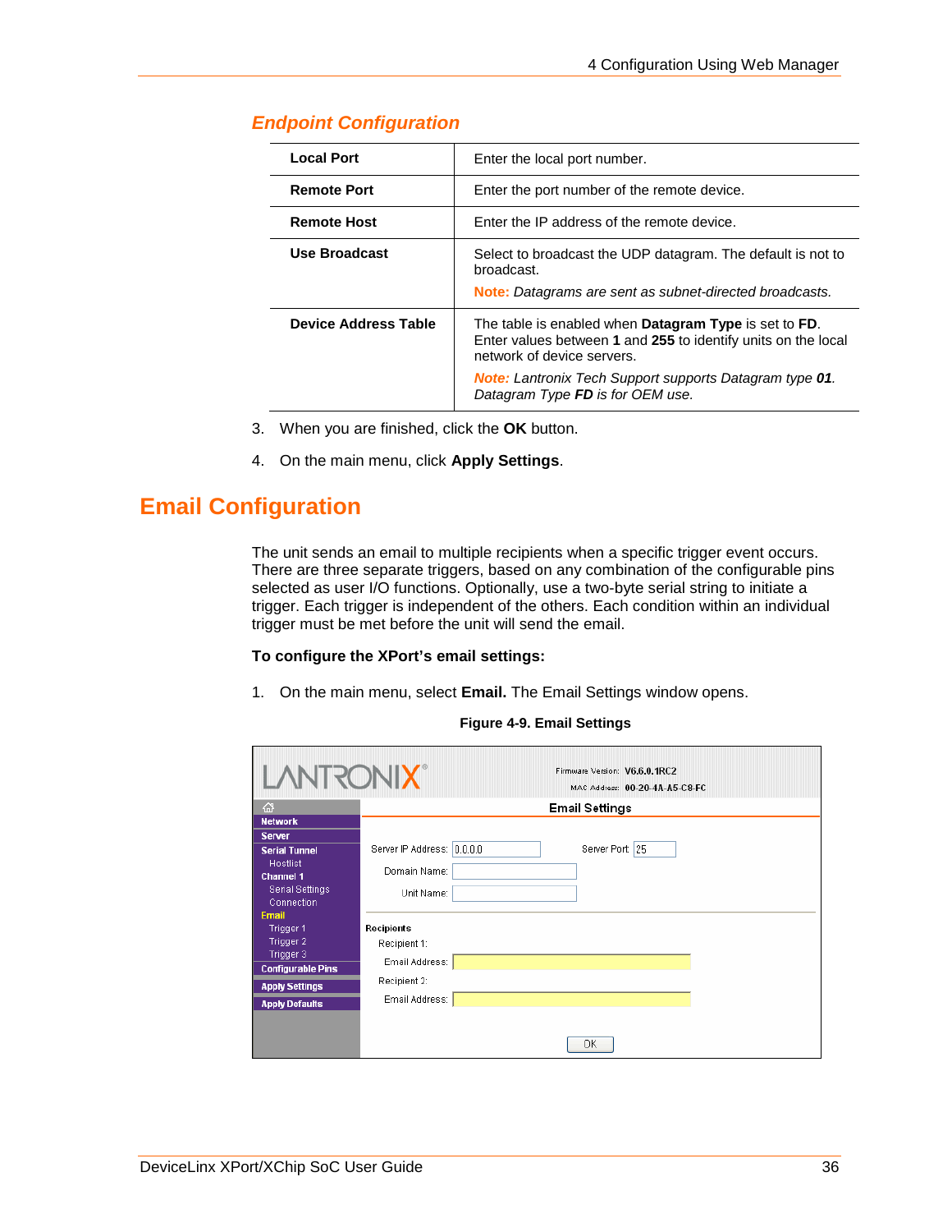### Endpoint Configuration

| | |
|---|---|
| **Local Port** | Enter the local port number. |
| **Remote Port** | Enter the port number of the remote device. |
| **Remote Host** | Enter the IP address of the remote device. |
| **Use Broadcast** | Select to broadcast the UDP datagram. The default is not to broadcast.<br>**Note:** *Datagrams are sent as subnet-directed broadcasts.* |
| **Device Address Table** | The table is enabled when **Datagram Type** is set to **FD**. Enter values between **1** and **255** to identify units on the local network of device servers.<br>***Note:*** *Lantronix Tech Support supports Datagram type **01**. Datagram Type **FD** is for OEM use.* |

3. When you are finished, click the **OK** button.
4. On the main menu, click **Apply Settings**.

## Email Configuration

The unit sends an email to multiple recipients when a specific trigger event occurs. There are three separate triggers, based on any combination of the configurable pins selected as user I/O functions. Optionally, use a two-byte serial string to initiate a trigger. Each trigger is independent of the others. Each condition within an individual trigger must be met before the unit will send the email.

**To configure the XPort's email settings:**

1. On the main menu, select **Email.** The Email Settings window opens.

**Figure 4-9. Email Settings**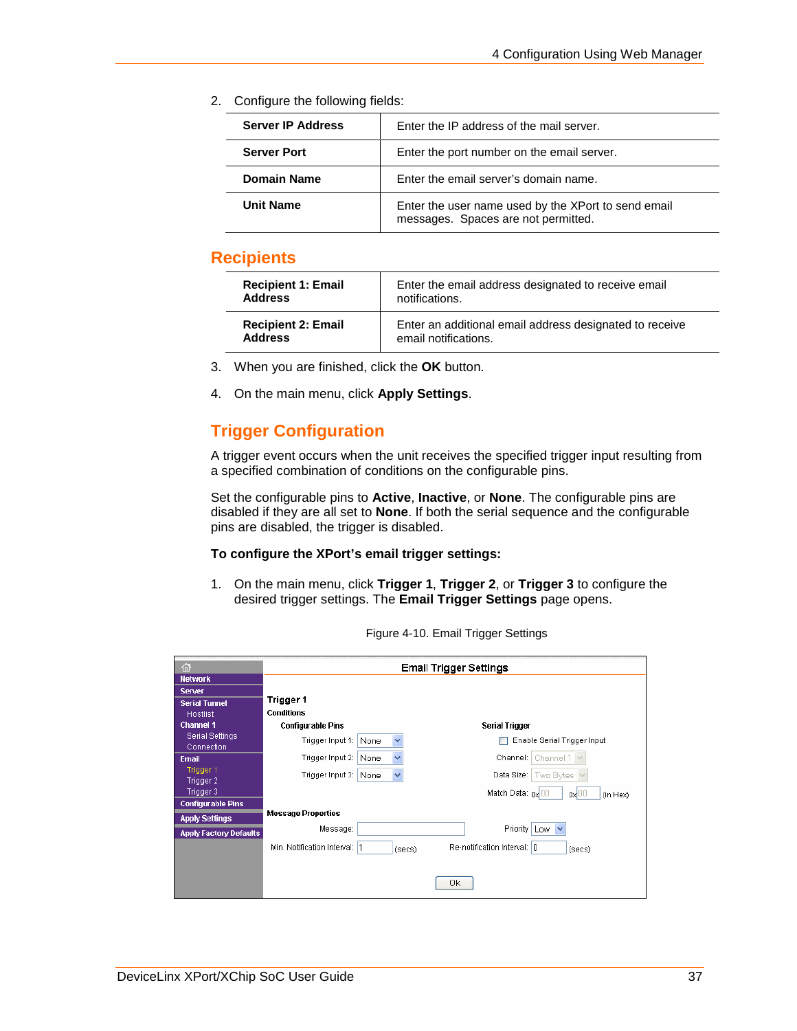2. Configure the following fields:

| | |
|---|---|
| **Server IP Address** | Enter the IP address of the mail server. |
| **Server Port** | Enter the port number on the email server. |
| **Domain Name** | Enter the email server's domain name. |
| **Unit Name** | Enter the user name used by the XPort to send email messages. Spaces are not permitted. |

## Recipients

| | |
|---|---|
| **Recipient 1: Email Address** | Enter the email address designated to receive email notifications. |
| **Recipient 2: Email Address** | Enter an additional email address designated to receive email notifications. |

3. When you are finished, click the **OK** button.

4. On the main menu, click **Apply Settings**.

## Trigger Configuration

A trigger event occurs when the unit receives the specified trigger input resulting from a specified combination of conditions on the configurable pins.

Set the configurable pins to **Active**, **Inactive**, or **None**. The configurable pins are disabled if they are all set to **None**. If both the serial sequence and the configurable pins are disabled, the trigger is disabled.

**To configure the XPort's email trigger settings:**

1. On the main menu, click **Trigger 1**, **Trigger 2**, or **Trigger 3** to configure the desired trigger settings. The **Email Trigger Settings** page opens.

Figure 4-10. Email Trigger Settings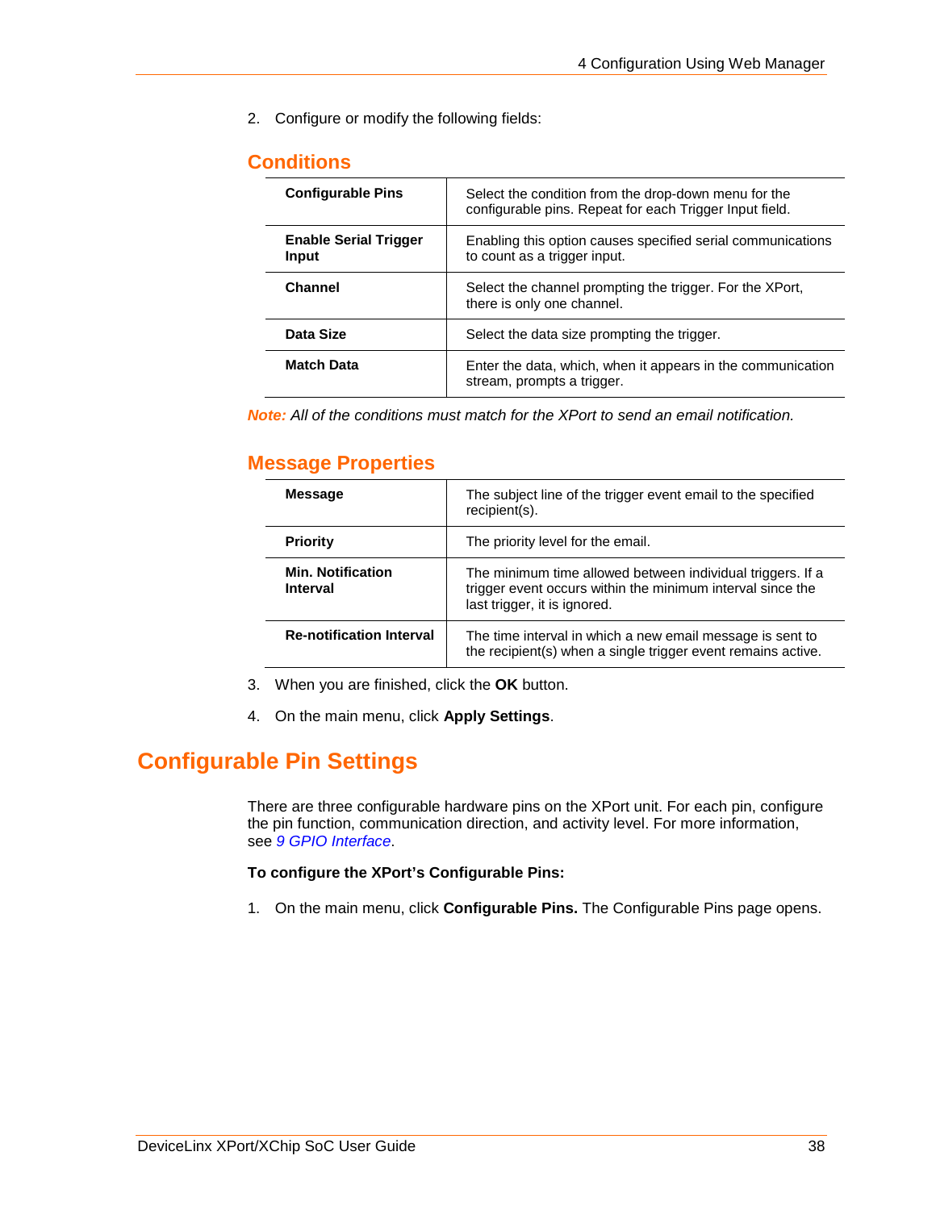2. Configure or modify the following fields:

### Conditions

| | |
|---|---|
| **Configurable Pins** | Select the condition from the drop-down menu for the configurable pins. Repeat for each Trigger Input field. |
| **Enable Serial Trigger Input** | Enabling this option causes specified serial communications to count as a trigger input. |
| **Channel** | Select the channel prompting the trigger. For the XPort, there is only one channel. |
| **Data Size** | Select the data size prompting the trigger. |
| **Match Data** | Enter the data, which, when it appears in the communication stream, prompts a trigger. |

***Note:*** *All of the conditions must match for the XPort to send an email notification.*

### Message Properties

| | |
|---|---|
| **Message** | The subject line of the trigger event email to the specified recipient(s). |
| **Priority** | The priority level for the email. |
| **Min. Notification Interval** | The minimum time allowed between individual triggers. If a trigger event occurs within the minimum interval since the last trigger, it is ignored. |
| **Re-notification Interval** | The time interval in which a new email message is sent to the recipient(s) when a single trigger event remains active. |

3. When you are finished, click the **OK** button.
4. On the main menu, click **Apply Settings**.

## Configurable Pin Settings

There are three configurable hardware pins on the XPort unit. For each pin, configure the pin function, communication direction, and activity level. For more information, see *9 GPIO Interface*.

**To configure the XPort's Configurable Pins:**

1. On the main menu, click **Configurable Pins.** The Configurable Pins page opens.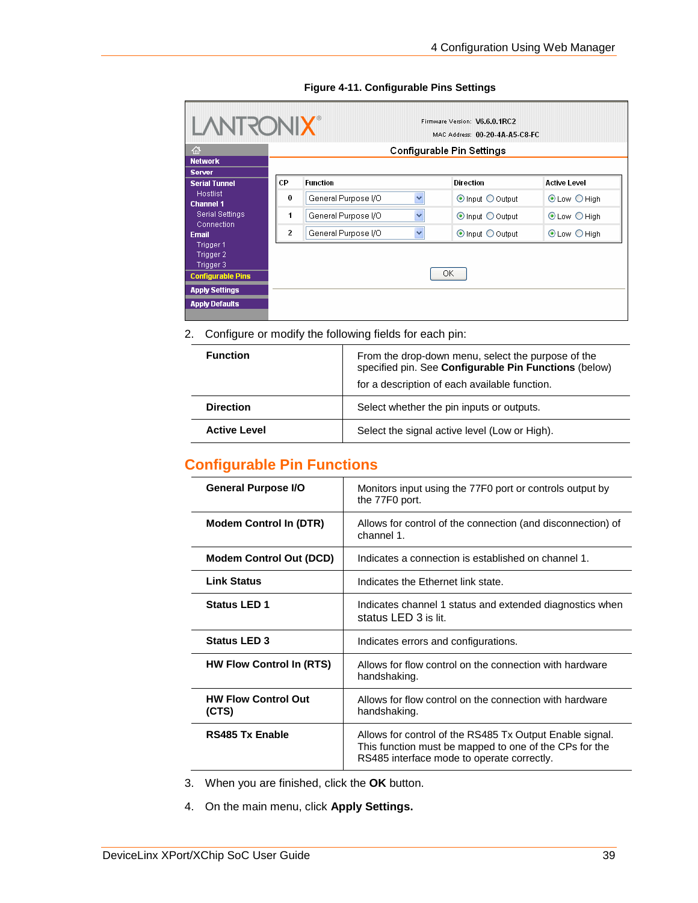**Figure 4-11. Configurable Pins Settings**

2. Configure or modify the following fields for each pin:

| | |
|---|---|
| **Function** | From the drop-down menu, select the purpose of the specified pin. See **Configurable Pin Functions** (below) for a description of each available function. |
| **Direction** | Select whether the pin inputs or outputs. |
| **Active Level** | Select the signal active level (Low or High). |

## Configurable Pin Functions

| | |
|---|---|
| **General Purpose I/O** | Monitors input using the 77F0 port or controls output by the 77F0 port. |
| **Modem Control In (DTR)** | Allows for control of the connection (and disconnection) of channel 1. |
| **Modem Control Out (DCD)** | Indicates a connection is established on channel 1. |
| **Link Status** | Indicates the Ethernet link state. |
| **Status LED 1** | Indicates channel 1 status and extended diagnostics when status LED 3 is lit. |
| **Status LED 3** | Indicates errors and configurations. |
| **HW Flow Control In (RTS)** | Allows for flow control on the connection with hardware handshaking. |
| **HW Flow Control Out (CTS)** | Allows for flow control on the connection with hardware handshaking. |
| **RS485 Tx Enable** | Allows for control of the RS485 Tx Output Enable signal. This function must be mapped to one of the CPs for the RS485 interface mode to operate correctly. |

3. When you are finished, click the **OK** button.

4. On the main menu, click **Apply Settings.**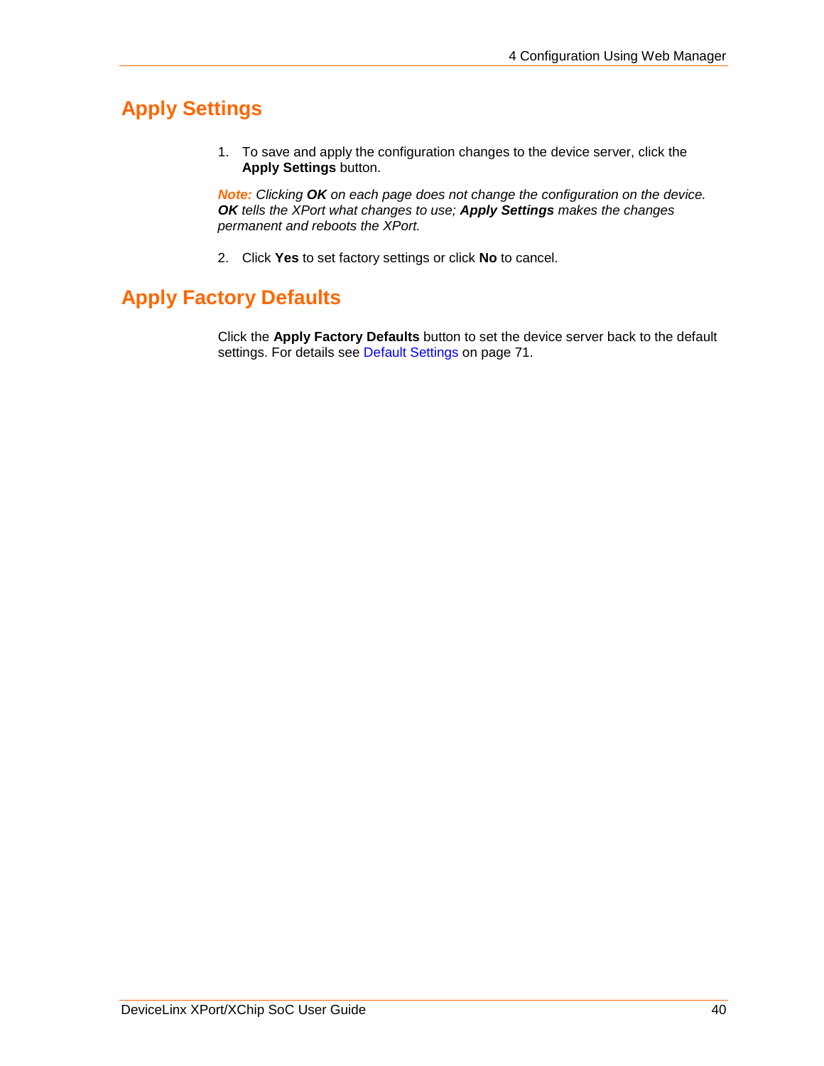## Apply Settings

1. To save and apply the configuration changes to the device server, click the **Apply Settings** button.

*Note: Clicking **OK** on each page does not change the configuration on the device. **OK** tells the XPort what changes to use; **Apply Settings** makes the changes permanent and reboots the XPort.*

2. Click **Yes** to set factory settings or click **No** to cancel.

## Apply Factory Defaults

Click the **Apply Factory Defaults** button to set the device server back to the default settings. For details see Default Settings on page 71.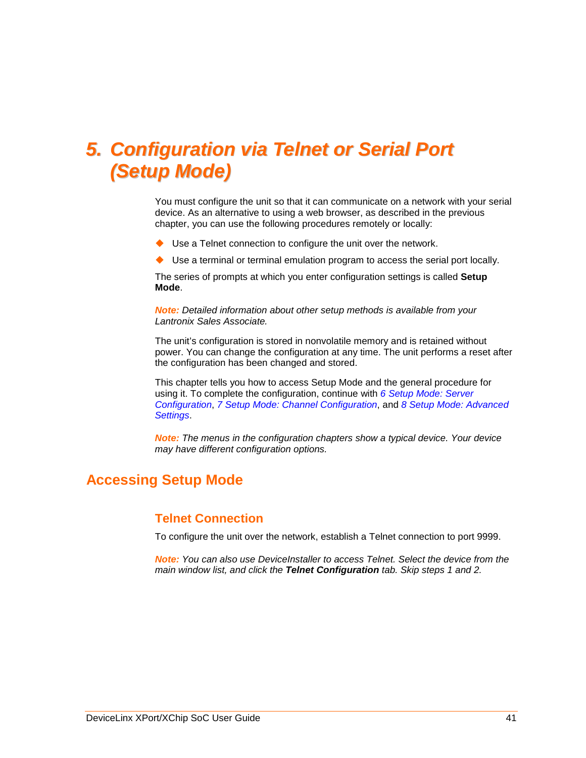# 5. Configuration via Telnet or Serial Port (Setup Mode)

You must configure the unit so that it can communicate on a network with your serial device. As an alternative to using a web browser, as described in the previous chapter, you can use the following procedures remotely or locally:

- Use a Telnet connection to configure the unit over the network.
- Use a terminal or terminal emulation program to access the serial port locally.

The series of prompts at which you enter configuration settings is called **Setup Mode**.

***Note:*** *Detailed information about other setup methods is available from your Lantronix Sales Associate.*

The unit's configuration is stored in nonvolatile memory and is retained without power. You can change the configuration at any time. The unit performs a reset after the configuration has been changed and stored.

This chapter tells you how to access Setup Mode and the general procedure for using it. To complete the configuration, continue with *6 Setup Mode: Server Configuration*, *7 Setup Mode: Channel Configuration*, and *8 Setup Mode: Advanced Settings*.

***Note:*** *The menus in the configuration chapters show a typical device. Your device may have different configuration options.*

## Accessing Setup Mode

### Telnet Connection

To configure the unit over the network, establish a Telnet connection to port 9999.

***Note:*** *You can also use DeviceInstaller to access Telnet. Select the device from the main window list, and click the **Telnet Configuration** tab. Skip steps 1 and 2.*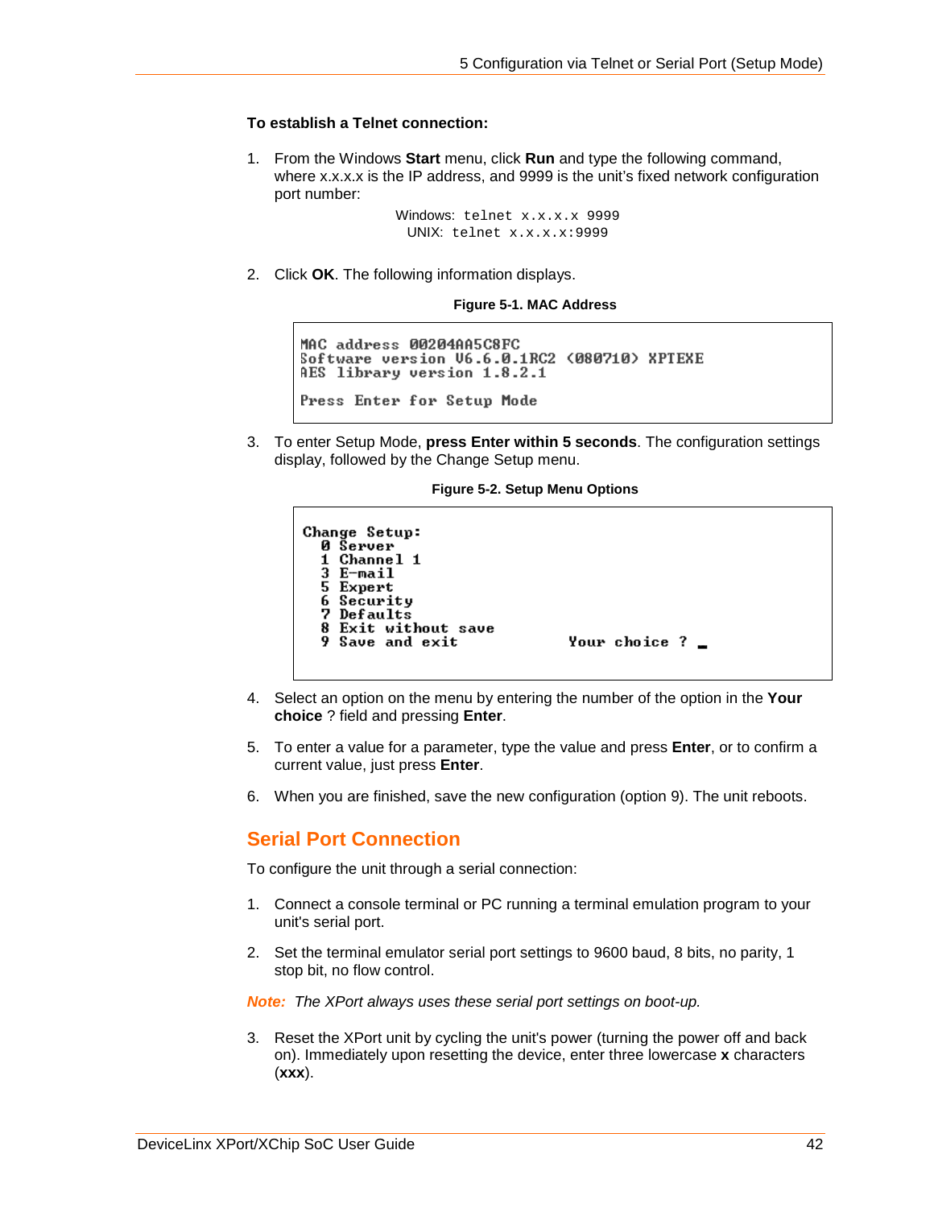**To establish a Telnet connection:**

1. From the Windows **Start** menu, click **Run** and type the following command, where x.x.x.x is the IP address, and 9999 is the unit's fixed network configuration port number:

   Windows: `telnet x.x.x.x 9999`
   UNIX: `telnet x.x.x.x:9999`

2. Click **OK**. The following information displays.

**Figure 5-1. MAC Address**

```
MAC address 00204AA5C8FC
Software version V6.6.0.1RC2 (080710) XPTEXE
AES library version 1.8.2.1

Press Enter for Setup Mode
```

3. To enter Setup Mode, **press Enter within 5 seconds**. The configuration settings display, followed by the Change Setup menu.

**Figure 5-2. Setup Menu Options**

```
Change Setup:
  0 Server
  1 Channel 1
  3 E-mail
  5 Expert
  6 Security
  7 Defaults
  8 Exit without save
  9 Save and exit            Your choice ? _
```

4. Select an option on the menu by entering the number of the option in the **Your choice** ? field and pressing **Enter**.

5. To enter a value for a parameter, type the value and press **Enter**, or to confirm a current value, just press **Enter**.

6. When you are finished, save the new configuration (option 9). The unit reboots.

## Serial Port Connection

To configure the unit through a serial connection:

1. Connect a console terminal or PC running a terminal emulation program to your unit's serial port.

2. Set the terminal emulator serial port settings to 9600 baud, 8 bits, no parity, 1 stop bit, no flow control.

*Note: The XPort always uses these serial port settings on boot-up.*

3. Reset the XPort unit by cycling the unit's power (turning the power off and back on). Immediately upon resetting the device, enter three lowercase **x** characters (**xxx**).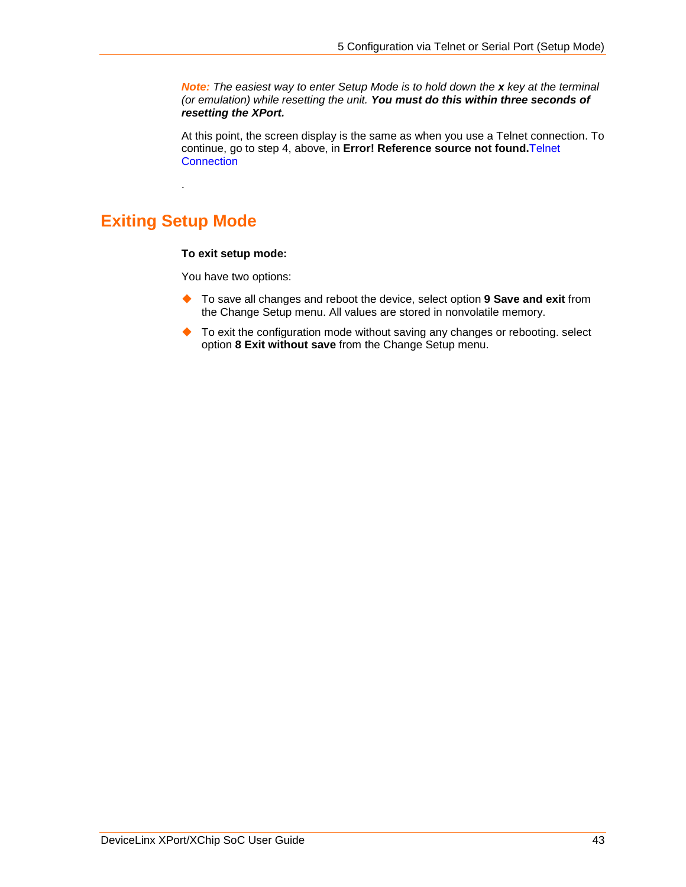***Note:*** *The easiest way to enter Setup Mode is to hold down the **x** key at the terminal (or emulation) while resetting the unit.* ***You must do this within three seconds of resetting the XPort.***

At this point, the screen display is the same as when you use a Telnet connection. To continue, go to step 4, above, in **Error! Reference source not found.**Telnet Connection

.

## Exiting Setup Mode

**To exit setup mode:**

You have two options:

- To save all changes and reboot the device, select option **9 Save and exit** from the Change Setup menu. All values are stored in nonvolatile memory.
- To exit the configuration mode without saving any changes or rebooting. select option **8 Exit without save** from the Change Setup menu.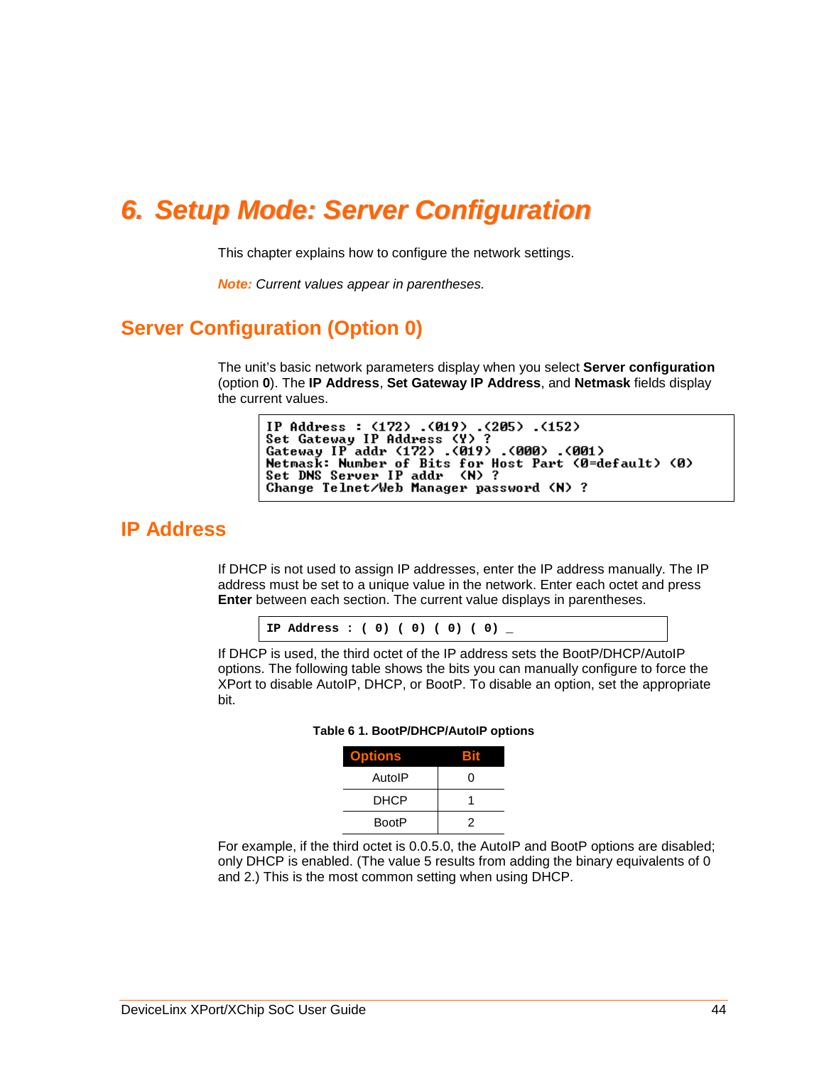# 6. Setup Mode: Server Configuration

This chapter explains how to configure the network settings.

***Note:** Current values appear in parentheses.*

## Server Configuration (Option 0)

The unit's basic network parameters display when you select **Server configuration** (option **0**). The **IP Address**, **Set Gateway IP Address**, and **Netmask** fields display the current values.

```
IP Address : (172) .(019) .(205) .(152)
Set Gateway IP Address (Y) ?
Gateway IP addr (172) .(019) .(000) .(001)
Netmask: Number of Bits for Host Part (0=default) (0)
Set DNS Server IP addr  (N) ?
Change Telnet/Web Manager password (N) ?
```

## IP Address

If DHCP is not used to assign IP addresses, enter the IP address manually. The IP address must be set to a unique value in the network. Enter each octet and press **Enter** between each section. The current value displays in parentheses.

```
IP Address : ( 0) ( 0) ( 0) ( 0) _
```

If DHCP is used, the third octet of the IP address sets the BootP/DHCP/AutoIP options. The following table shows the bits you can manually configure to force the XPort to disable AutoIP, DHCP, or BootP. To disable an option, set the appropriate bit.

**Table 6 1. BootP/DHCP/AutoIP options**

| Options | Bit |
|---|---|
| AutoIP | 0 |
| DHCP | 1 |
| BootP | 2 |

For example, if the third octet is 0.0.5.0, the AutoIP and BootP options are disabled; only DHCP is enabled. (The value 5 results from adding the binary equivalents of 0 and 2.) This is the most common setting when using DHCP.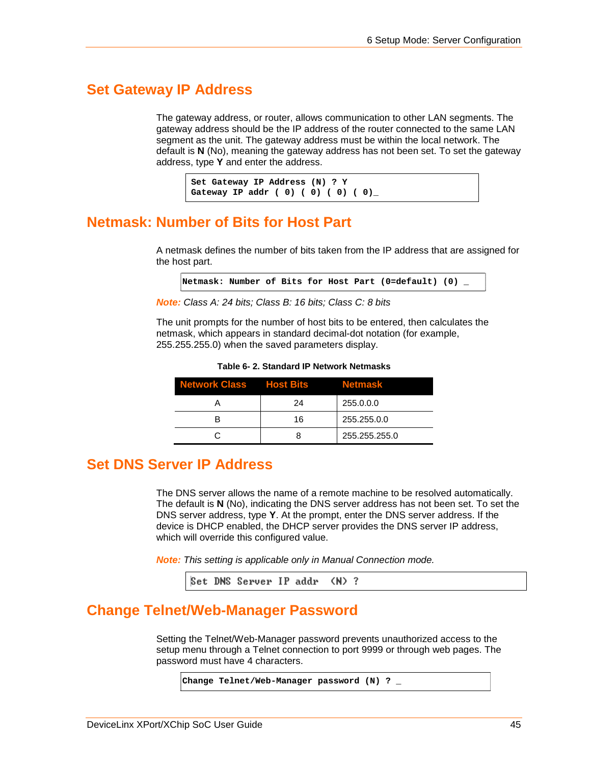## Set Gateway IP Address

The gateway address, or router, allows communication to other LAN segments. The gateway address should be the IP address of the router connected to the same LAN segment as the unit. The gateway address must be within the local network. The default is **N** (No), meaning the gateway address has not been set. To set the gateway address, type **Y** and enter the address.

```
Set Gateway IP Address (N) ? Y
Gateway IP addr ( 0) ( 0) ( 0) ( 0)_
```

## Netmask: Number of Bits for Host Part

A netmask defines the number of bits taken from the IP address that are assigned for the host part.

```
Netmask: Number of Bits for Host Part (0=default) (0) _
```

***Note:*** *Class A: 24 bits; Class B: 16 bits; Class C: 8 bits*

The unit prompts for the number of host bits to be entered, then calculates the netmask, which appears in standard decimal-dot notation (for example, 255.255.255.0) when the saved parameters display.

**Table 6- 2. Standard IP Network Netmasks**

| Network Class | Host Bits | Netmask |
|---|---|---|
| A | 24 | 255.0.0.0 |
| B | 16 | 255.255.0.0 |
| C | 8 | 255.255.255.0 |

## Set DNS Server IP Address

The DNS server allows the name of a remote machine to be resolved automatically. The default is **N** (No), indicating the DNS server address has not been set. To set the DNS server address, type **Y**. At the prompt, enter the DNS server address. If the device is DHCP enabled, the DHCP server provides the DNS server IP address, which will override this configured value.

***Note:*** *This setting is applicable only in Manual Connection mode.*

```
Set DNS Server IP addr  (N) ?
```

## Change Telnet/Web-Manager Password

Setting the Telnet/Web-Manager password prevents unauthorized access to the setup menu through a Telnet connection to port 9999 or through web pages. The password must have 4 characters.

```
Change Telnet/Web-Manager password (N) ? _
```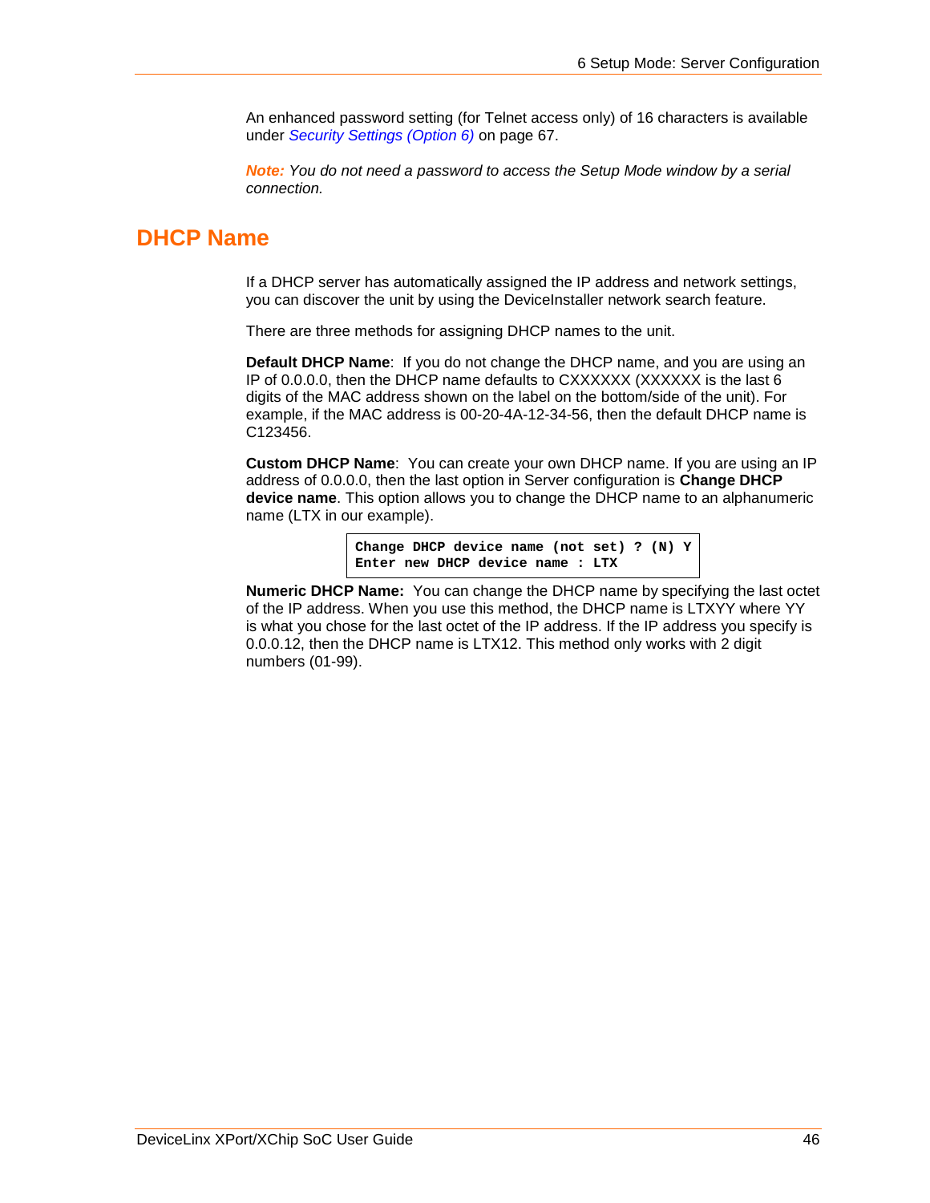An enhanced password setting (for Telnet access only) of 16 characters is available under *Security Settings (Option 6)* on page 67.

***Note:** You do not need a password to access the Setup Mode window by a serial connection.*

## DHCP Name

If a DHCP server has automatically assigned the IP address and network settings, you can discover the unit by using the DeviceInstaller network search feature.

There are three methods for assigning DHCP names to the unit.

**Default DHCP Name**: If you do not change the DHCP name, and you are using an IP of 0.0.0.0, then the DHCP name defaults to CXXXXXX (XXXXXX is the last 6 digits of the MAC address shown on the label on the bottom/side of the unit). For example, if the MAC address is 00-20-4A-12-34-56, then the default DHCP name is C123456.

**Custom DHCP Name**: You can create your own DHCP name. If you are using an IP address of 0.0.0.0, then the last option in Server configuration is **Change DHCP device name**. This option allows you to change the DHCP name to an alphanumeric name (LTX in our example).

```
Change DHCP device name (not set) ? (N) Y
Enter new DHCP device name : LTX
```

**Numeric DHCP Name:** You can change the DHCP name by specifying the last octet of the IP address. When you use this method, the DHCP name is LTXYY where YY is what you chose for the last octet of the IP address. If the IP address you specify is 0.0.0.12, then the DHCP name is LTX12. This method only works with 2 digit numbers (01-99).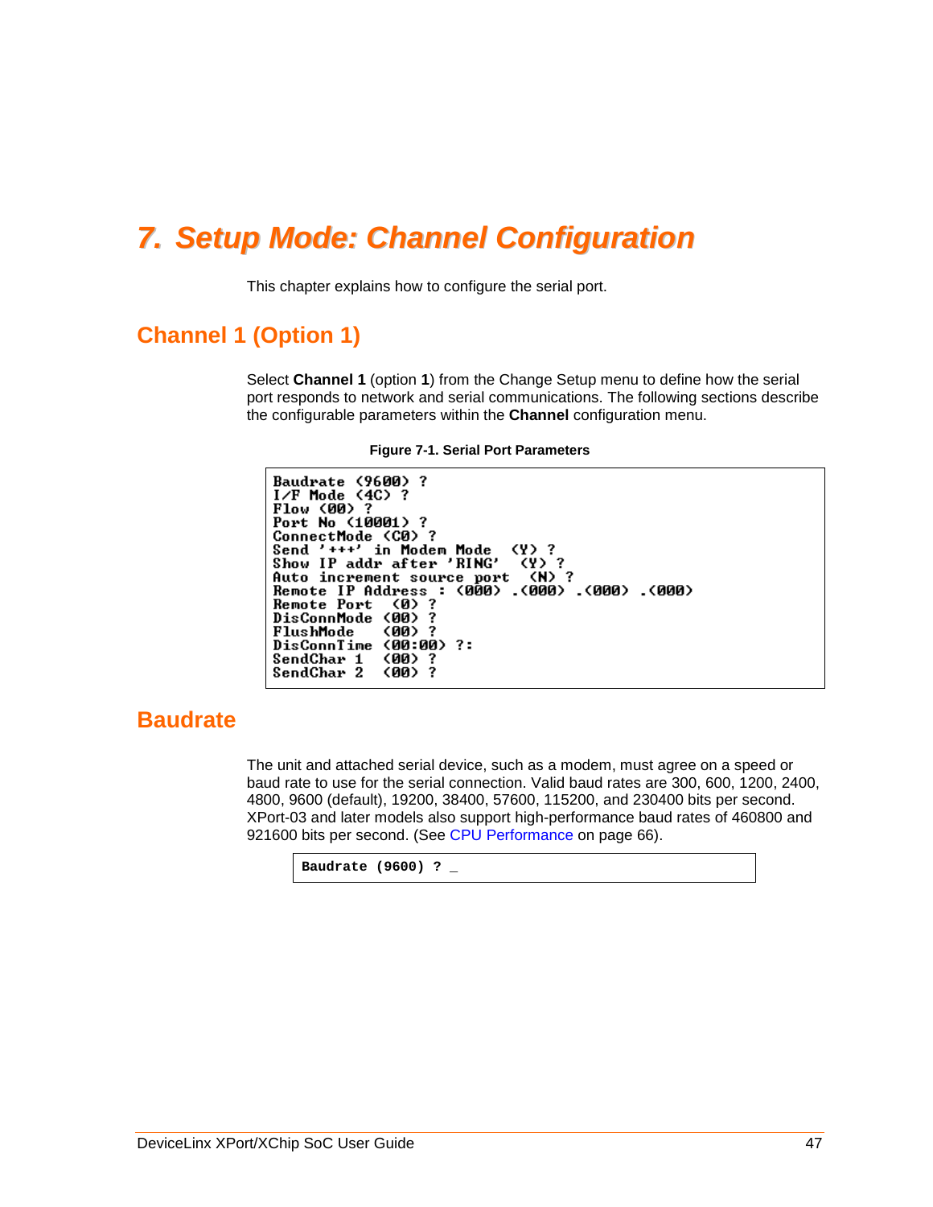# 7. Setup Mode: Channel Configuration

This chapter explains how to configure the serial port.

## Channel 1 (Option 1)

Select **Channel 1** (option **1**) from the Change Setup menu to define how the serial port responds to network and serial communications. The following sections describe the configurable parameters within the **Channel** configuration menu.

**Figure 7-1. Serial Port Parameters**

```
Baudrate (9600) ?
I/F Mode (4C) ?
Flow (00) ?
Port No (10001) ?
ConnectMode (C0) ?
Send '+++' in Modem Mode  (Y) ?
Show IP addr after 'RING'  (Y) ?
Auto increment source port  (N) ?
Remote IP Address : (000) .(000) .(000) .(000)
Remote Port  (0) ?
DisConnMode (00) ?
FlushMode   (00) ?
DisConnTime (00:00) ?:
SendChar 1  (00) ?
SendChar 2  (00) ?
```

## Baudrate

The unit and attached serial device, such as a modem, must agree on a speed or baud rate to use for the serial connection. Valid baud rates are 300, 600, 1200, 2400, 4800, 9600 (default), 19200, 38400, 57600, 115200, and 230400 bits per second. XPort-03 and later models also support high-performance baud rates of 460800 and 921600 bits per second. (See CPU Performance on page 66).

```
Baudrate (9600) ? _
```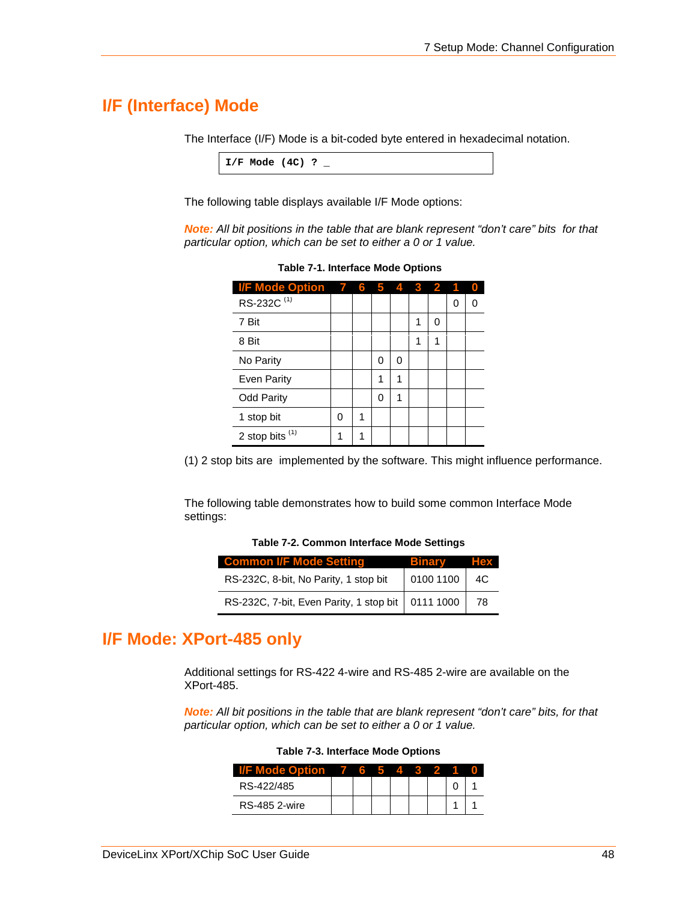# I/F (Interface) Mode

The Interface (I/F) Mode is a bit-coded byte entered in hexadecimal notation.

```
I/F Mode (4C) ? _
```

The following table displays available I/F Mode options:

***Note:** All bit positions in the table that are blank represent "don't care" bits for that particular option, which can be set to either a 0 or 1 value.*

**Table 7-1. Interface Mode Options**

| I/F Mode Option | 7 | 6 | 5 | 4 | 3 | 2 | 1 | 0 |
|---|---|---|---|---|---|---|---|---|
| RS-232C [(1)] | | | | | | | 0 | 0 |
| 7 Bit | | | | | 1 | 0 | | |
| 8 Bit | | | | | 1 | 1 | | |
| No Parity | | | 0 | 0 | | | | |
| Even Parity | | | 1 | 1 | | | | |
| Odd Parity | | | 0 | 1 | | | | |
| 1 stop bit | 0 | 1 | | | | | | |
| 2 stop bits [(1)] | 1 | 1 | | | | | | |

(1) 2 stop bits are implemented by the software. This might influence performance.

The following table demonstrates how to build some common Interface Mode settings:

**Table 7-2. Common Interface Mode Settings**

| Common I/F Mode Setting | Binary | Hex |
|---|---|---|
| RS-232C, 8-bit, No Parity, 1 stop bit | 0100 1100 | 4C |
| RS-232C, 7-bit, Even Parity, 1 stop bit | 0111 1000 | 78 |

# I/F Mode: XPort-485 only

Additional settings for RS-422 4-wire and RS-485 2-wire are available on the XPort-485.

***Note:** All bit positions in the table that are blank represent "don't care" bits, for that particular option, which can be set to either a 0 or 1 value.*

**Table 7-3. Interface Mode Options**

| I/F Mode Option | 7 | 6 | 5 | 4 | 3 | 2 | 1 | 0 |
|---|---|---|---|---|---|---|---|---|
| RS-422/485 | | | | | | | 0 | 1 |
| RS-485 2-wire | | | | | | | 1 | 1 |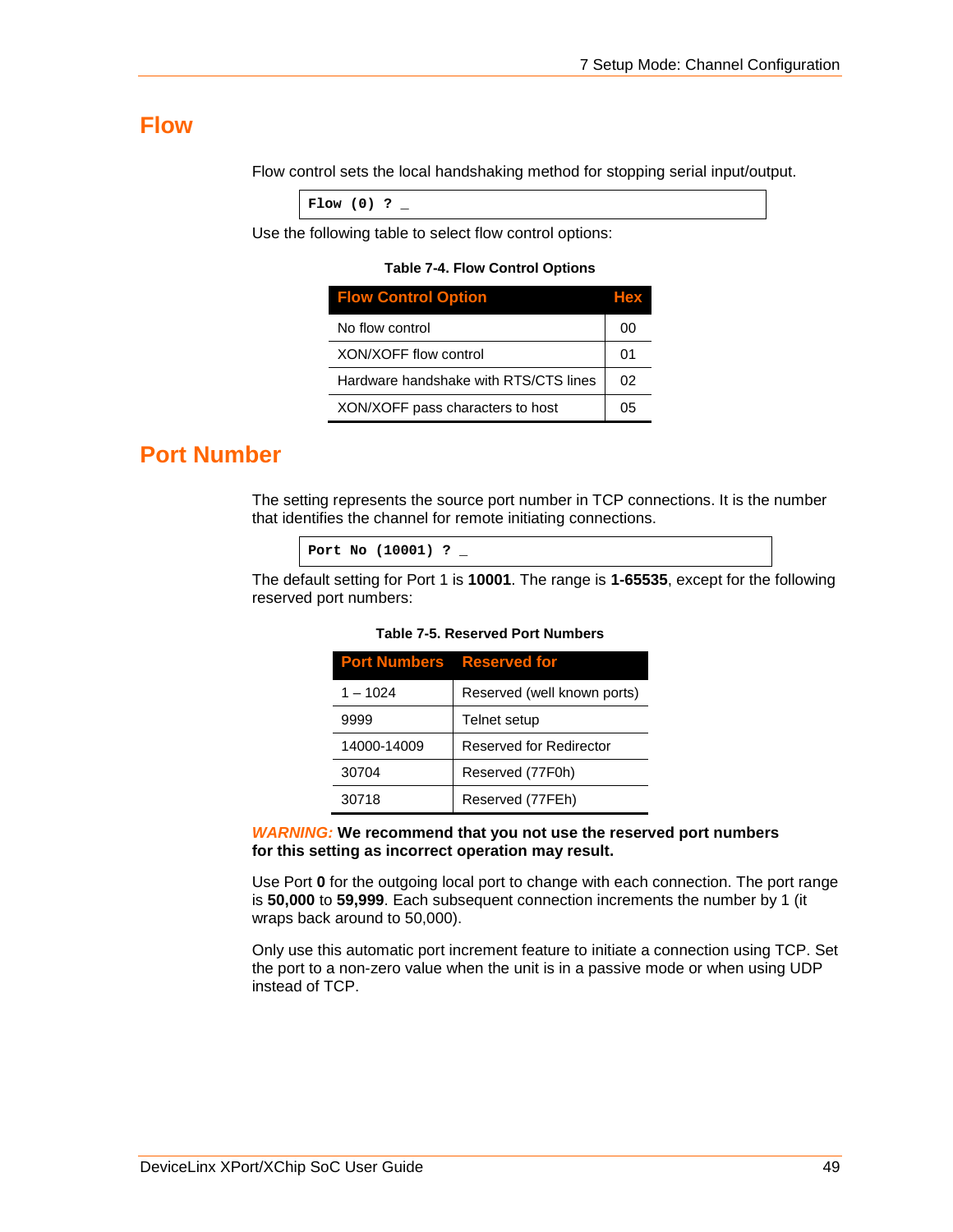## Flow

Flow control sets the local handshaking method for stopping serial input/output.

```
Flow (0) ? _
```

Use the following table to select flow control options:

**Table 7-4. Flow Control Options**

| Flow Control Option | Hex |
| --- | --- |
| No flow control | 00 |
| XON/XOFF flow control | 01 |
| Hardware handshake with RTS/CTS lines | 02 |
| XON/XOFF pass characters to host | 05 |

## Port Number

The setting represents the source port number in TCP connections. It is the number that identifies the channel for remote initiating connections.

```
Port No (10001) ? _
```

The default setting for Port 1 is **10001**. The range is **1-65535**, except for the following reserved port numbers:

**Table 7-5. Reserved Port Numbers**

| Port Numbers | Reserved for |
| --- | --- |
| 1 – 1024 | Reserved (well known ports) |
| 9999 | Telnet setup |
| 14000-14009 | Reserved for Redirector |
| 30704 | Reserved (77F0h) |
| 30718 | Reserved (77FEh) |

***WARNING:*** **We recommend that you not use the reserved port numbers for this setting as incorrect operation may result.**

Use Port **0** for the outgoing local port to change with each connection. The port range is **50,000** to **59,999**. Each subsequent connection increments the number by 1 (it wraps back around to 50,000).

Only use this automatic port increment feature to initiate a connection using TCP. Set the port to a non-zero value when the unit is in a passive mode or when using UDP instead of TCP.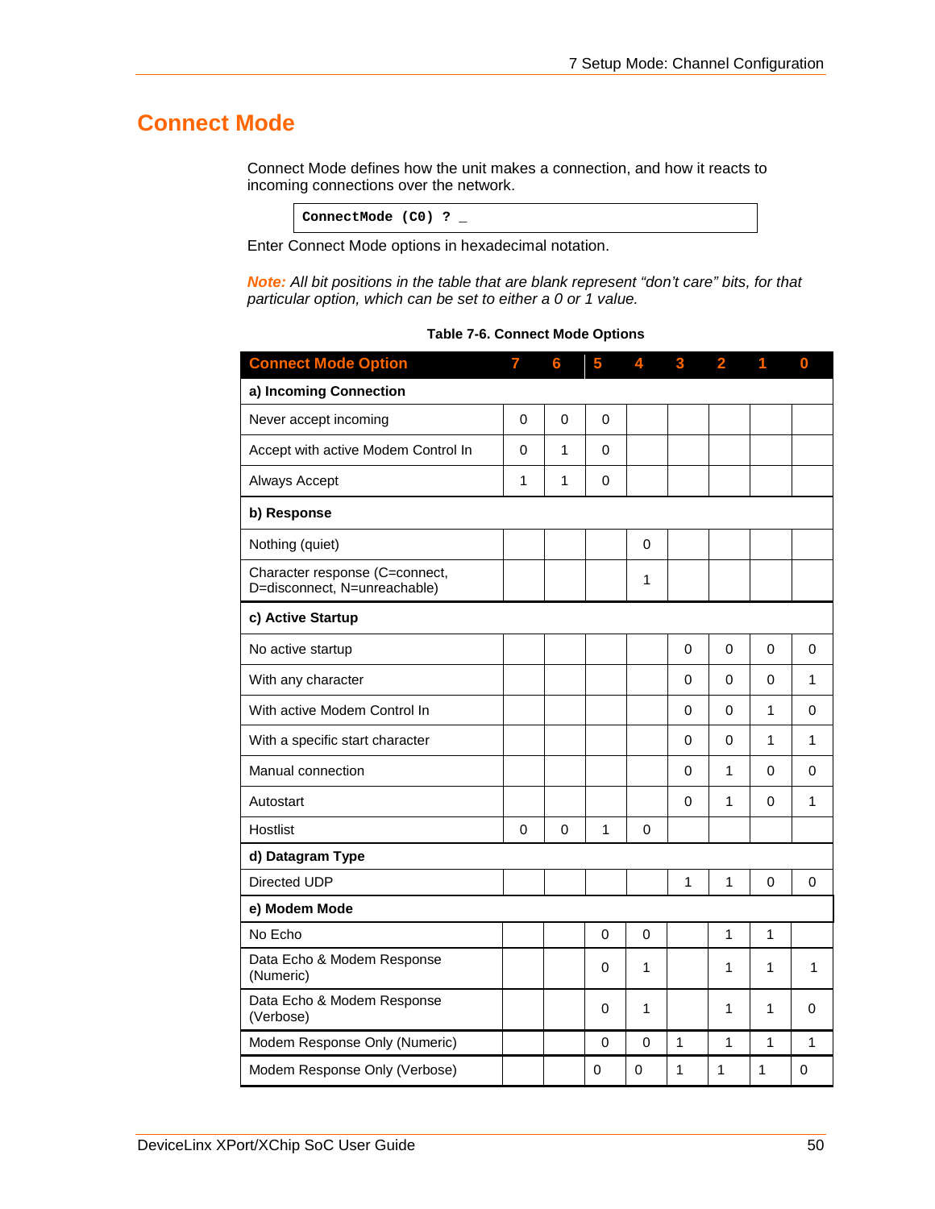## Connect Mode

Connect Mode defines how the unit makes a connection, and how it reacts to incoming connections over the network.

```
ConnectMode (C0) ? _
```

Enter Connect Mode options in hexadecimal notation.

***Note:*** *All bit positions in the table that are blank represent "don't care" bits, for that particular option, which can be set to either a 0 or 1 value.*

**Table 7-6. Connect Mode Options**

| Connect Mode Option | 7 | 6 | 5 | 4 | 3 | 2 | 1 | 0 |
|---|---|---|---|---|---|---|---|---|
| **a) Incoming Connection** | | | | | | | | |
| Never accept incoming | 0 | 0 | 0 | | | | | |
| Accept with active Modem Control In | 0 | 1 | 0 | | | | | |
| Always Accept | 1 | 1 | 0 | | | | | |
| **b) Response** | | | | | | | | |
| Nothing (quiet) | | | | 0 | | | | |
| Character response (C=connect, D=disconnect, N=unreachable) | | | | 1 | | | | |
| **c) Active Startup** | | | | | | | | |
| No active startup | | | | | 0 | 0 | 0 | 0 |
| With any character | | | | | 0 | 0 | 0 | 1 |
| With active Modem Control In | | | | | 0 | 0 | 1 | 0 |
| With a specific start character | | | | | 0 | 0 | 1 | 1 |
| Manual connection | | | | | 0 | 1 | 0 | 0 |
| Autostart | | | | | 0 | 1 | 0 | 1 |
| Hostlist | 0 | 0 | 1 | 0 | | | | |
| **d) Datagram Type** | | | | | | | | |
| Directed UDP | | | | | 1 | 1 | 0 | 0 |
| **e) Modem Mode** | | | | | | | | |
| No Echo | | | 0 | 0 | | 1 | 1 | |
| Data Echo & Modem Response (Numeric) | | | 0 | 1 | | 1 | 1 | 1 |
| Data Echo & Modem Response (Verbose) | | | 0 | 1 | | 1 | 1 | 0 |
| Modem Response Only (Numeric) | | | 0 | 0 | 1 | 1 | 1 | 1 |
| Modem Response Only (Verbose) | | | 0 | 0 | 1 | 1 | 1 | 0 |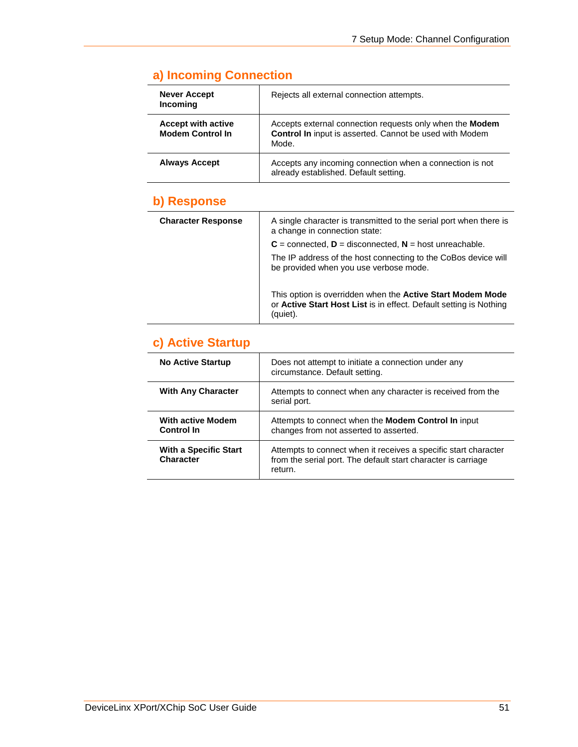## a) Incoming Connection

| | |
|---|---|
| **Never Accept Incoming** | Rejects all external connection attempts. |
| **Accept with active Modem Control In** | Accepts external connection requests only when the **Modem Control In** input is asserted. Cannot be used with Modem Mode. |
| **Always Accept** | Accepts any incoming connection when a connection is not already established. Default setting. |

## b) Response

| | |
|---|---|
| **Character Response** | A single character is transmitted to the serial port when there is a change in connection state:<br><br>**C** = connected, **D** = disconnected, **N** = host unreachable.<br><br>The IP address of the host connecting to the CoBos device will be provided when you use verbose mode.<br><br>This option is overridden when the **Active Start Modem Mode** or **Active Start Host List** is in effect. Default setting is Nothing (quiet). |

## c) Active Startup

| | |
|---|---|
| **No Active Startup** | Does not attempt to initiate a connection under any circumstance. Default setting. |
| **With Any Character** | Attempts to connect when any character is received from the serial port. |
| **With active Modem Control In** | Attempts to connect when the **Modem Control In** input changes from not asserted to asserted. |
| **With a Specific Start Character** | Attempts to connect when it receives a specific start character from the serial port. The default start character is carriage return. |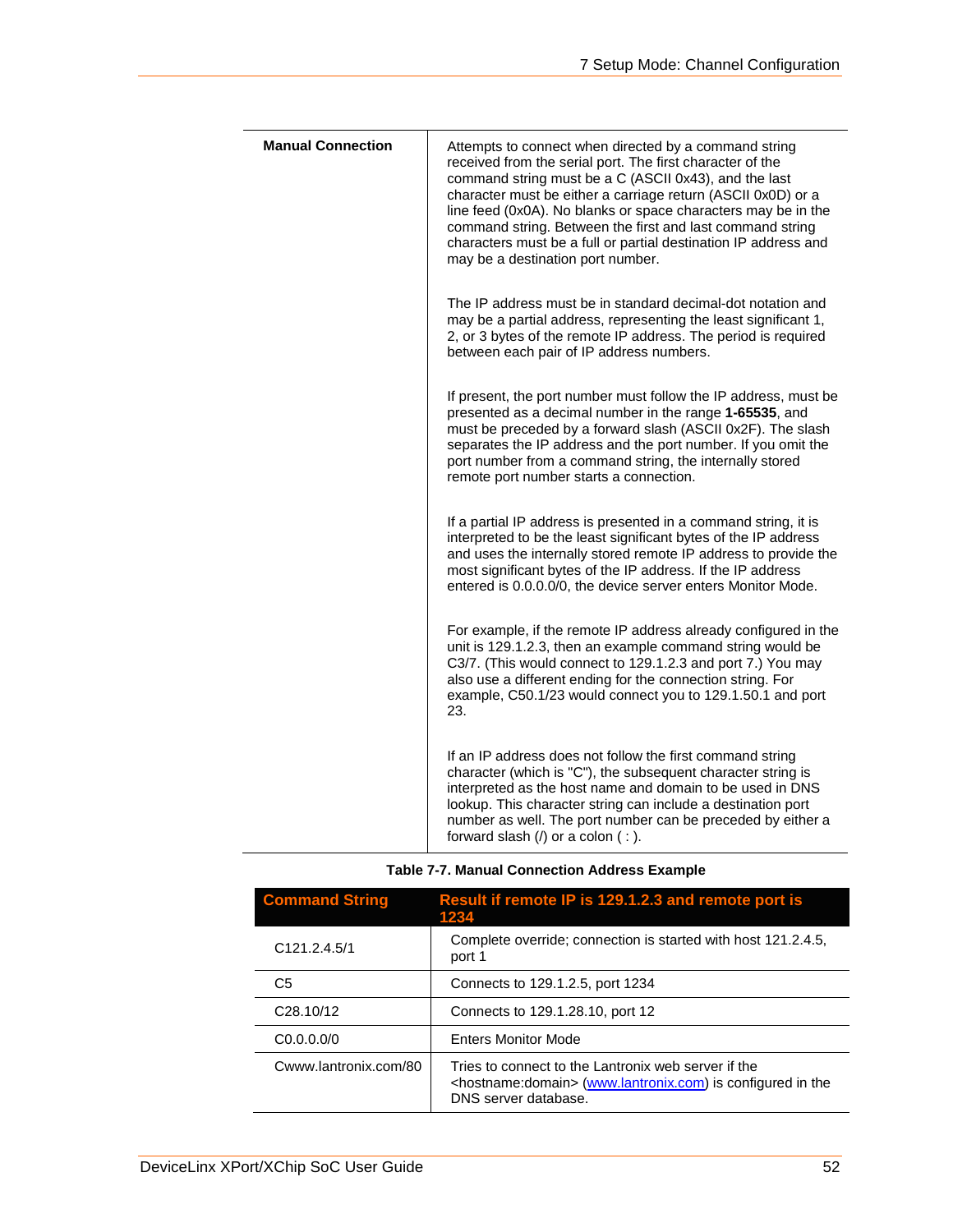| | |
|---|---|
| **Manual Connection** | Attempts to connect when directed by a command string received from the serial port. The first character of the command string must be a C (ASCII 0x43), and the last character must be either a carriage return (ASCII 0x0D) or a line feed (0x0A). No blanks or space characters may be in the command string. Between the first and last command string characters must be a full or partial destination IP address and may be a destination port number.<br><br>The IP address must be in standard decimal-dot notation and may be a partial address, representing the least significant 1, 2, or 3 bytes of the remote IP address. The period is required between each pair of IP address numbers.<br><br>If present, the port number must follow the IP address, must be presented as a decimal number in the range **1-65535**, and must be preceded by a forward slash (ASCII 0x2F). The slash separates the IP address and the port number. If you omit the port number from a command string, the internally stored remote port number starts a connection.<br><br>If a partial IP address is presented in a command string, it is interpreted to be the least significant bytes of the IP address and uses the internally stored remote IP address to provide the most significant bytes of the IP address. If the IP address entered is 0.0.0.0/0, the device server enters Monitor Mode.<br><br>For example, if the remote IP address already configured in the unit is 129.1.2.3, then an example command string would be C3/7. (This would connect to 129.1.2.3 and port 7.) You may also use a different ending for the connection string. For example, C50.1/23 would connect you to 129.1.50.1 and port 23.<br><br>If an IP address does not follow the first command string character (which is "C"), the subsequent character string is interpreted as the host name and domain to be used in DNS lookup. This character string can include a destination port number as well. The port number can be preceded by either a forward slash (/) or a colon ( : ). |

**Table 7-7. Manual Connection Address Example**

| Command String | Result if remote IP is 129.1.2.3 and remote port is 1234 |
|---|---|
| C121.2.4.5/1 | Complete override; connection is started with host 121.2.4.5, port 1 |
| C5 | Connects to 129.1.2.5, port 1234 |
| C28.10/12 | Connects to 129.1.28.10, port 12 |
| C0.0.0.0/0 | Enters Monitor Mode |
| Cwww.lantronix.com/80 | Tries to connect to the Lantronix web server if the <hostname:domain> (www.lantronix.com) is configured in the DNS server database. |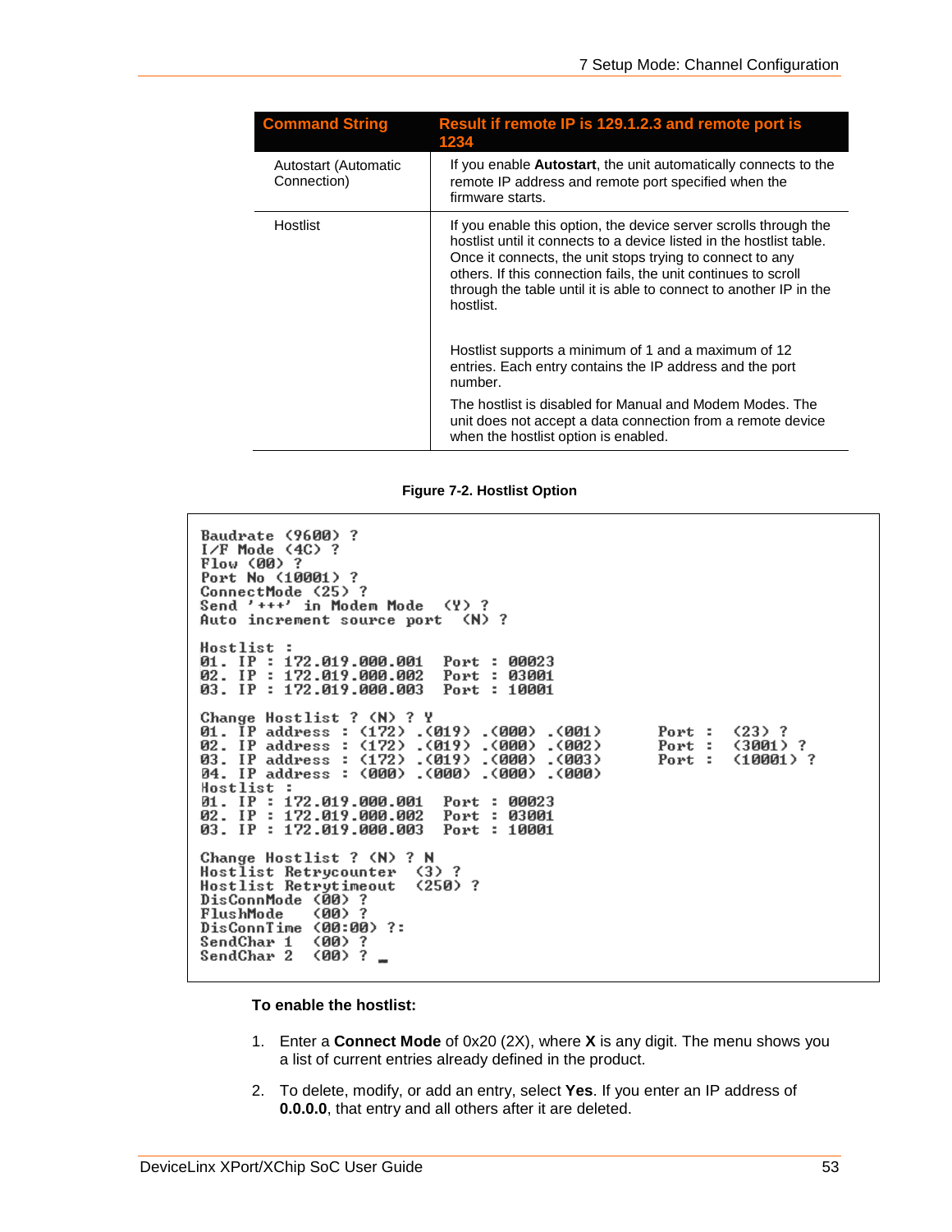| Command String | Result if remote IP is 129.1.2.3 and remote port is 1234 |
|---|---|
| Autostart (Automatic Connection) | If you enable **Autostart**, the unit automatically connects to the remote IP address and remote port specified when the firmware starts. |
| Hostlist | If you enable this option, the device server scrolls through the hostlist until it connects to a device listed in the hostlist table. Once it connects, the unit stops trying to connect to any others. If this connection fails, the unit continues to scroll through the table until it is able to connect to another IP in the hostlist.<br><br>Hostlist supports a minimum of 1 and a maximum of 12 entries. Each entry contains the IP address and the port number.<br><br>The hostlist is disabled for Manual and Modem Modes. The unit does not accept a data connection from a remote device when the hostlist option is enabled. |

**Figure 7-2. Hostlist Option**

```
Baudrate (9600) ?
I/F Mode (4C) ?
Flow (00) ?
Port No (10001) ?
ConnectMode (25) ?
Send '+++' in Modem Mode  (Y) ?
Auto increment source port  (N) ?

Hostlist :
01. IP : 172.019.000.001  Port : 00023
02. IP : 172.019.000.002  Port : 03001
03. IP : 172.019.000.003  Port : 10001

Change Hostlist ? (N) ? Y
01. IP address : (172) .(019) .(000) .(001)       Port :  (23) ?
02. IP address : (172) .(019) .(000) .(002)       Port :  (3001) ?
03. IP address : (172) .(019) .(000) .(003)       Port :  (10001) ?
04. IP address : (000) .(000) .(000) .(000)
Hostlist :
01. IP : 172.019.000.001  Port : 00023
02. IP : 172.019.000.002  Port : 03001
03. IP : 172.019.000.003  Port : 10001

Change Hostlist ? (N) ? N
Hostlist Retrycounter  (3) ?
Hostlist Retrytimeout  (250) ?
DisConnMode (00) ?
FlushMode   (00) ?
DisConnTime (00:00) ?:
SendChar 1  (00) ?
SendChar 2  (00) ? _
```

**To enable the hostlist:**

1. Enter a **Connect Mode** of 0x20 (2X), where **X** is any digit. The menu shows you a list of current entries already defined in the product.
2. To delete, modify, or add an entry, select **Yes**. If you enter an IP address of **0.0.0.0**, that entry and all others after it are deleted.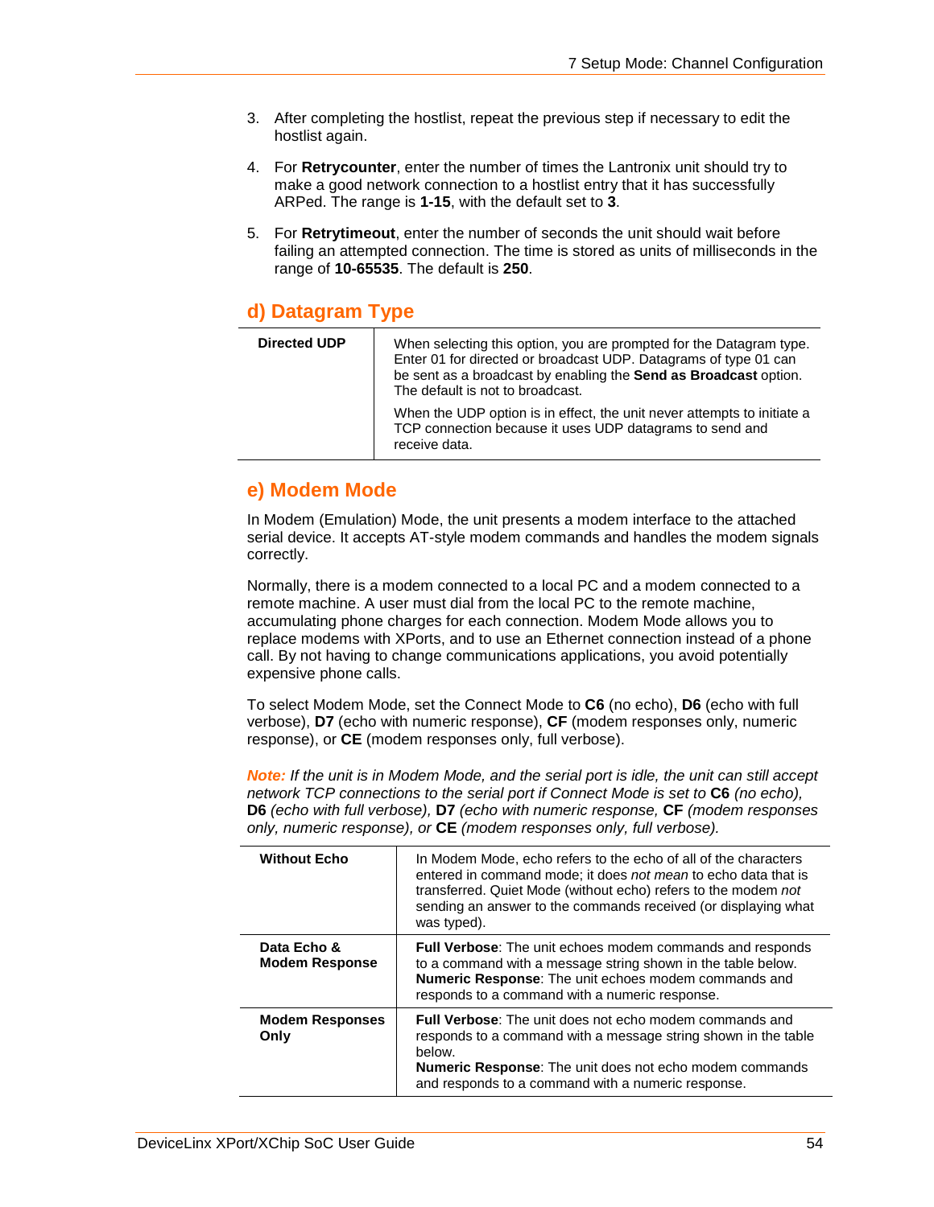3. After completing the hostlist, repeat the previous step if necessary to edit the hostlist again.

4. For **Retrycounter**, enter the number of times the Lantronix unit should try to make a good network connection to a hostlist entry that it has successfully ARPed. The range is **1-15**, with the default set to **3**.

5. For **Retrytimeout**, enter the number of seconds the unit should wait before failing an attempted connection. The time is stored as units of milliseconds in the range of **10-65535**. The default is **250**.

## d) Datagram Type

| | |
|---|---|
| **Directed UDP** | When selecting this option, you are prompted for the Datagram type. Enter 01 for directed or broadcast UDP. Datagrams of type 01 can be sent as a broadcast by enabling the **Send as Broadcast** option. The default is not to broadcast.<br><br>When the UDP option is in effect, the unit never attempts to initiate a TCP connection because it uses UDP datagrams to send and receive data. |

## e) Modem Mode

In Modem (Emulation) Mode, the unit presents a modem interface to the attached serial device. It accepts AT-style modem commands and handles the modem signals correctly.

Normally, there is a modem connected to a local PC and a modem connected to a remote machine. A user must dial from the local PC to the remote machine, accumulating phone charges for each connection. Modem Mode allows you to replace modems with XPorts, and to use an Ethernet connection instead of a phone call. By not having to change communications applications, you avoid potentially expensive phone calls.

To select Modem Mode, set the Connect Mode to **C6** (no echo), **D6** (echo with full verbose), **D7** (echo with numeric response), **CF** (modem responses only, numeric response), or **CE** (modem responses only, full verbose).

***Note:*** *If the unit is in Modem Mode, and the serial port is idle, the unit can still accept network TCP connections to the serial port if Connect Mode is set to* **C6** *(no echo),* **D6** *(echo with full verbose),* **D7** *(echo with numeric response,* **CF** *(modem responses only, numeric response), or* **CE** *(modem responses only, full verbose).*

| | |
|---|---|
| **Without Echo** | In Modem Mode, echo refers to the echo of all of the characters entered in command mode; it does *not mean* to echo data that is transferred. Quiet Mode (without echo) refers to the modem *not* sending an answer to the commands received (or displaying what was typed). |
| **Data Echo & Modem Response** | **Full Verbose**: The unit echoes modem commands and responds to a command with a message string shown in the table below.<br>**Numeric Response**: The unit echoes modem commands and responds to a command with a numeric response. |
| **Modem Responses Only** | **Full Verbose**: The unit does not echo modem commands and responds to a command with a message string shown in the table below.<br>**Numeric Response**: The unit does not echo modem commands and responds to a command with a numeric response. |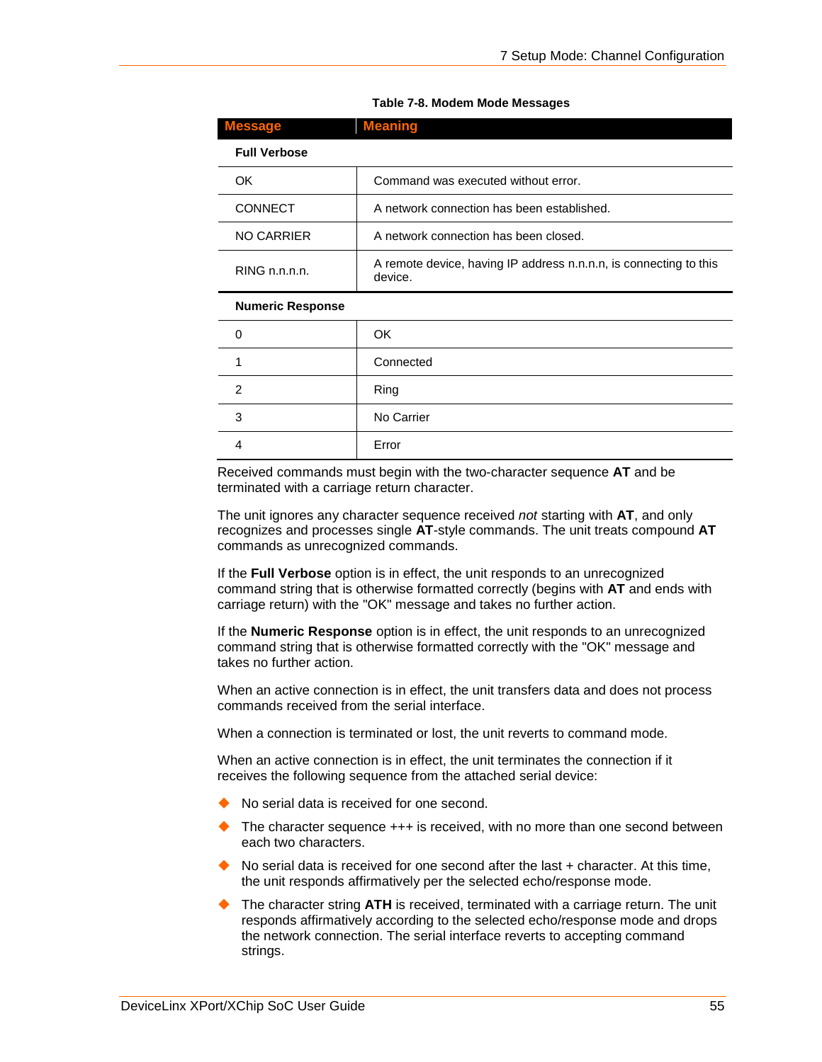**Table 7-8. Modem Mode Messages**

| Message | Meaning |
| --- | --- |
| **Full Verbose** | |
| OK | Command was executed without error. |
| CONNECT | A network connection has been established. |
| NO CARRIER | A network connection has been closed. |
| RING n.n.n.n. | A remote device, having IP address n.n.n.n, is connecting to this device. |
| **Numeric Response** | |
| 0 | OK |
| 1 | Connected |
| 2 | Ring |
| 3 | No Carrier |
| 4 | Error |

Received commands must begin with the two-character sequence **AT** and be terminated with a carriage return character.

The unit ignores any character sequence received *not* starting with **AT**, and only recognizes and processes single **AT**-style commands. The unit treats compound **AT** commands as unrecognized commands.

If the **Full Verbose** option is in effect, the unit responds to an unrecognized command string that is otherwise formatted correctly (begins with **AT** and ends with carriage return) with the "OK" message and takes no further action.

If the **Numeric Response** option is in effect, the unit responds to an unrecognized command string that is otherwise formatted correctly with the "OK" message and takes no further action.

When an active connection is in effect, the unit transfers data and does not process commands received from the serial interface.

When a connection is terminated or lost, the unit reverts to command mode.

When an active connection is in effect, the unit terminates the connection if it receives the following sequence from the attached serial device:

- No serial data is received for one second.
- The character sequence +++ is received, with no more than one second between each two characters.
- No serial data is received for one second after the last + character. At this time, the unit responds affirmatively per the selected echo/response mode.
- The character string **ATH** is received, terminated with a carriage return. The unit responds affirmatively according to the selected echo/response mode and drops the network connection. The serial interface reverts to accepting command strings.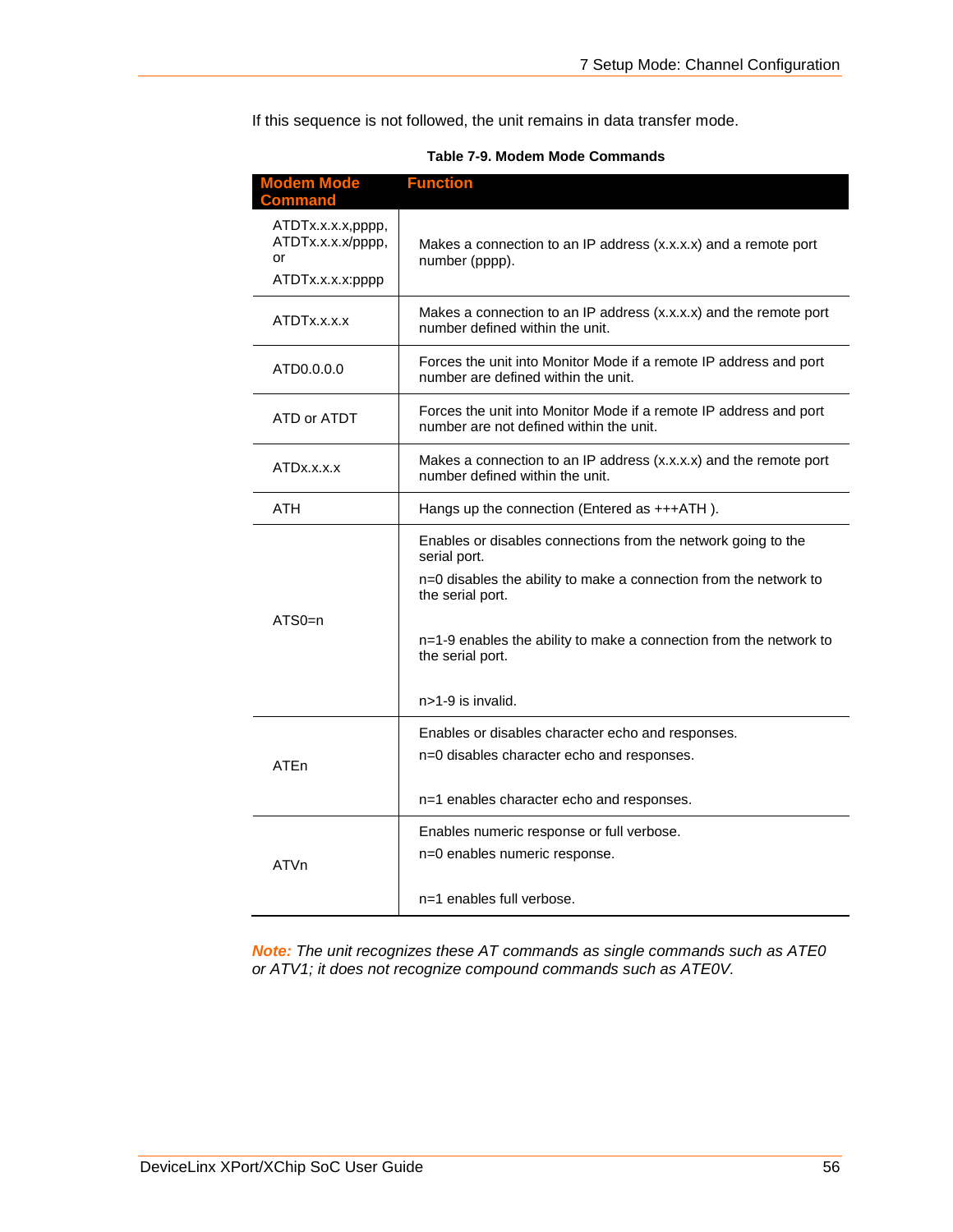If this sequence is not followed, the unit remains in data transfer mode.

**Table 7-9. Modem Mode Commands**

| Modem Mode Command | Function |
|---|---|
| ATDTx.x.x.x,pppp, ATDTx.x.x.x/pppp, or ATDTx.x.x.x:pppp | Makes a connection to an IP address (x.x.x.x) and a remote port number (pppp). |
| ATDTx.x.x.x | Makes a connection to an IP address (x.x.x.x) and the remote port number defined within the unit. |
| ATD0.0.0.0 | Forces the unit into Monitor Mode if a remote IP address and port number are defined within the unit. |
| ATD or ATDT | Forces the unit into Monitor Mode if a remote IP address and port number are not defined within the unit. |
| ATDx.x.x.x | Makes a connection to an IP address (x.x.x.x) and the remote port number defined within the unit. |
| ATH | Hangs up the connection (Entered as +++ATH ). |
| ATS0=n | Enables or disables connections from the network going to the serial port.<br>n=0 disables the ability to make a connection from the network to the serial port.<br>n=1-9 enables the ability to make a connection from the network to the serial port.<br>n>1-9 is invalid. |
| ATEn | Enables or disables character echo and responses.<br>n=0 disables character echo and responses.<br>n=1 enables character echo and responses. |
| ATVn | Enables numeric response or full verbose.<br>n=0 enables numeric response.<br>n=1 enables full verbose. |

***Note:*** *The unit recognizes these AT commands as single commands such as ATE0 or ATV1; it does not recognize compound commands such as ATE0V.*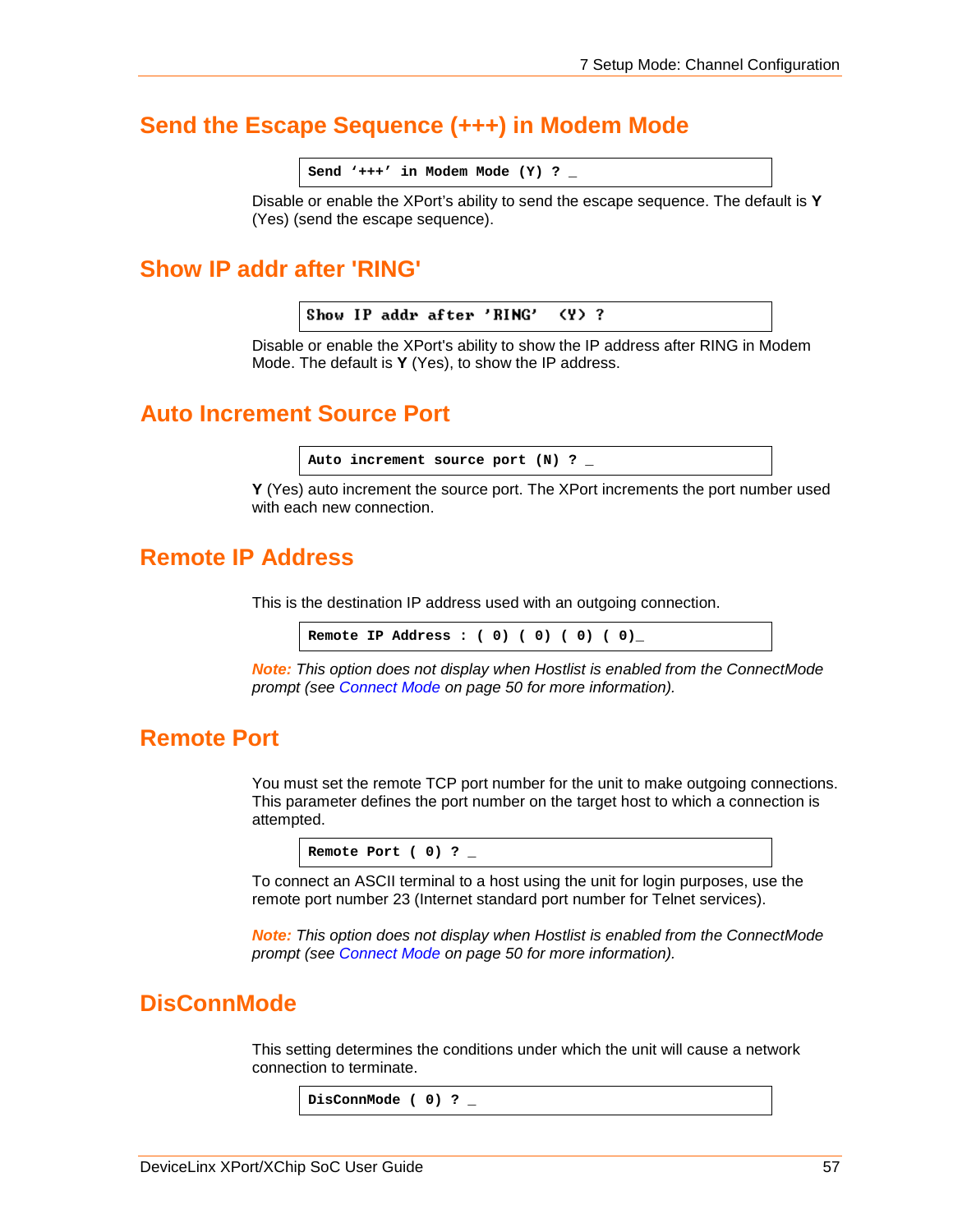## Send the Escape Sequence (+++) in Modem Mode

```
Send '+++' in Modem Mode (Y) ? _
```

Disable or enable the XPort's ability to send the escape sequence. The default is **Y** (Yes) (send the escape sequence).

## Show IP addr after 'RING'

```
Show IP addr after 'RING'  (Y) ?
```

Disable or enable the XPort's ability to show the IP address after RING in Modem Mode. The default is **Y** (Yes), to show the IP address.

## Auto Increment Source Port

```
Auto increment source port (N) ? _
```

**Y** (Yes) auto increment the source port. The XPort increments the port number used with each new connection.

## Remote IP Address

This is the destination IP address used with an outgoing connection.

```
Remote IP Address : ( 0) ( 0) ( 0) ( 0)_
```

***Note:*** *This option does not display when Hostlist is enabled from the ConnectMode prompt (see Connect Mode on page 50 for more information).*

## Remote Port

You must set the remote TCP port number for the unit to make outgoing connections. This parameter defines the port number on the target host to which a connection is attempted.

```
Remote Port ( 0) ? _
```

To connect an ASCII terminal to a host using the unit for login purposes, use the remote port number 23 (Internet standard port number for Telnet services).

***Note:*** *This option does not display when Hostlist is enabled from the ConnectMode prompt (see Connect Mode on page 50 for more information).*

## DisConnMode

This setting determines the conditions under which the unit will cause a network connection to terminate.

```
DisConnMode ( 0) ? _
```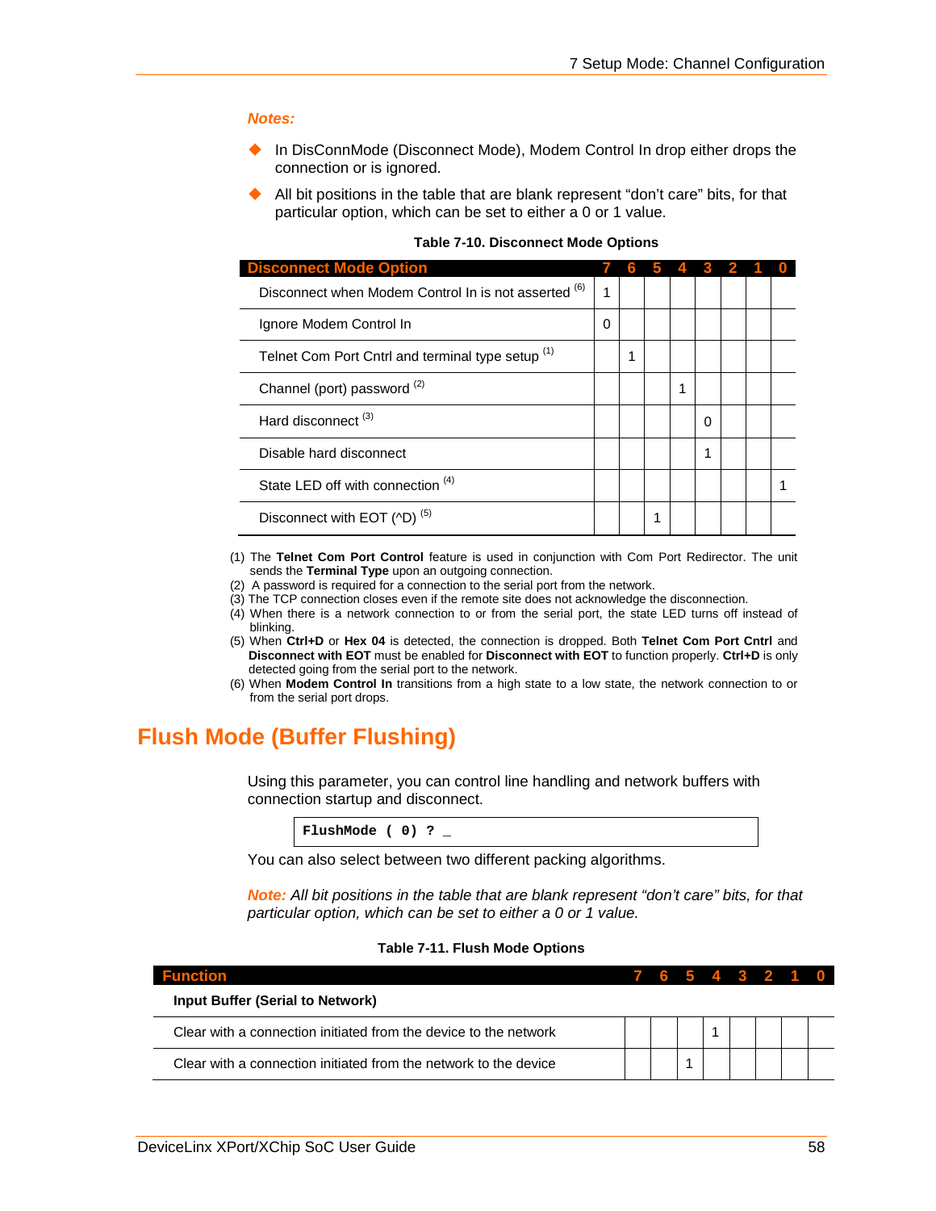***Notes:***

- In DisConnMode (Disconnect Mode), Modem Control In drop either drops the connection or is ignored.
- All bit positions in the table that are blank represent "don't care" bits, for that particular option, which can be set to either a 0 or 1 value.

**Table 7-10. Disconnect Mode Options**

| Disconnect Mode Option | 7 | 6 | 5 | 4 | 3 | 2 | 1 | 0 |
|---|---|---|---|---|---|---|---|---|
| Disconnect when Modem Control In is not asserted (6) | 1 | | | | | | | |
| Ignore Modem Control In | 0 | | | | | | | |
| Telnet Com Port Cntrl and terminal type setup (1) | | 1 | | | | | | |
| Channel (port) password (2) | | | | 1 | | | | |
| Hard disconnect (3) | | | | | 0 | | | |
| Disable hard disconnect | | | | | 1 | | | |
| State LED off with connection (4) | | | | | | | | 1 |
| Disconnect with EOT (^D) (5) | | | 1 | | | | | |

(1) The **Telnet Com Port Control** feature is used in conjunction with Com Port Redirector. The unit sends the **Terminal Type** upon an outgoing connection.
(2) A password is required for a connection to the serial port from the network.
(3) The TCP connection closes even if the remote site does not acknowledge the disconnection.
(4) When there is a network connection to or from the serial port, the state LED turns off instead of blinking.
(5) When **Ctrl+D** or **Hex 04** is detected, the connection is dropped. Both **Telnet Com Port Cntrl** and **Disconnect with EOT** must be enabled for **Disconnect with EOT** to function properly. **Ctrl+D** is only detected going from the serial port to the network.
(6) When **Modem Control In** transitions from a high state to a low state, the network connection to or from the serial port drops.

# Flush Mode (Buffer Flushing)

Using this parameter, you can control line handling and network buffers with connection startup and disconnect.

```
FlushMode ( 0) ? _
```

You can also select between two different packing algorithms.

***Note:*** *All bit positions in the table that are blank represent "don't care" bits, for that particular option, which can be set to either a 0 or 1 value.*

**Table 7-11. Flush Mode Options**

| Function | 7 | 6 | 5 | 4 | 3 | 2 | 1 | 0 |
|---|---|---|---|---|---|---|---|---|
| **Input Buffer (Serial to Network)** | | | | | | | | |
| Clear with a connection initiated from the device to the network | | | | 1 | | | | |
| Clear with a connection initiated from the network to the device | | | 1 | | | | | |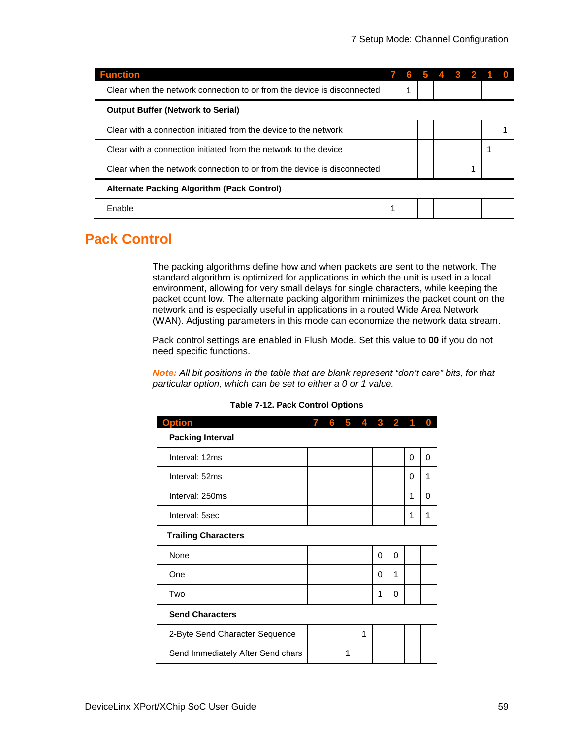| Function | 7 | 6 | 5 | 4 | 3 | 2 | 1 | 0 |
|---|---|---|---|---|---|---|---|---|
| Clear when the network connection to or from the device is disconnected | | 1 | | | | | | |
| **Output Buffer (Network to Serial)** | | | | | | | | |
| Clear with a connection initiated from the device to the network | | | | | | | | 1 |
| Clear with a connection initiated from the network to the device | | | | | | | 1 | |
| Clear when the network connection to or from the device is disconnected | | | | | | 1 | | |
| **Alternate Packing Algorithm (Pack Control)** | | | | | | | | |
| Enable | 1 | | | | | | | |

## Pack Control

The packing algorithms define how and when packets are sent to the network. The standard algorithm is optimized for applications in which the unit is used in a local environment, allowing for very small delays for single characters, while keeping the packet count low. The alternate packing algorithm minimizes the packet count on the network and is especially useful in applications in a routed Wide Area Network (WAN). Adjusting parameters in this mode can economize the network data stream.

Pack control settings are enabled in Flush Mode. Set this value to **00** if you do not need specific functions.

***Note:*** *All bit positions in the table that are blank represent "don't care" bits, for that particular option, which can be set to either a 0 or 1 value.*

**Table 7-12. Pack Control Options**

| Option | 7 | 6 | 5 | 4 | 3 | 2 | 1 | 0 |
|---|---|---|---|---|---|---|---|---|
| **Packing Interval** | | | | | | | | |
| Interval: 12ms | | | | | | | 0 | 0 |
| Interval: 52ms | | | | | | | 0 | 1 |
| Interval: 250ms | | | | | | | 1 | 0 |
| Interval: 5sec | | | | | | | 1 | 1 |
| **Trailing Characters** | | | | | | | | |
| None | | | | | 0 | 0 | | |
| One | | | | | 0 | 1 | | |
| Two | | | | | 1 | 0 | | |
| **Send Characters** | | | | | | | | |
| 2-Byte Send Character Sequence | | | | 1 | | | | |
| Send Immediately After Send chars | | | 1 | | | | | |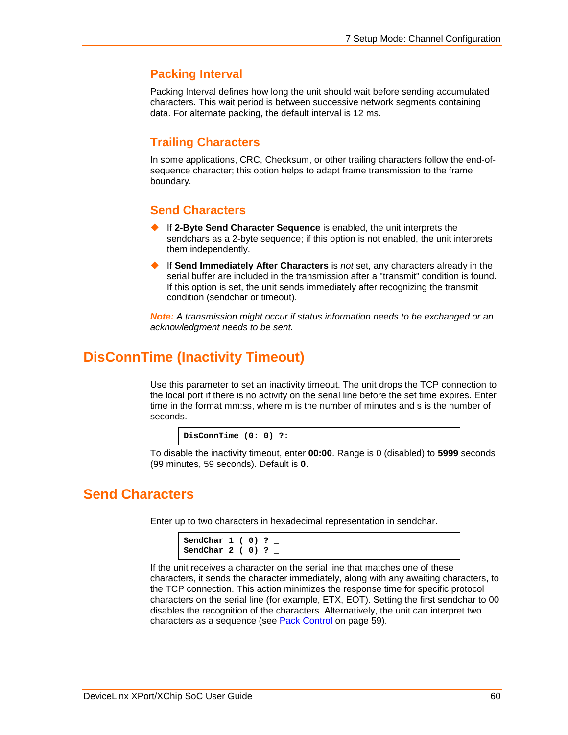### Packing Interval

Packing Interval defines how long the unit should wait before sending accumulated characters. This wait period is between successive network segments containing data. For alternate packing, the default interval is 12 ms.

### Trailing Characters

In some applications, CRC, Checksum, or other trailing characters follow the end-of-sequence character; this option helps to adapt frame transmission to the frame boundary.

### Send Characters

- If **2-Byte Send Character Sequence** is enabled, the unit interprets the sendchars as a 2-byte sequence; if this option is not enabled, the unit interprets them independently.
- If **Send Immediately After Characters** is *not* set, any characters already in the serial buffer are included in the transmission after a "transmit" condition is found. If this option is set, the unit sends immediately after recognizing the transmit condition (sendchar or timeout).

***Note:*** *A transmission might occur if status information needs to be exchanged or an acknowledgment needs to be sent.*

## DisConnTime (Inactivity Timeout)

Use this parameter to set an inactivity timeout. The unit drops the TCP connection to the local port if there is no activity on the serial line before the set time expires. Enter time in the format mm:ss, where m is the number of minutes and s is the number of seconds.

```
DisConnTime (0: 0) ?:
```

To disable the inactivity timeout, enter **00:00**. Range is 0 (disabled) to **5999** seconds (99 minutes, 59 seconds). Default is **0**.

## Send Characters

Enter up to two characters in hexadecimal representation in sendchar.

```
SendChar 1 ( 0) ? _
SendChar 2 ( 0) ? _
```

If the unit receives a character on the serial line that matches one of these characters, it sends the character immediately, along with any awaiting characters, to the TCP connection. This action minimizes the response time for specific protocol characters on the serial line (for example, ETX, EOT). Setting the first sendchar to 00 disables the recognition of the characters. Alternatively, the unit can interpret two characters as a sequence (see Pack Control on page 59).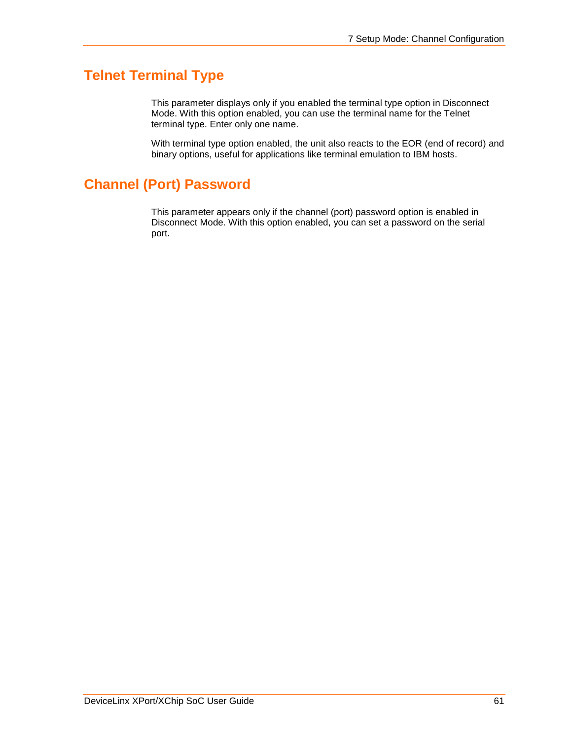## Telnet Terminal Type

This parameter displays only if you enabled the terminal type option in Disconnect Mode. With this option enabled, you can use the terminal name for the Telnet terminal type. Enter only one name.

With terminal type option enabled, the unit also reacts to the EOR (end of record) and binary options, useful for applications like terminal emulation to IBM hosts.

## Channel (Port) Password

This parameter appears only if the channel (port) password option is enabled in Disconnect Mode. With this option enabled, you can set a password on the serial port.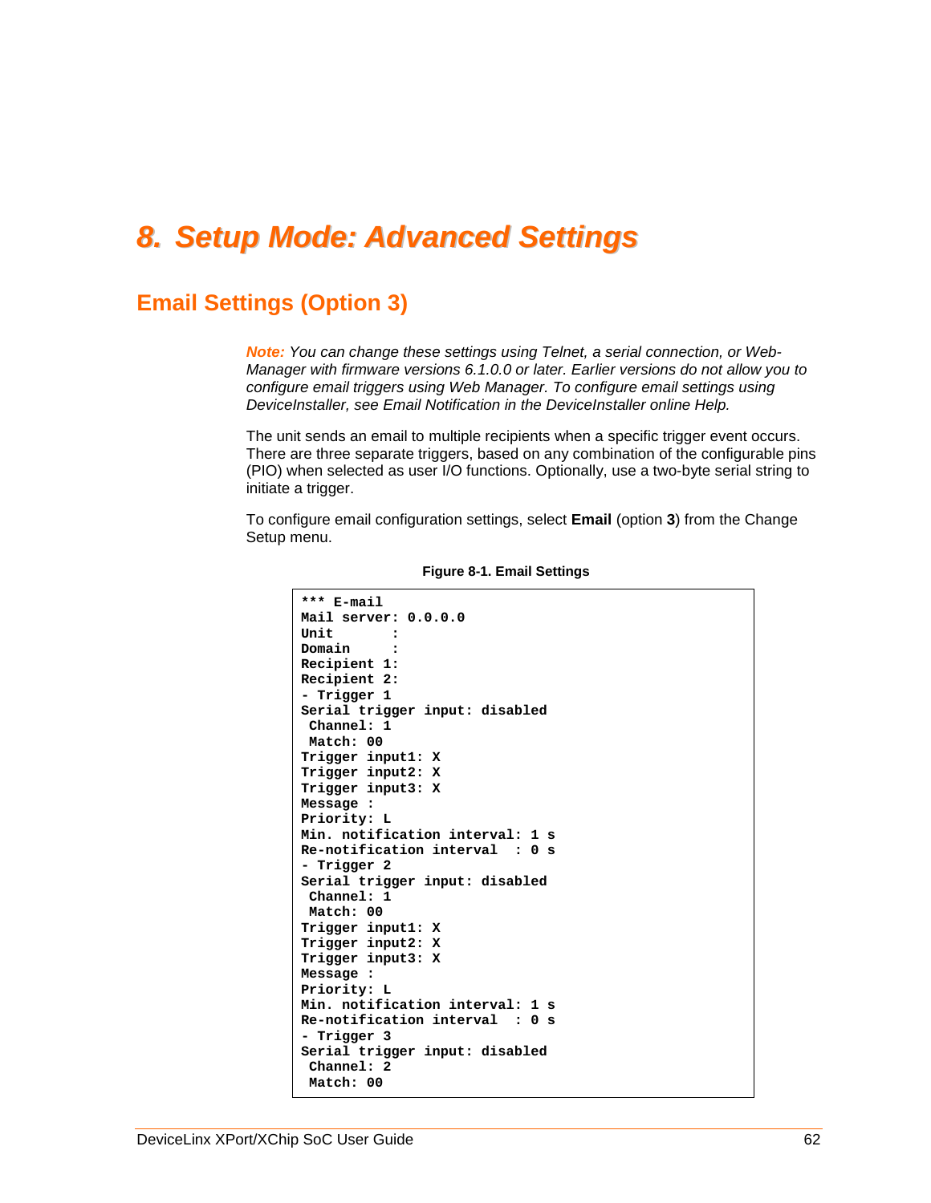# 8. Setup Mode: Advanced Settings

## Email Settings (Option 3)

***Note:** You can change these settings using Telnet, a serial connection, or Web-Manager with firmware versions 6.1.0.0 or later. Earlier versions do not allow you to configure email triggers using Web Manager. To configure email settings using DeviceInstaller, see Email Notification in the DeviceInstaller online Help.*

The unit sends an email to multiple recipients when a specific trigger event occurs. There are three separate triggers, based on any combination of the configurable pins (PIO) when selected as user I/O functions. Optionally, use a two-byte serial string to initiate a trigger.

To configure email configuration settings, select **Email** (option **3**) from the Change Setup menu.

**Figure 8-1. Email Settings**

```
*** E-mail
Mail server: 0.0.0.0
Unit       :
Domain     :
Recipient 1:
Recipient 2:
- Trigger 1
Serial trigger input: disabled
 Channel: 1
 Match: 00
Trigger input1: X
Trigger input2: X
Trigger input3: X
Message :
Priority: L
Min. notification interval: 1 s
Re-notification interval  : 0 s
- Trigger 2
Serial trigger input: disabled
 Channel: 1
 Match: 00
Trigger input1: X
Trigger input2: X
Trigger input3: X
Message :
Priority: L
Min. notification interval: 1 s
Re-notification interval  : 0 s
- Trigger 3
Serial trigger input: disabled
 Channel: 2
 Match: 00
```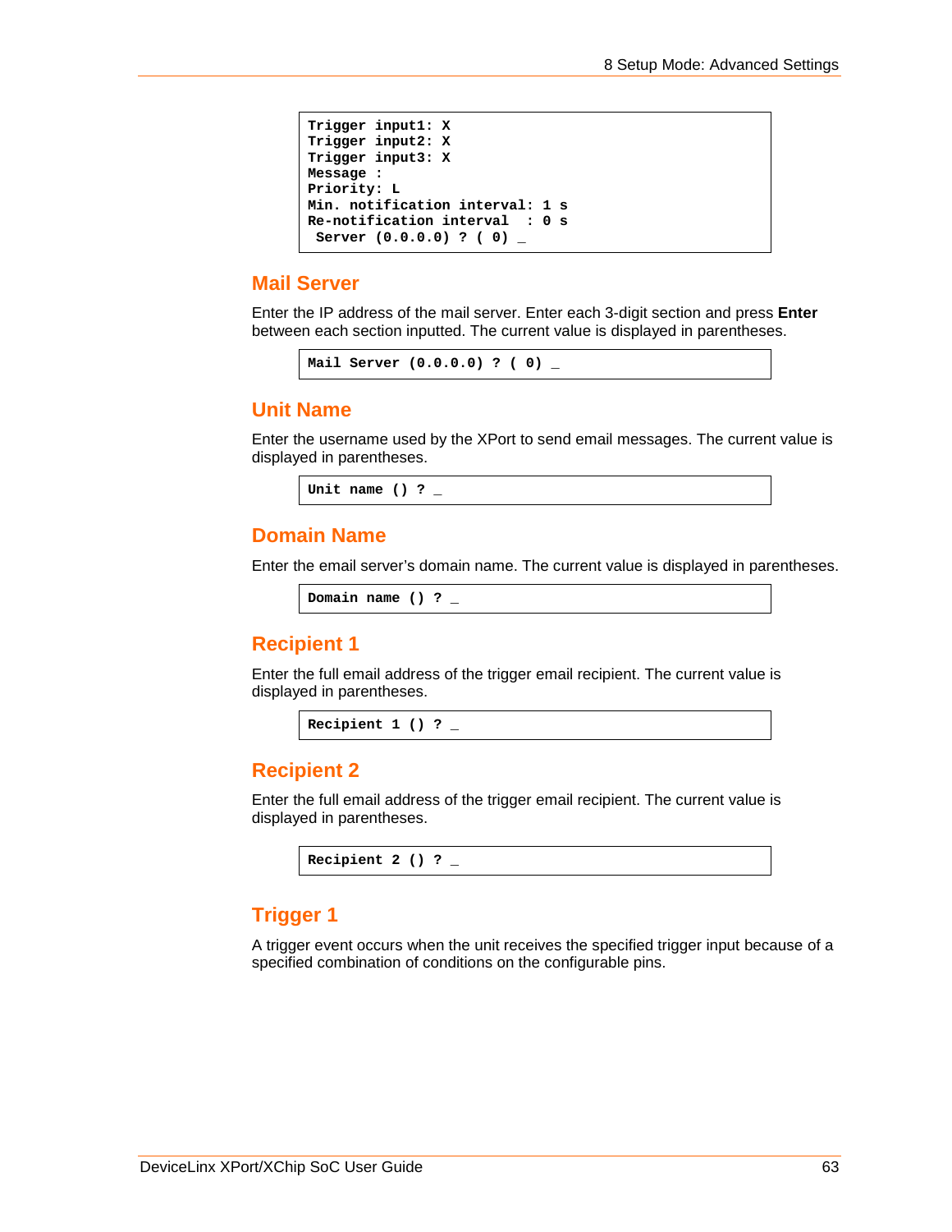```
Trigger input1: X
Trigger input2: X
Trigger input3: X
Message :
Priority: L
Min. notification interval: 1 s
Re-notification interval  : 0 s
 Server (0.0.0.0) ? ( 0) _
```

## Mail Server

Enter the IP address of the mail server. Enter each 3-digit section and press **Enter** between each section inputted. The current value is displayed in parentheses.

```
Mail Server (0.0.0.0) ? ( 0) _
```

## Unit Name

Enter the username used by the XPort to send email messages. The current value is displayed in parentheses.

```
Unit name () ? _
```

## Domain Name

Enter the email server's domain name. The current value is displayed in parentheses.

```
Domain name () ? _
```

## Recipient 1

Enter the full email address of the trigger email recipient. The current value is displayed in parentheses.

```
Recipient 1 () ? _
```

## Recipient 2

Enter the full email address of the trigger email recipient. The current value is displayed in parentheses.

```
Recipient 2 () ? _
```

## Trigger 1

A trigger event occurs when the unit receives the specified trigger input because of a specified combination of conditions on the configurable pins.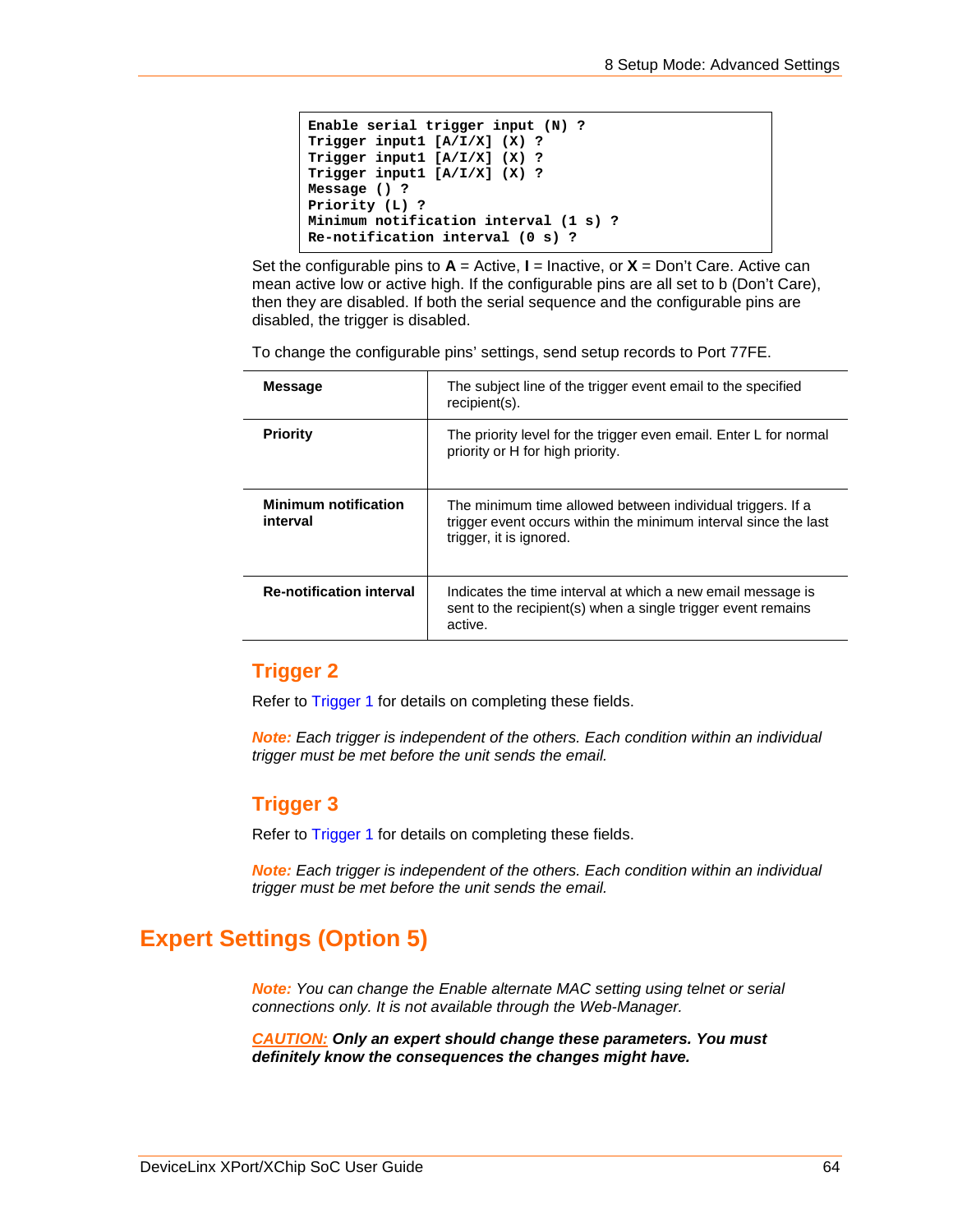```
Enable serial trigger input (N) ?
Trigger input1 [A/I/X] (X) ?
Trigger input1 [A/I/X] (X) ?
Trigger input1 [A/I/X] (X) ?
Message () ?
Priority (L) ?
Minimum notification interval (1 s) ?
Re-notification interval (0 s) ?
```

Set the configurable pins to **A** = Active, **I** = Inactive, or **X** = Don't Care. Active can mean active low or active high. If the configurable pins are all set to b (Don't Care), then they are disabled. If both the serial sequence and the configurable pins are disabled, the trigger is disabled.

To change the configurable pins' settings, send setup records to Port 77FE.

| | |
|---|---|
| **Message** | The subject line of the trigger event email to the specified recipient(s). |
| **Priority** | The priority level for the trigger even email. Enter L for normal priority or H for high priority. |
| **Minimum notification interval** | The minimum time allowed between individual triggers. If a trigger event occurs within the minimum interval since the last trigger, it is ignored. |
| **Re-notification interval** | Indicates the time interval at which a new email message is sent to the recipient(s) when a single trigger event remains active. |

### Trigger 2

Refer to Trigger 1 for details on completing these fields.

*Note: Each trigger is independent of the others. Each condition within an individual trigger must be met before the unit sends the email.*

### Trigger 3

Refer to Trigger 1 for details on completing these fields.

*Note: Each trigger is independent of the others. Each condition within an individual trigger must be met before the unit sends the email.*

## Expert Settings (Option 5)

*Note: You can change the Enable alternate MAC setting using telnet or serial connections only. It is not available through the Web-Manager.*

***CAUTION: Only an expert should change these parameters. You must definitely know the consequences the changes might have.***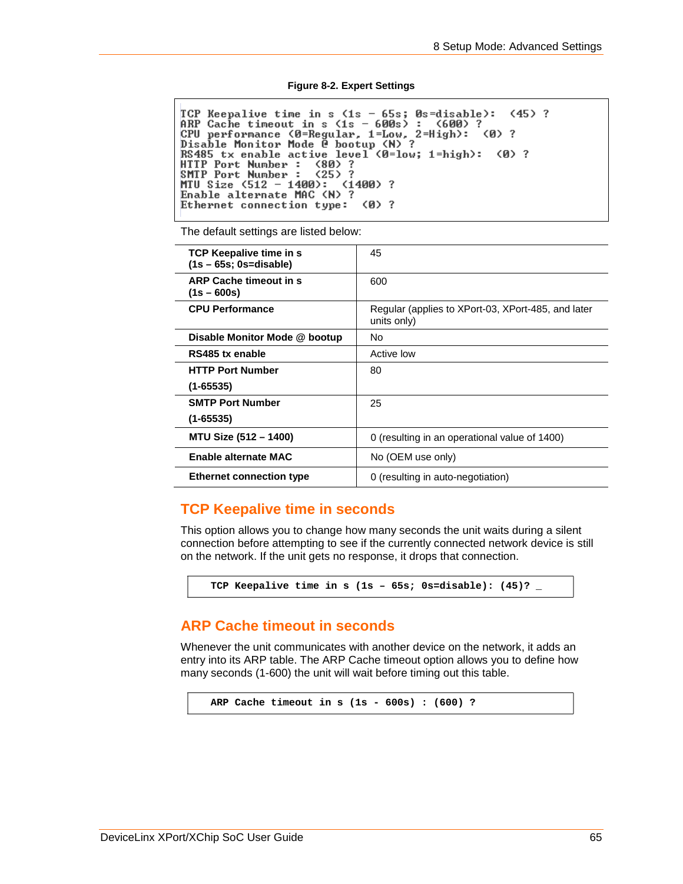**Figure 8-2. Expert Settings**

```
TCP Keepalive time in s (1s - 65s; 0s=disable):  (45) ?
ARP Cache timeout in s (1s - 600s) :  (600) ?
CPU performance (0=Regular, 1=Low, 2=High):  (0) ?
Disable Monitor Mode @ bootup (N) ?
RS485 tx enable active level (0=low; 1=high):  (0) ?
HTTP Port Number :  (80) ?
SMTP Port Number :  (25) ?
MTU Size (512 - 1400):  (1400) ?
Enable alternate MAC (N) ?
Ethernet connection type:  (0) ?
```

The default settings are listed below:

| | |
|---|---|
| **TCP Keepalive time in s (1s – 65s; 0s=disable)** | 45 |
| **ARP Cache timeout in s (1s – 600s)** | 600 |
| **CPU Performance** | Regular (applies to XPort-03, XPort-485, and later units only) |
| **Disable Monitor Mode @ bootup** | No |
| **RS485 tx enable** | Active low |
| **HTTP Port Number (1-65535)** | 80 |
| **SMTP Port Number (1-65535)** | 25 |
| **MTU Size (512 – 1400)** | 0 (resulting in an operational value of 1400) |
| **Enable alternate MAC** | No (OEM use only) |
| **Ethernet connection type** | 0 (resulting in auto-negotiation) |

## TCP Keepalive time in seconds

This option allows you to change how many seconds the unit waits during a silent connection before attempting to see if the currently connected network device is still on the network. If the unit gets no response, it drops that connection.

```
TCP Keepalive time in s (1s – 65s; 0s=disable): (45)? _
```

## ARP Cache timeout in seconds

Whenever the unit communicates with another device on the network, it adds an entry into its ARP table. The ARP Cache timeout option allows you to define how many seconds (1-600) the unit will wait before timing out this table.

```
ARP Cache timeout in s (1s - 600s) : (600) ?
```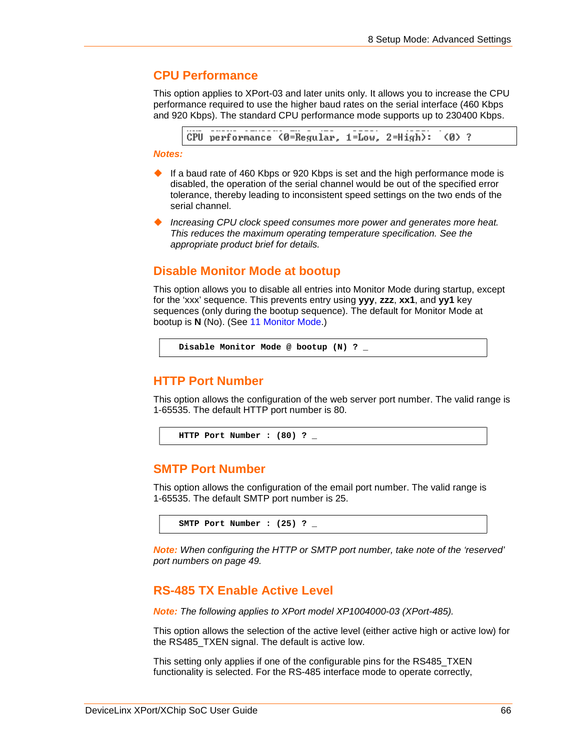## CPU Performance

This option applies to XPort-03 and later units only. It allows you to increase the CPU performance required to use the higher baud rates on the serial interface (460 Kbps and 920 Kbps). The standard CPU performance mode supports up to 230400 Kbps.

```
CPU performance (0=Regular, 1=Low, 2=High):  (0) ?
```

***Notes:***

- If a baud rate of 460 Kbps or 920 Kbps is set and the high performance mode is disabled, the operation of the serial channel would be out of the specified error tolerance, thereby leading to inconsistent speed settings on the two ends of the serial channel.
- *Increasing CPU clock speed consumes more power and generates more heat. This reduces the maximum operating temperature specification. See the appropriate product brief for details.*

## Disable Monitor Mode at bootup

This option allows you to disable all entries into Monitor Mode during startup, except for the 'xxx' sequence. This prevents entry using **yyy**, **zzz**, **xx1**, and **yy1** key sequences (only during the bootup sequence). The default for Monitor Mode at bootup is **N** (No). (See 11 Monitor Mode.)

```
Disable Monitor Mode @ bootup (N) ? _
```

## HTTP Port Number

This option allows the configuration of the web server port number. The valid range is 1-65535. The default HTTP port number is 80.

```
HTTP Port Number : (80) ? _
```

## SMTP Port Number

This option allows the configuration of the email port number. The valid range is 1-65535. The default SMTP port number is 25.

```
SMTP Port Number : (25) ? _
```

***Note:*** *When configuring the HTTP or SMTP port number, take note of the 'reserved' port numbers on page 49.*

## RS-485 TX Enable Active Level

***Note:*** *The following applies to XPort model XP1004000-03 (XPort-485).*

This option allows the selection of the active level (either active high or active low) for the RS485_TXEN signal. The default is active low.

This setting only applies if one of the configurable pins for the RS485_TXEN functionality is selected. For the RS-485 interface mode to operate correctly,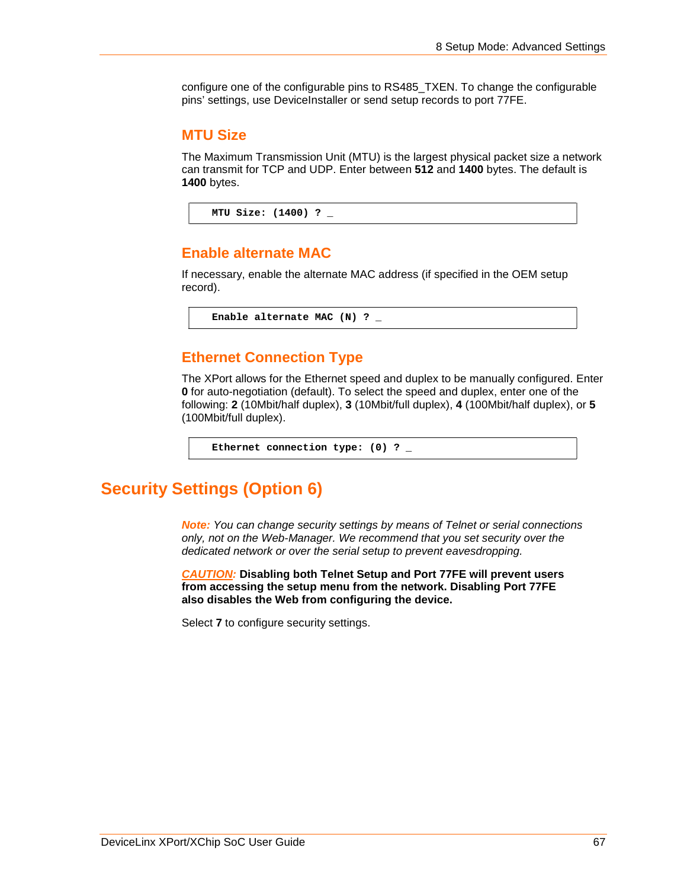configure one of the configurable pins to RS485_TXEN. To change the configurable pins' settings, use DeviceInstaller or send setup records to port 77FE.

### MTU Size

The Maximum Transmission Unit (MTU) is the largest physical packet size a network can transmit for TCP and UDP. Enter between **512** and **1400** bytes. The default is **1400** bytes.

```
MTU Size: (1400) ? _
```

### Enable alternate MAC

If necessary, enable the alternate MAC address (if specified in the OEM setup record).

```
Enable alternate MAC (N) ? _
```

### Ethernet Connection Type

The XPort allows for the Ethernet speed and duplex to be manually configured. Enter **0** for auto-negotiation (default). To select the speed and duplex, enter one of the following: **2** (10Mbit/half duplex), **3** (10Mbit/full duplex), **4** (100Mbit/half duplex), or **5** (100Mbit/full duplex).

```
Ethernet connection type: (0) ? _
```

## Security Settings (Option 6)

***Note:*** *You can change security settings by means of Telnet or serial connections only, not on the Web-Manager. We recommend that you set security over the dedicated network or over the serial setup to prevent eavesdropping.*

***CAUTION:*** **Disabling both Telnet Setup and Port 77FE will prevent users from accessing the setup menu from the network. Disabling Port 77FE also disables the Web from configuring the device.**

Select **7** to configure security settings.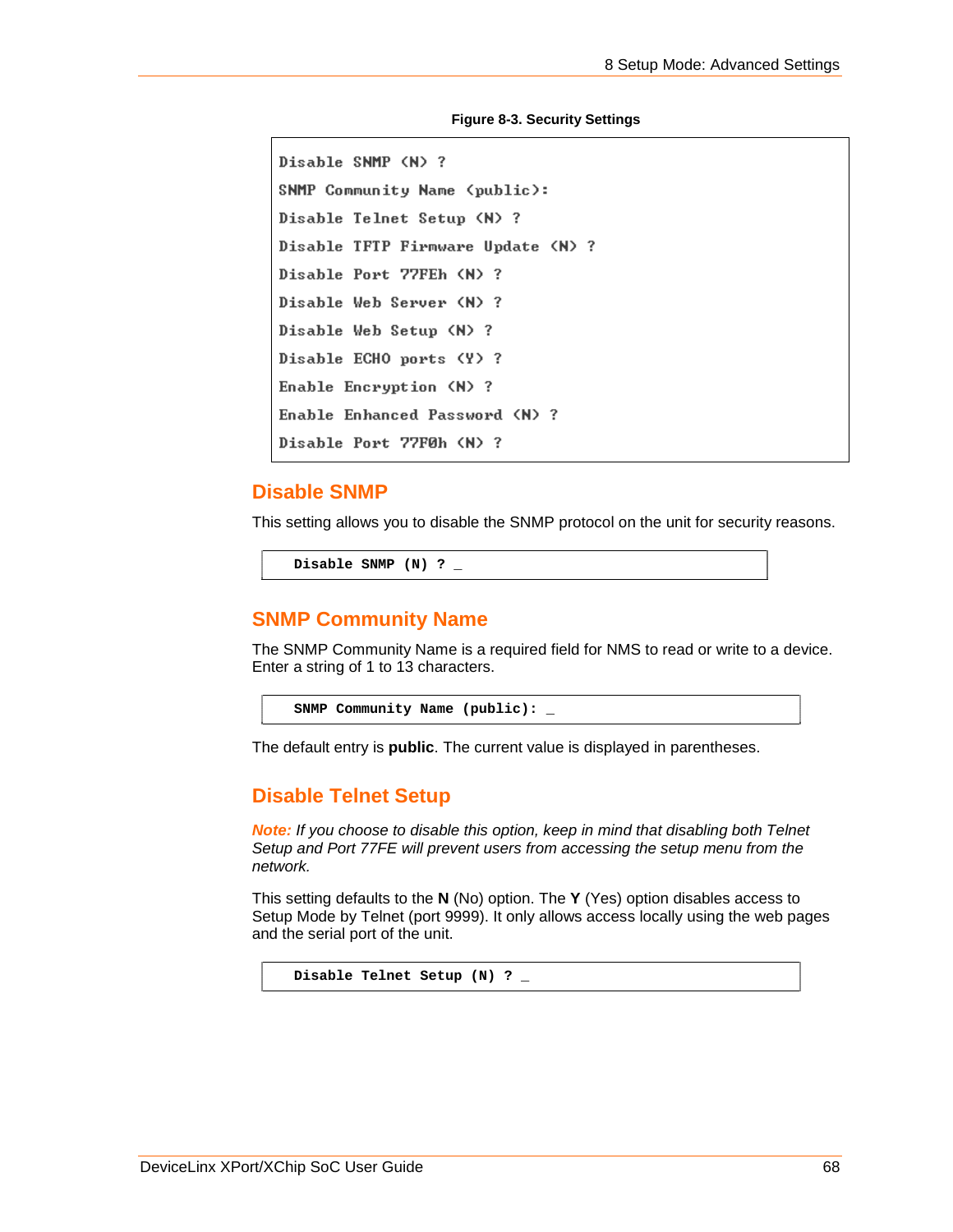**Figure 8-3. Security Settings**

```
Disable SNMP (N) ?
SNMP Community Name (public):
Disable Telnet Setup (N) ?
Disable TFTP Firmware Update (N) ?
Disable Port 77FEh (N) ?
Disable Web Server (N) ?
Disable Web Setup (N) ?
Disable ECHO ports (Y) ?
Enable Encryption (N) ?
Enable Enhanced Password (N) ?
Disable Port 77F0h (N) ?
```

## Disable SNMP

This setting allows you to disable the SNMP protocol on the unit for security reasons.

```
Disable SNMP (N) ? _
```

## SNMP Community Name

The SNMP Community Name is a required field for NMS to read or write to a device. Enter a string of 1 to 13 characters.

```
SNMP Community Name (public): _
```

The default entry is **public**. The current value is displayed in parentheses.

## Disable Telnet Setup

***Note:*** *If you choose to disable this option, keep in mind that disabling both Telnet Setup and Port 77FE will prevent users from accessing the setup menu from the network.*

This setting defaults to the **N** (No) option. The **Y** (Yes) option disables access to Setup Mode by Telnet (port 9999). It only allows access locally using the web pages and the serial port of the unit.

```
Disable Telnet Setup (N) ? _
```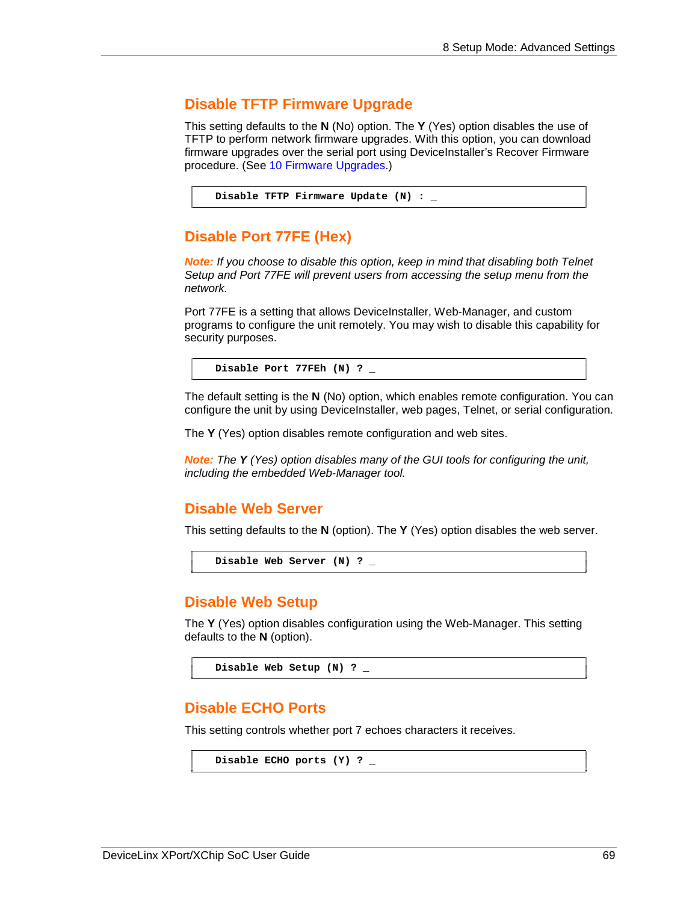## Disable TFTP Firmware Upgrade

This setting defaults to the **N** (No) option. The **Y** (Yes) option disables the use of TFTP to perform network firmware upgrades. With this option, you can download firmware upgrades over the serial port using DeviceInstaller's Recover Firmware procedure. (See 10 Firmware Upgrades.)

```
Disable TFTP Firmware Update (N) : _
```

## Disable Port 77FE (Hex)

*Note: If you choose to disable this option, keep in mind that disabling both Telnet Setup and Port 77FE will prevent users from accessing the setup menu from the network.*

Port 77FE is a setting that allows DeviceInstaller, Web-Manager, and custom programs to configure the unit remotely. You may wish to disable this capability for security purposes.

```
Disable Port 77FEh (N) ? _
```

The default setting is the **N** (No) option, which enables remote configuration. You can configure the unit by using DeviceInstaller, web pages, Telnet, or serial configuration.

The **Y** (Yes) option disables remote configuration and web sites.

*Note: The **Y** (Yes) option disables many of the GUI tools for configuring the unit, including the embedded Web-Manager tool.*

## Disable Web Server

This setting defaults to the **N** (option). The **Y** (Yes) option disables the web server.

```
Disable Web Server (N) ? _
```

## Disable Web Setup

The **Y** (Yes) option disables configuration using the Web-Manager. This setting defaults to the **N** (option).

```
Disable Web Setup (N) ? _
```

## Disable ECHO Ports

This setting controls whether port 7 echoes characters it receives.

```
Disable ECHO ports (Y) ? _
```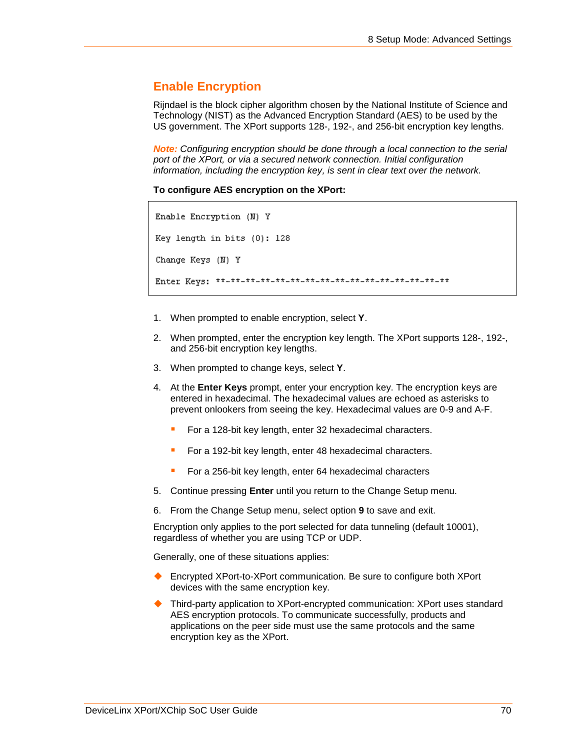## Enable Encryption

Rijndael is the block cipher algorithm chosen by the National Institute of Science and Technology (NIST) as the Advanced Encryption Standard (AES) to be used by the US government. The XPort supports 128-, 192-, and 256-bit encryption key lengths.

***Note:*** *Configuring encryption should be done through a local connection to the serial port of the XPort, or via a secured network connection. Initial configuration information, including the encryption key, is sent in clear text over the network.*

**To configure AES encryption on the XPort:**

```
Enable Encryption (N) Y

Key length in bits (0): 128

Change Keys (N) Y

Enter Keys: **-**-**-**-**-**-**-**-**-**-**-**-**-**-**-**
```

1. When prompted to enable encryption, select **Y**.
2. When prompted, enter the encryption key length. The XPort supports 128-, 192-, and 256-bit encryption key lengths.
3. When prompted to change keys, select **Y**.
4. At the **Enter Keys** prompt, enter your encryption key. The encryption keys are entered in hexadecimal. The hexadecimal values are echoed as asterisks to prevent onlookers from seeing the key. Hexadecimal values are 0-9 and A-F.
   - For a 128-bit key length, enter 32 hexadecimal characters.
   - For a 192-bit key length, enter 48 hexadecimal characters.
   - For a 256-bit key length, enter 64 hexadecimal characters
5. Continue pressing **Enter** until you return to the Change Setup menu.
6. From the Change Setup menu, select option **9** to save and exit.

Encryption only applies to the port selected for data tunneling (default 10001), regardless of whether you are using TCP or UDP.

Generally, one of these situations applies:

- Encrypted XPort-to-XPort communication. Be sure to configure both XPort devices with the same encryption key.
- Third-party application to XPort-encrypted communication: XPort uses standard AES encryption protocols. To communicate successfully, products and applications on the peer side must use the same protocols and the same encryption key as the XPort.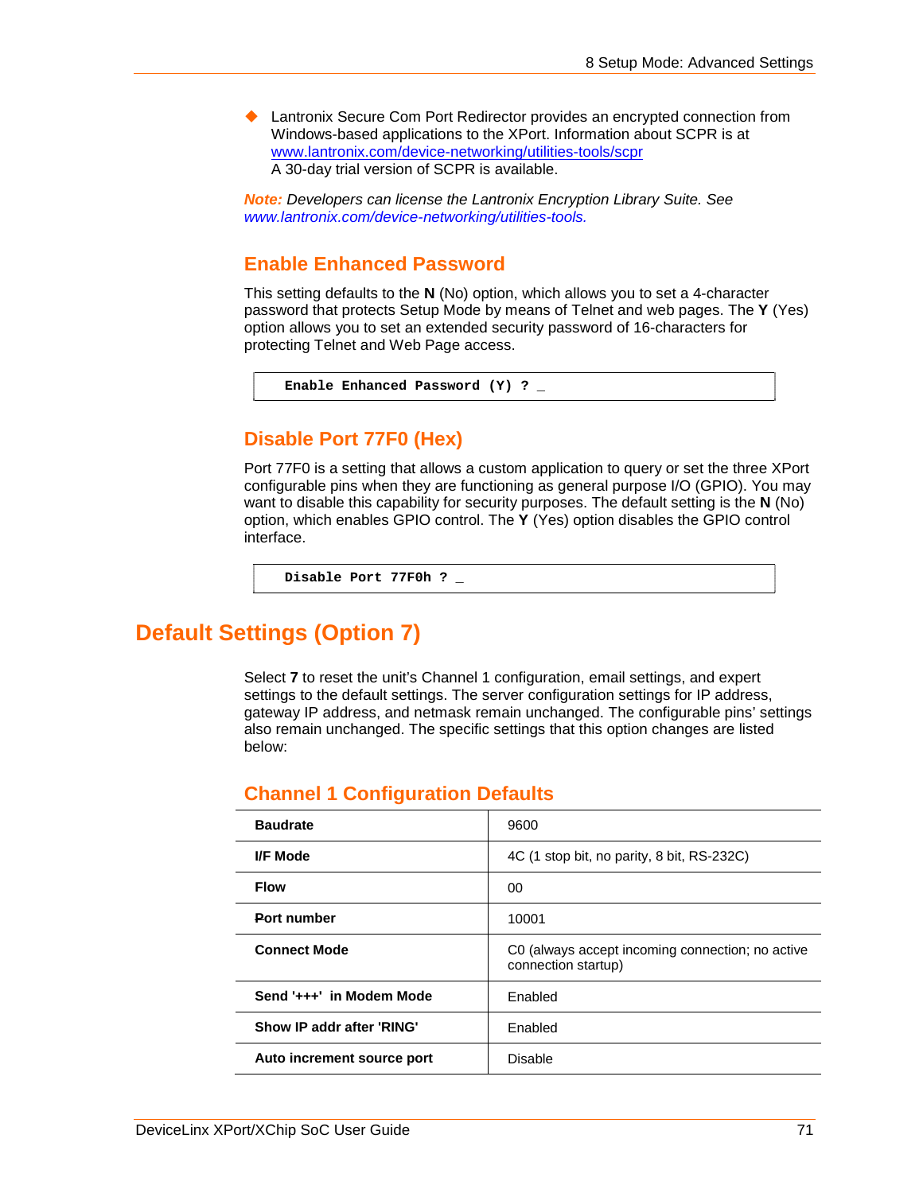- Lantronix Secure Com Port Redirector provides an encrypted connection from Windows-based applications to the XPort. Information about SCPR is at www.lantronix.com/device-networking/utilities-tools/scpr
  A 30-day trial version of SCPR is available.

*Note: Developers can license the Lantronix Encryption Library Suite. See www.lantronix.com/device-networking/utilities-tools.*

### Enable Enhanced Password

This setting defaults to the **N** (No) option, which allows you to set a 4-character password that protects Setup Mode by means of Telnet and web pages. The **Y** (Yes) option allows you to set an extended security password of 16-characters for protecting Telnet and Web Page access.

```
Enable Enhanced Password (Y) ? _
```

### Disable Port 77F0 (Hex)

Port 77F0 is a setting that allows a custom application to query or set the three XPort configurable pins when they are functioning as general purpose I/O (GPIO). You may want to disable this capability for security purposes. The default setting is the **N** (No) option, which enables GPIO control. The **Y** (Yes) option disables the GPIO control interface.

```
Disable Port 77F0h ? _
```

## Default Settings (Option 7)

Select **7** to reset the unit's Channel 1 configuration, email settings, and expert settings to the default settings. The server configuration settings for IP address, gateway IP address, and netmask remain unchanged. The configurable pins' settings also remain unchanged. The specific settings that this option changes are listed below:

### Channel 1 Configuration Defaults

| | |
|---|---|
| **Baudrate** | 9600 |
| **I/F Mode** | 4C (1 stop bit, no parity, 8 bit, RS-232C) |
| **Flow** | 00 |
| **Port number** | 10001 |
| **Connect Mode** | C0 (always accept incoming connection; no active connection startup) |
| **Send '+++' in Modem Mode** | Enabled |
| **Show IP addr after 'RING'** | Enabled |
| **Auto increment source port** | Disable |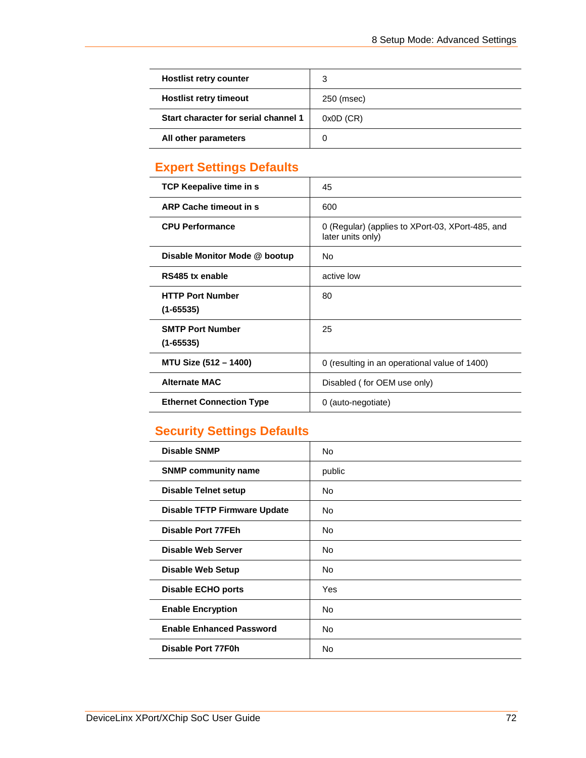| | |
|---|---|
| **Hostlist retry counter** | 3 |
| **Hostlist retry timeout** | 250 (msec) |
| **Start character for serial channel 1** | 0x0D (CR) |
| **All other parameters** | 0 |

## Expert Settings Defaults

| | |
|---|---|
| **TCP Keepalive time in s** | 45 |
| **ARP Cache timeout in s** | 600 |
| **CPU Performance** | 0 (Regular) (applies to XPort-03, XPort-485, and later units only) |
| **Disable Monitor Mode @ bootup** | No |
| **RS485 tx enable** | active low |
| **HTTP Port Number (1-65535)** | 80 |
| **SMTP Port Number (1-65535)** | 25 |
| **MTU Size (512 – 1400)** | 0 (resulting in an operational value of 1400) |
| **Alternate MAC** | Disabled ( for OEM use only) |
| **Ethernet Connection Type** | 0 (auto-negotiate) |

## Security Settings Defaults

| | |
|---|---|
| **Disable SNMP** | No |
| **SNMP community name** | public |
| **Disable Telnet setup** | No |
| **Disable TFTP Firmware Update** | No |
| **Disable Port 77FEh** | No |
| **Disable Web Server** | No |
| **Disable Web Setup** | No |
| **Disable ECHO ports** | Yes |
| **Enable Encryption** | No |
| **Enable Enhanced Password** | No |
| **Disable Port 77F0h** | No |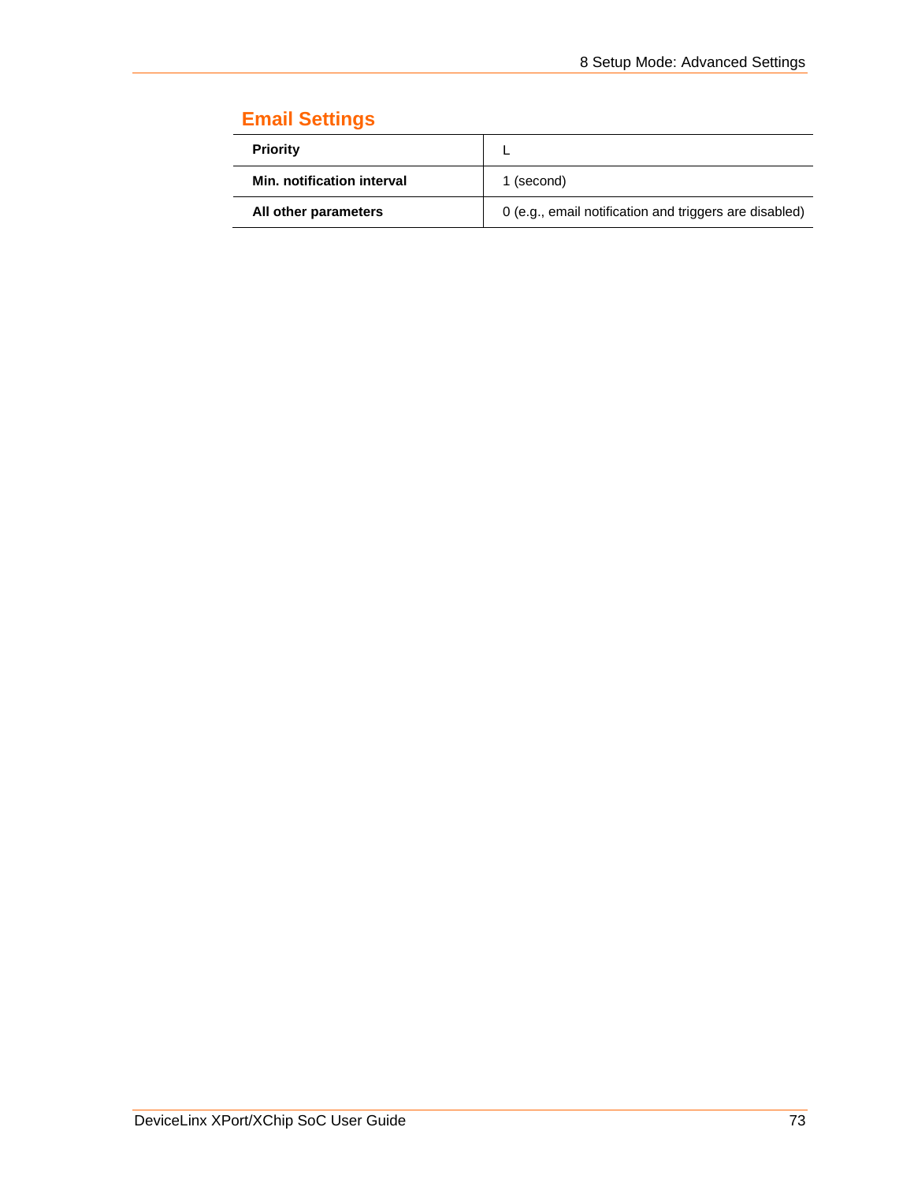## Email Settings

| Priority | L |
|---|---|
| **Min. notification interval** | 1 (second) |
| **All other parameters** | 0 (e.g., email notification and triggers are disabled) |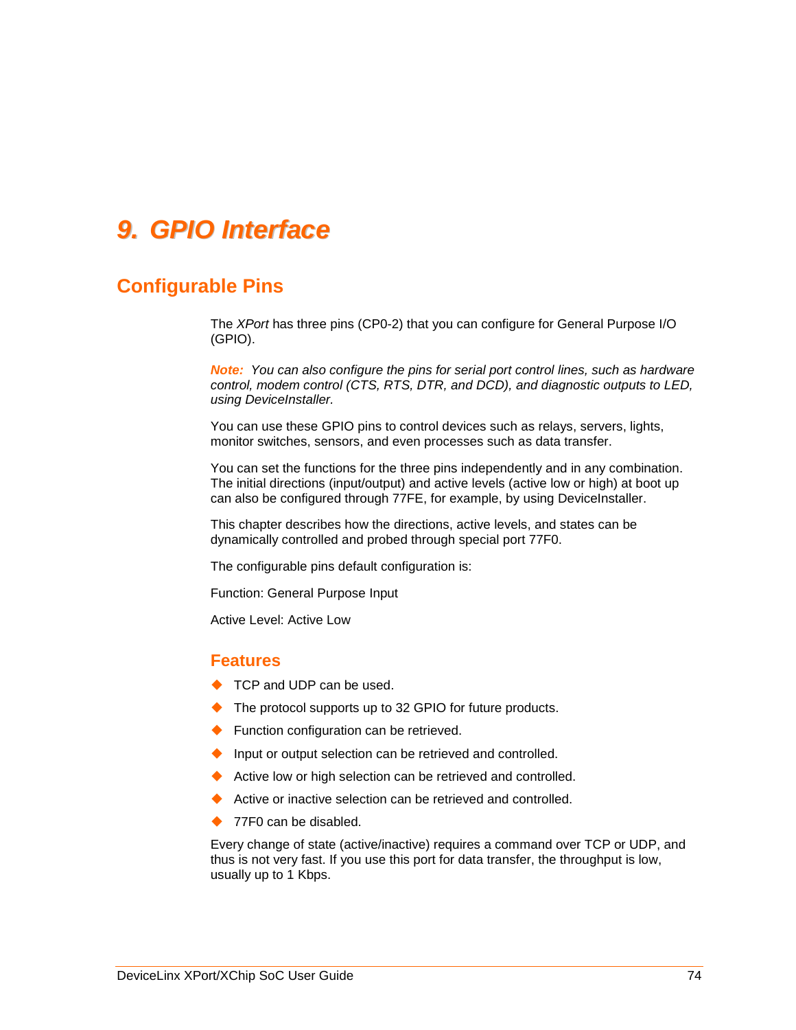# 9. GPIO Interface

## Configurable Pins

The *XPort* has three pins (CP0-2) that you can configure for General Purpose I/O (GPIO).

***Note:*** *You can also configure the pins for serial port control lines, such as hardware control, modem control (CTS, RTS, DTR, and DCD), and diagnostic outputs to LED, using DeviceInstaller.*

You can use these GPIO pins to control devices such as relays, servers, lights, monitor switches, sensors, and even processes such as data transfer.

You can set the functions for the three pins independently and in any combination. The initial directions (input/output) and active levels (active low or high) at boot up can also be configured through 77FE, for example, by using DeviceInstaller.

This chapter describes how the directions, active levels, and states can be dynamically controlled and probed through special port 77F0.

The configurable pins default configuration is:

Function: General Purpose Input

Active Level: Active Low

### Features

- TCP and UDP can be used.
- The protocol supports up to 32 GPIO for future products.
- Function configuration can be retrieved.
- Input or output selection can be retrieved and controlled.
- Active low or high selection can be retrieved and controlled.
- Active or inactive selection can be retrieved and controlled.
- 77F0 can be disabled.

Every change of state (active/inactive) requires a command over TCP or UDP, and thus is not very fast. If you use this port for data transfer, the throughput is low, usually up to 1 Kbps.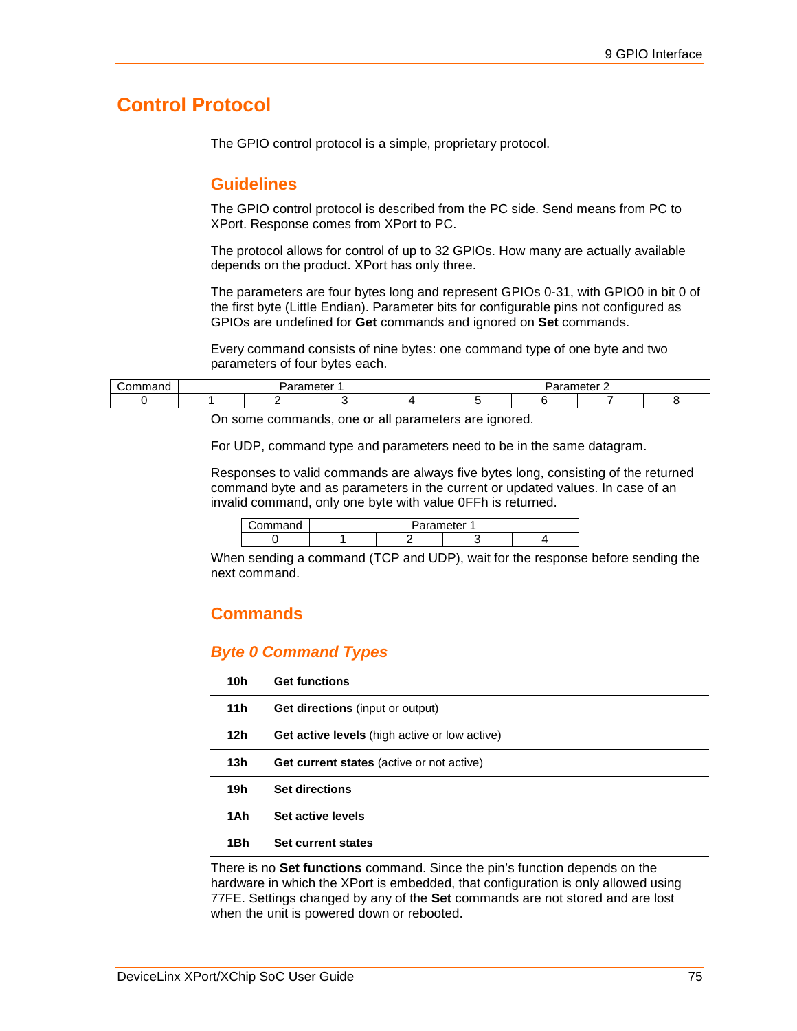# Control Protocol

The GPIO control protocol is a simple, proprietary protocol.

## Guidelines

The GPIO control protocol is described from the PC side. Send means from PC to XPort. Response comes from XPort to PC.

The protocol allows for control of up to 32 GPIOs. How many are actually available depends on the product. XPort has only three.

The parameters are four bytes long and represent GPIOs 0-31, with GPIO0 in bit 0 of the first byte (Little Endian). Parameter bits for configurable pins not configured as GPIOs are undefined for **Get** commands and ignored on **Set** commands.

Every command consists of nine bytes: one command type of one byte and two parameters of four bytes each.

| Command | Parameter 1 | | | | Parameter 2 | | | |
|---|---|---|---|---|---|---|---|---|
| 0 | 1 | 2 | 3 | 4 | 5 | 6 | 7 | 8 |

On some commands, one or all parameters are ignored.

For UDP, command type and parameters need to be in the same datagram.

Responses to valid commands are always five bytes long, consisting of the returned command byte and as parameters in the current or updated values. In case of an invalid command, only one byte with value 0FFh is returned.

| Command | Parameter 1 | | | |
|---|---|---|---|---|
| 0 | 1 | 2 | 3 | 4 |

When sending a command (TCP and UDP), wait for the response before sending the next command.

## Commands

### *Byte 0 Command Types*

| | |
|---|---|
| **10h** | **Get functions** |
| **11h** | **Get directions** (input or output) |
| **12h** | **Get active levels** (high active or low active) |
| **13h** | **Get current states** (active or not active) |
| **19h** | **Set directions** |
| **1Ah** | **Set active levels** |
| **1Bh** | **Set current states** |

There is no **Set functions** command. Since the pin's function depends on the hardware in which the XPort is embedded, that configuration is only allowed using 77FE. Settings changed by any of the **Set** commands are not stored and are lost when the unit is powered down or rebooted.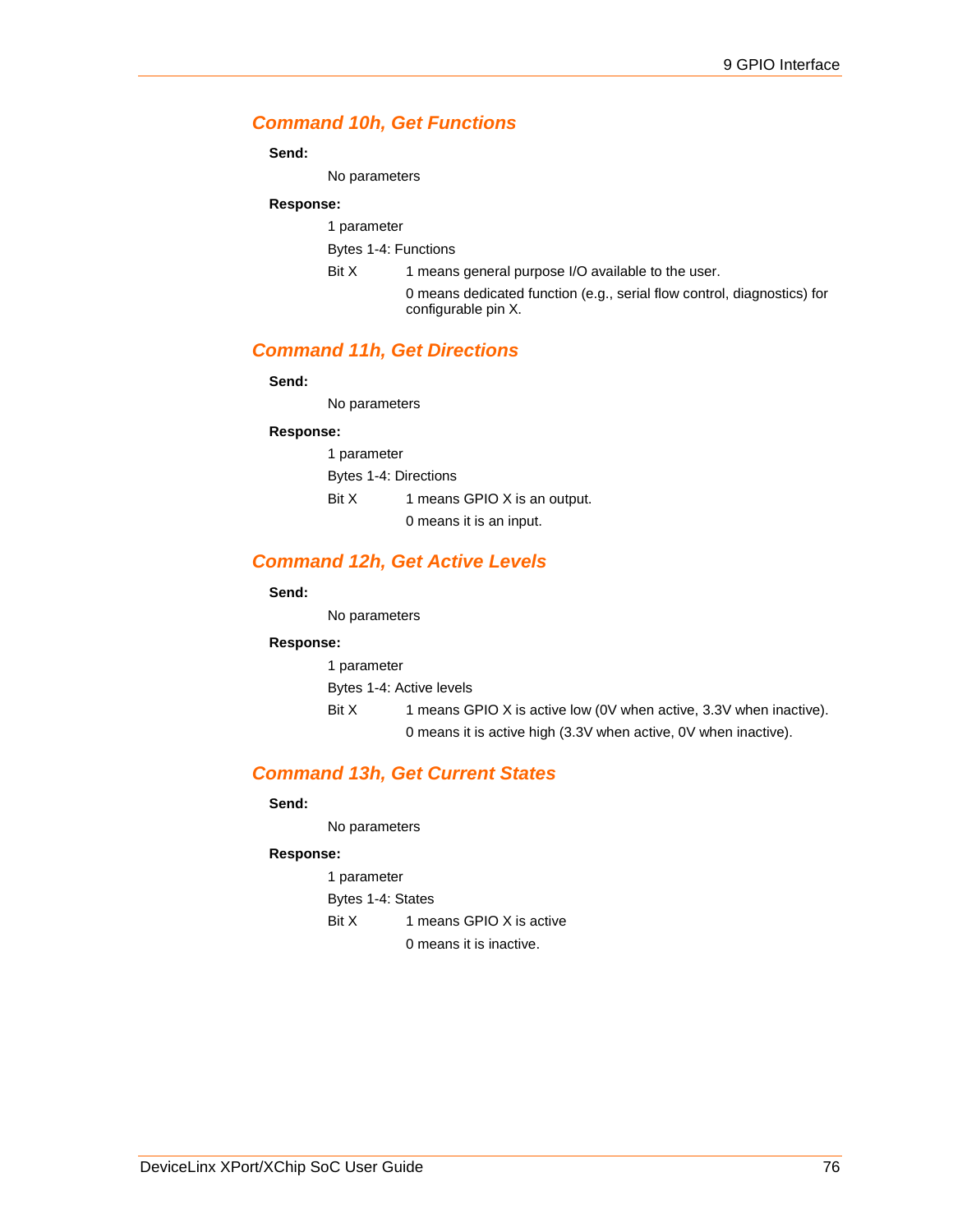### Command 10h, Get Functions

**Send:**

No parameters

**Response:**

1 parameter

Bytes 1-4: Functions

Bit X 1 means general purpose I/O available to the user.
0 means dedicated function (e.g., serial flow control, diagnostics) for configurable pin X.

### Command 11h, Get Directions

**Send:**

No parameters

**Response:**

1 parameter

Bytes 1-4: Directions

Bit X 1 means GPIO X is an output.
0 means it is an input.

### Command 12h, Get Active Levels

**Send:**

No parameters

**Response:**

1 parameter

Bytes 1-4: Active levels

Bit X 1 means GPIO X is active low (0V when active, 3.3V when inactive).
0 means it is active high (3.3V when active, 0V when inactive).

### Command 13h, Get Current States

**Send:**

No parameters

**Response:**

1 parameter

Bytes 1-4: States

Bit X 1 means GPIO X is active
0 means it is inactive.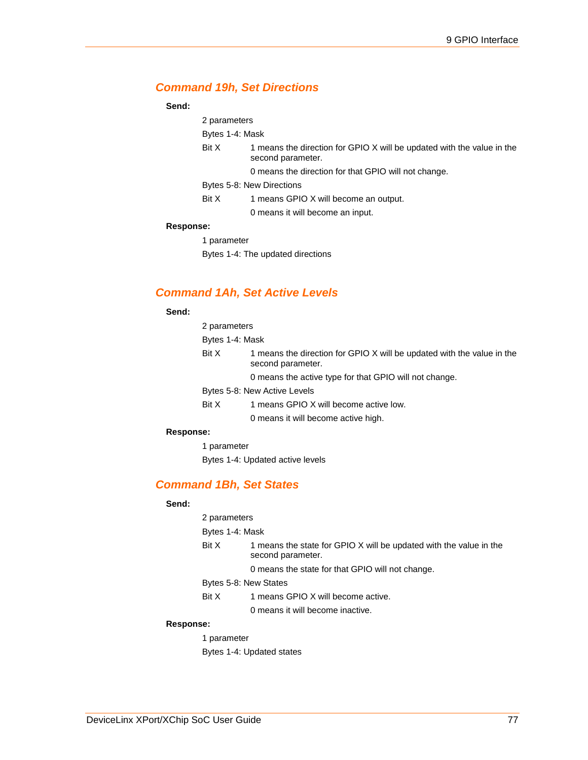### *Command 19h, Set Directions*

**Send:**

2 parameters

Bytes 1-4: Mask

Bit X — 1 means the direction for GPIO X will be updated with the value in the second parameter.

0 means the direction for that GPIO will not change.

Bytes 5-8: New Directions

Bit X — 1 means GPIO X will become an output.

0 means it will become an input.

**Response:**

1 parameter

Bytes 1-4: The updated directions

### *Command 1Ah, Set Active Levels*

**Send:**

2 parameters

Bytes 1-4: Mask

Bit X — 1 means the direction for GPIO X will be updated with the value in the second parameter.

0 means the active type for that GPIO will not change.

Bytes 5-8: New Active Levels

Bit X — 1 means GPIO X will become active low.

0 means it will become active high.

**Response:**

1 parameter

Bytes 1-4: Updated active levels

### *Command 1Bh, Set States*

**Send:**

2 parameters

Bytes 1-4: Mask

Bit X — 1 means the state for GPIO X will be updated with the value in the second parameter.

0 means the state for that GPIO will not change.

Bytes 5-8: New States

Bit X — 1 means GPIO X will become active.

0 means it will become inactive.

**Response:**

1 parameter

Bytes 1-4: Updated states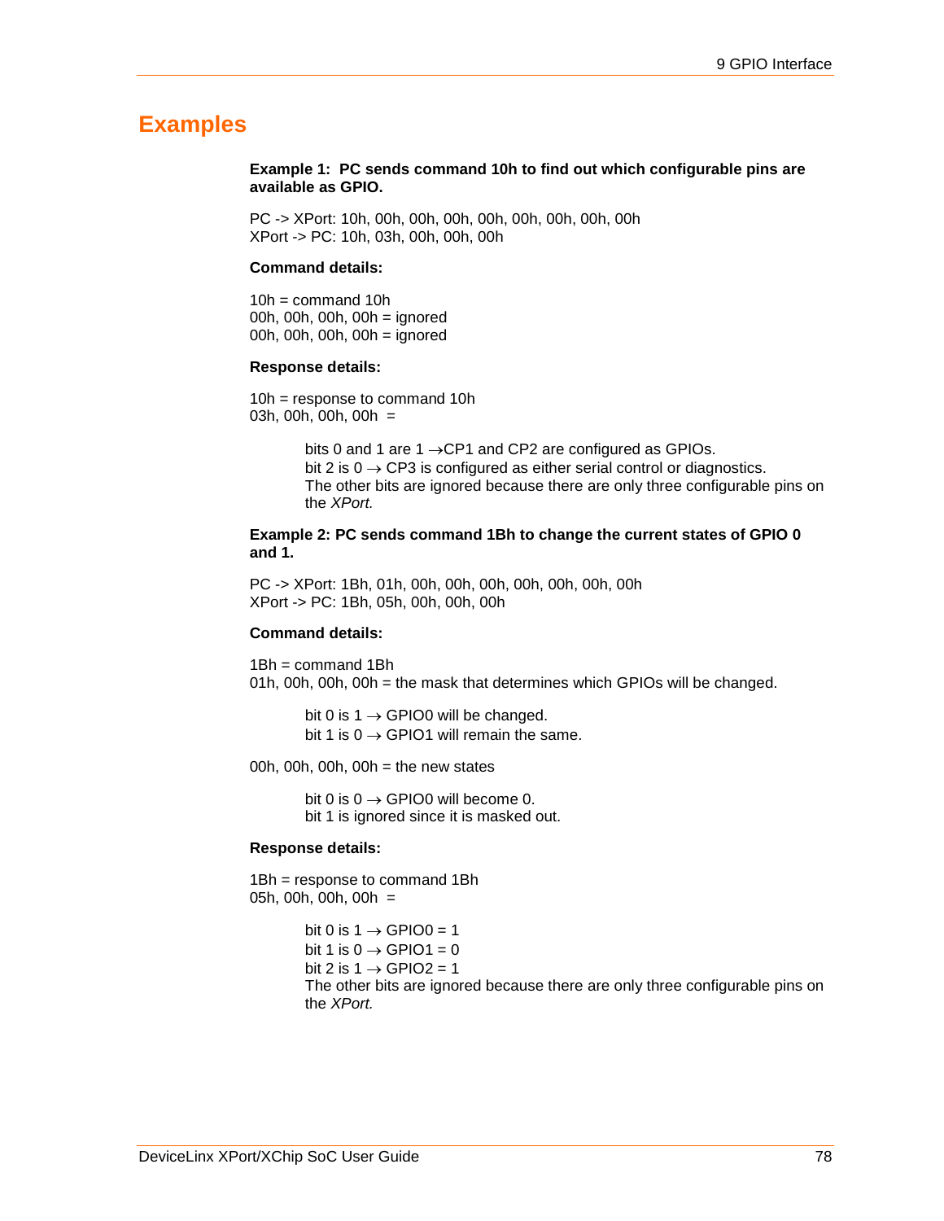## Examples

**Example 1: PC sends command 10h to find out which configurable pins are available as GPIO.**

PC -> XPort: 10h, 00h, 00h, 00h, 00h, 00h, 00h, 00h, 00h
XPort -> PC: 10h, 03h, 00h, 00h, 00h

**Command details:**

10h = command 10h
00h, 00h, 00h, 00h = ignored
00h, 00h, 00h, 00h = ignored

**Response details:**

10h = response to command 10h
03h, 00h, 00h, 00h =

> bits 0 and 1 are 1 →CP1 and CP2 are configured as GPIOs.
> bit 2 is 0 → CP3 is configured as either serial control or diagnostics.
> The other bits are ignored because there are only three configurable pins on the *XPort.*

**Example 2: PC sends command 1Bh to change the current states of GPIO 0 and 1.**

PC -> XPort: 1Bh, 01h, 00h, 00h, 00h, 00h, 00h, 00h, 00h
XPort -> PC: 1Bh, 05h, 00h, 00h, 00h

**Command details:**

1Bh = command 1Bh
01h, 00h, 00h, 00h = the mask that determines which GPIOs will be changed.

> bit 0 is 1 → GPIO0 will be changed.
> bit 1 is 0 → GPIO1 will remain the same.

00h, 00h, 00h, 00h = the new states

> bit 0 is 0 → GPIO0 will become 0.
> bit 1 is ignored since it is masked out.

**Response details:**

1Bh = response to command 1Bh
05h, 00h, 00h, 00h =

> bit 0 is 1 → GPIO0 = 1
> bit 1 is 0 → GPIO1 = 0
> bit 2 is 1 → GPIO2 = 1
> The other bits are ignored because there are only three configurable pins on the *XPort.*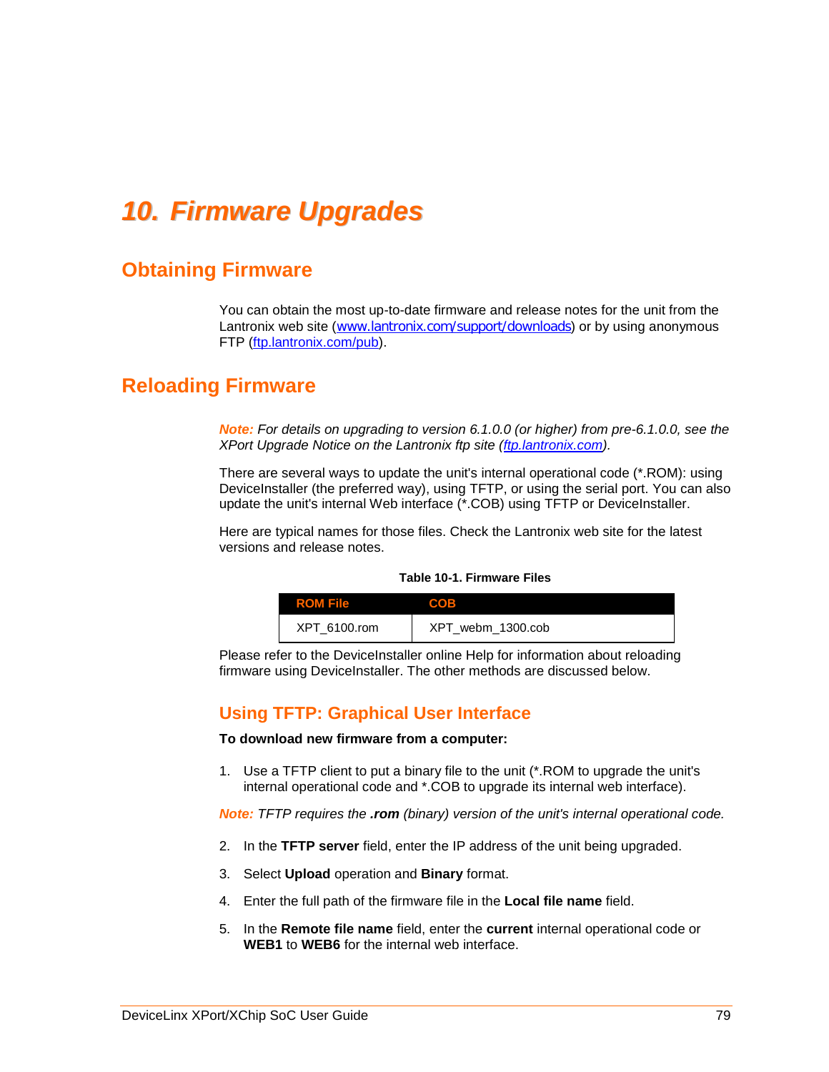# 10. Firmware Upgrades

## Obtaining Firmware

You can obtain the most up-to-date firmware and release notes for the unit from the Lantronix web site (www.lantronix.com/support/downloads) or by using anonymous FTP (ftp.lantronix.com/pub).

## Reloading Firmware

***Note:*** *For details on upgrading to version 6.1.0.0 (or higher) from pre-6.1.0.0, see the XPort Upgrade Notice on the Lantronix ftp site (ftp.lantronix.com).*

There are several ways to update the unit's internal operational code (*.ROM): using DeviceInstaller (the preferred way), using TFTP, or using the serial port. You can also update the unit's internal Web interface (*.COB) using TFTP or DeviceInstaller.

Here are typical names for those files. Check the Lantronix web site for the latest versions and release notes.

**Table 10-1. Firmware Files**

| ROM File | COB |
| --- | --- |
| XPT_6100.rom | XPT_webm_1300.cob |

Please refer to the DeviceInstaller online Help for information about reloading firmware using DeviceInstaller. The other methods are discussed below.

### Using TFTP: Graphical User Interface

**To download new firmware from a computer:**

1. Use a TFTP client to put a binary file to the unit (*.ROM to upgrade the unit's internal operational code and *.COB to upgrade its internal web interface).

***Note:*** *TFTP requires the **.rom** (binary) version of the unit's internal operational code.*

2. In the **TFTP server** field, enter the IP address of the unit being upgraded.
3. Select **Upload** operation and **Binary** format.
4. Enter the full path of the firmware file in the **Local file name** field.
5. In the **Remote file name** field, enter the **current** internal operational code or **WEB1** to **WEB6** for the internal web interface.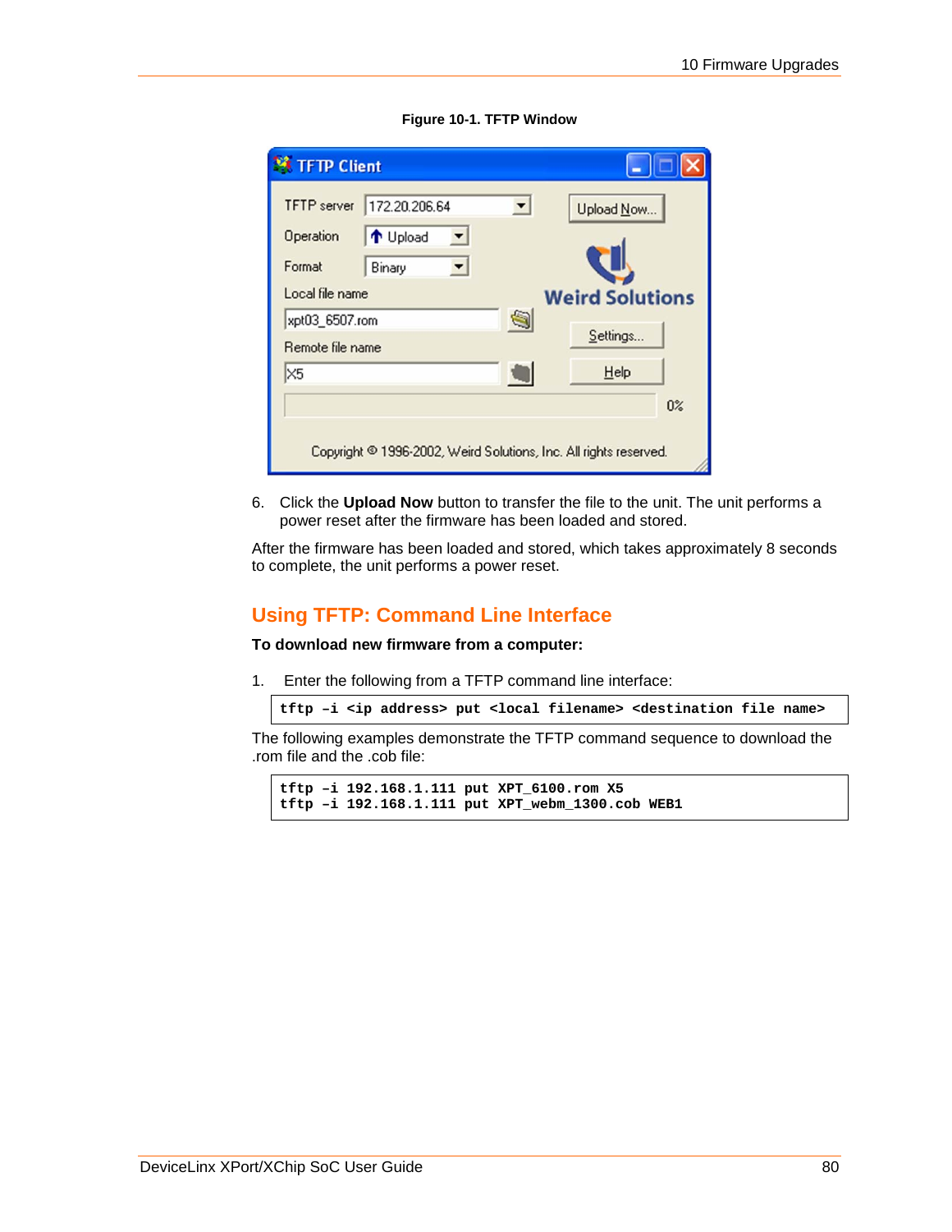**Figure 10-1. TFTP Window**

6. Click the **Upload Now** button to transfer the file to the unit. The unit performs a power reset after the firmware has been loaded and stored.

After the firmware has been loaded and stored, which takes approximately 8 seconds to complete, the unit performs a power reset.

## Using TFTP: Command Line Interface

**To download new firmware from a computer:**

1. Enter the following from a TFTP command line interface:

```
tftp –i <ip address> put <local filename> <destination file name>
```

The following examples demonstrate the TFTP command sequence to download the .rom file and the .cob file:

```
tftp –i 192.168.1.111 put XPT_6100.rom X5
tftp –i 192.168.1.111 put XPT_webm_1300.cob WEB1
```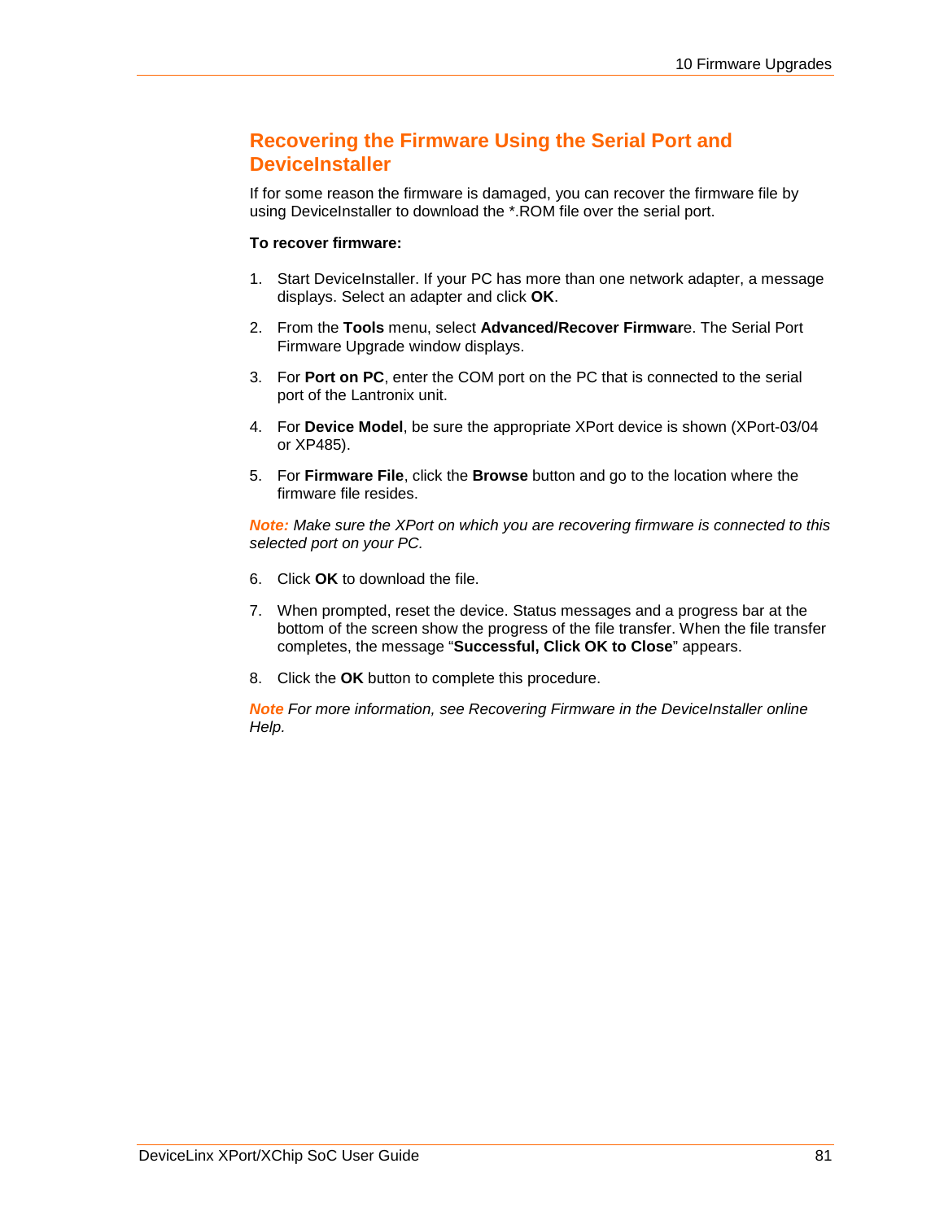## Recovering the Firmware Using the Serial Port and DeviceInstaller

If for some reason the firmware is damaged, you can recover the firmware file by using DeviceInstaller to download the *.ROM file over the serial port.

**To recover firmware:**

1. Start DeviceInstaller. If your PC has more than one network adapter, a message displays. Select an adapter and click **OK**.
2. From the **Tools** menu, select **Advanced/Recover Firmwar**e. The Serial Port Firmware Upgrade window displays.
3. For **Port on PC**, enter the COM port on the PC that is connected to the serial port of the Lantronix unit.
4. For **Device Model**, be sure the appropriate XPort device is shown (XPort-03/04 or XP485).
5. For **Firmware File**, click the **Browse** button and go to the location where the firmware file resides.

***Note:*** *Make sure the XPort on which you are recovering firmware is connected to this selected port on your PC.*

6. Click **OK** to download the file.
7. When prompted, reset the device. Status messages and a progress bar at the bottom of the screen show the progress of the file transfer. When the file transfer completes, the message "**Successful, Click OK to Close**" appears.
8. Click the **OK** button to complete this procedure.

***Note*** *For more information, see Recovering Firmware in the DeviceInstaller online Help.*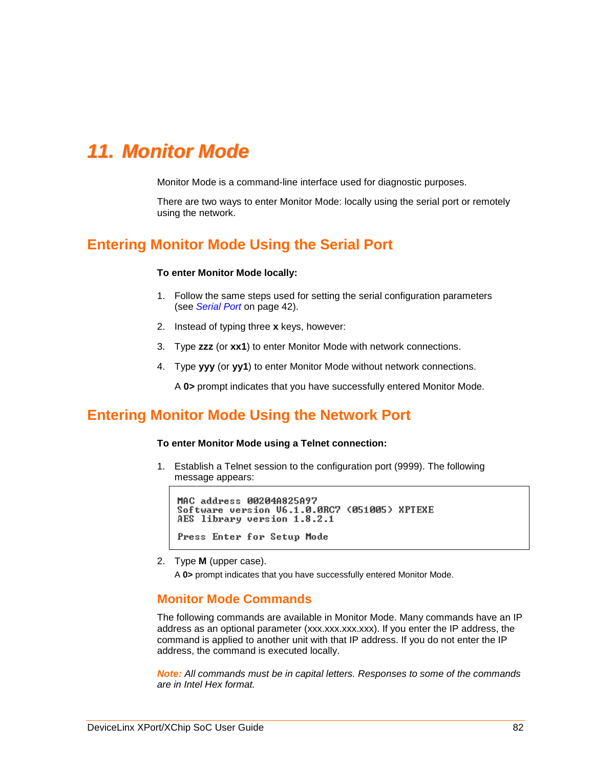# 11. Monitor Mode

Monitor Mode is a command-line interface used for diagnostic purposes.

There are two ways to enter Monitor Mode: locally using the serial port or remotely using the network.

## Entering Monitor Mode Using the Serial Port

**To enter Monitor Mode locally:**

1. Follow the same steps used for setting the serial configuration parameters (see *Serial Port* on page 42).
2. Instead of typing three **x** keys, however:
3. Type **zzz** (or **xx1**) to enter Monitor Mode with network connections.
4. Type **yyy** (or **yy1**) to enter Monitor Mode without network connections.

   A **0>** prompt indicates that you have successfully entered Monitor Mode.

## Entering Monitor Mode Using the Network Port

**To enter Monitor Mode using a Telnet connection:**

1. Establish a Telnet session to the configuration port (9999). The following message appears:

```
MAC address 00204A825A97
Software version V6.1.0.0RC7 (051005) XPTEXE
AES library version 1.8.2.1

Press Enter for Setup Mode
```

2. Type **M** (upper case).

   A **0>** prompt indicates that you have successfully entered Monitor Mode.

### Monitor Mode Commands

The following commands are available in Monitor Mode. Many commands have an IP address as an optional parameter (xxx.xxx.xxx.xxx). If you enter the IP address, the command is applied to another unit with that IP address. If you do not enter the IP address, the command is executed locally.

***Note:*** *All commands must be in capital letters. Responses to some of the commands are in Intel Hex format.*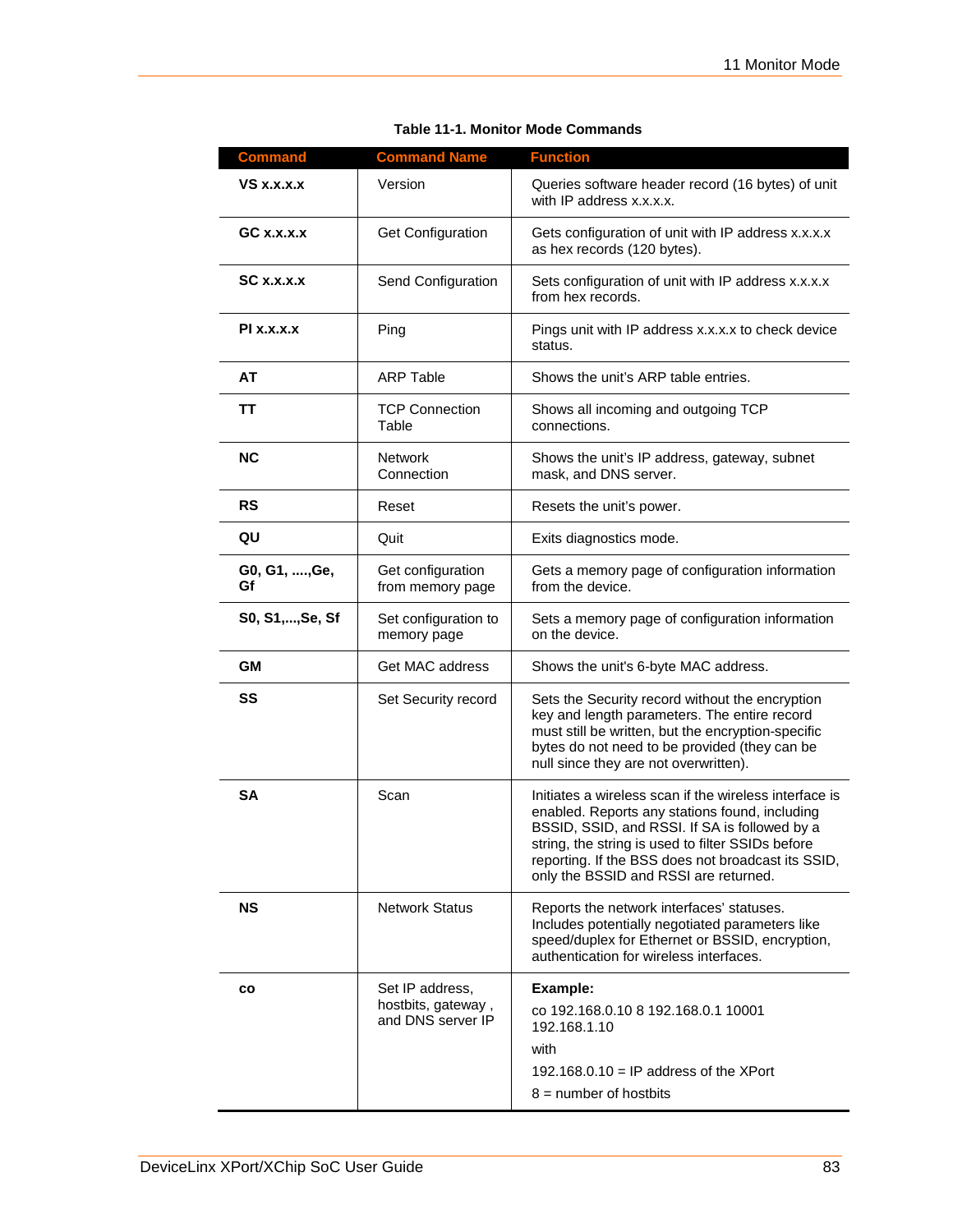**Table 11-1. Monitor Mode Commands**

| Command | Command Name | Function |
|---|---|---|
| **VS x.x.x.x** | Version | Queries software header record (16 bytes) of unit with IP address x.x.x.x. |
| **GC x.x.x.x** | Get Configuration | Gets configuration of unit with IP address x.x.x.x as hex records (120 bytes). |
| **SC x.x.x.x** | Send Configuration | Sets configuration of unit with IP address x.x.x.x from hex records. |
| **PI x.x.x.x** | Ping | Pings unit with IP address x.x.x.x to check device status. |
| **AT** | ARP Table | Shows the unit's ARP table entries. |
| **TT** | TCP Connection Table | Shows all incoming and outgoing TCP connections. |
| **NC** | Network Connection | Shows the unit's IP address, gateway, subnet mask, and DNS server. |
| **RS** | Reset | Resets the unit's power. |
| **QU** | Quit | Exits diagnostics mode. |
| **G0, G1, ....,Ge, Gf** | Get configuration from memory page | Gets a memory page of configuration information from the device. |
| **S0, S1,...,Se, Sf** | Set configuration to memory page | Sets a memory page of configuration information on the device. |
| **GM** | Get MAC address | Shows the unit's 6-byte MAC address. |
| **SS** | Set Security record | Sets the Security record without the encryption key and length parameters. The entire record must still be written, but the encryption-specific bytes do not need to be provided (they can be null since they are not overwritten). |
| **SA** | Scan | Initiates a wireless scan if the wireless interface is enabled. Reports any stations found, including BSSID, SSID, and RSSI. If SA is followed by a string, the string is used to filter SSIDs before reporting. If the BSS does not broadcast its SSID, only the BSSID and RSSI are returned. |
| **NS** | Network Status | Reports the network interfaces' statuses. Includes potentially negotiated parameters like speed/duplex for Ethernet or BSSID, encryption, authentication for wireless interfaces. |
| **co** | Set IP address, hostbits, gateway , and DNS server IP | **Example:**<br>co 192.168.0.10 8 192.168.0.1 10001 192.168.1.10<br>with<br>192.168.0.10 = IP address of the XPort<br>8 = number of hostbits |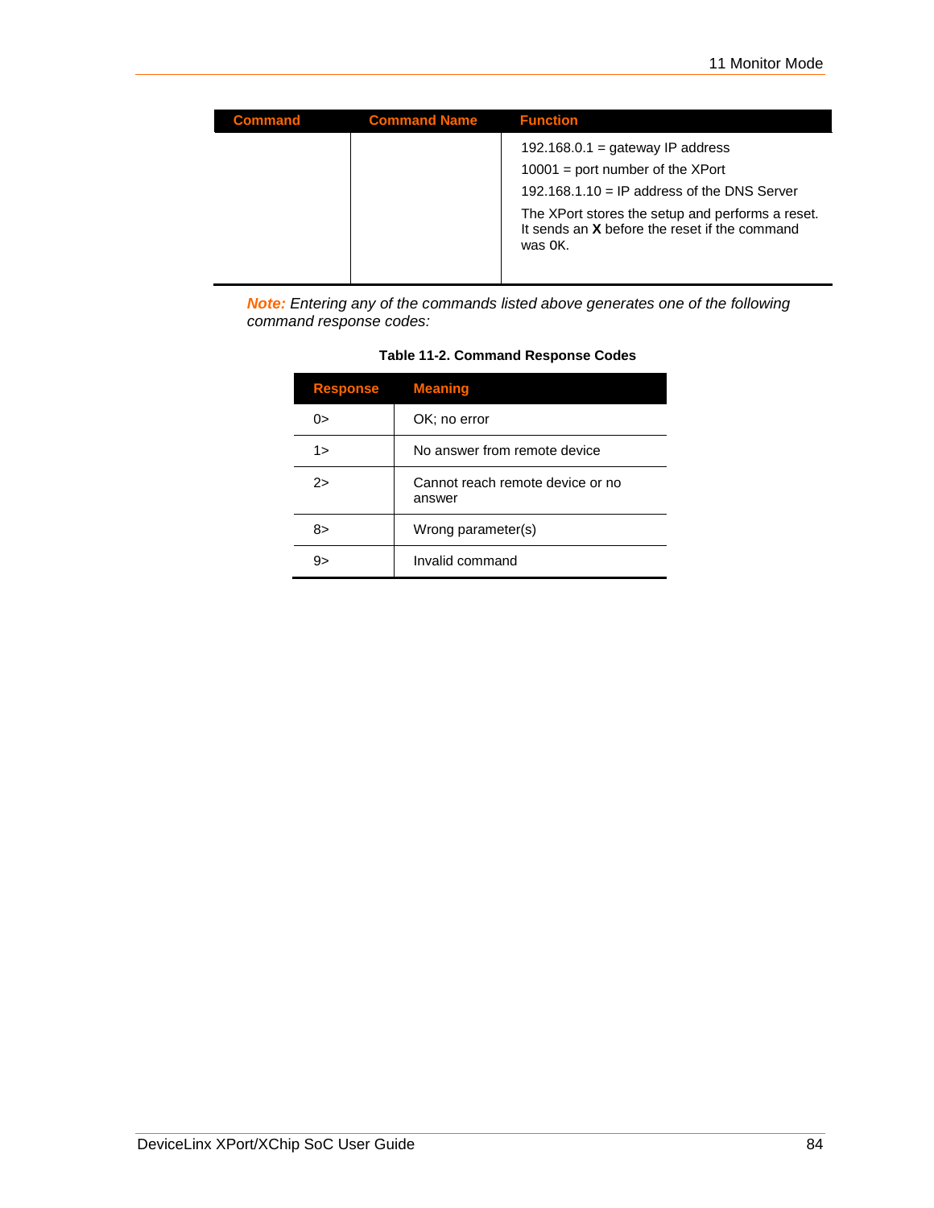| Command | Command Name | Function |
|---|---|---|
| | | 192.168.0.1 = gateway IP address<br>10001 = port number of the XPort<br>192.168.1.10 = IP address of the DNS Server<br>The XPort stores the setup and performs a reset. It sends an **X** before the reset if the command was 0K. |

***Note:*** *Entering any of the commands listed above generates one of the following command response codes:*

**Table 11-2. Command Response Codes**

| Response | Meaning |
|---|---|
| 0> | OK; no error |
| 1> | No answer from remote device |
| 2> | Cannot reach remote device or no answer |
| 8> | Wrong parameter(s) |
| 9> | Invalid command |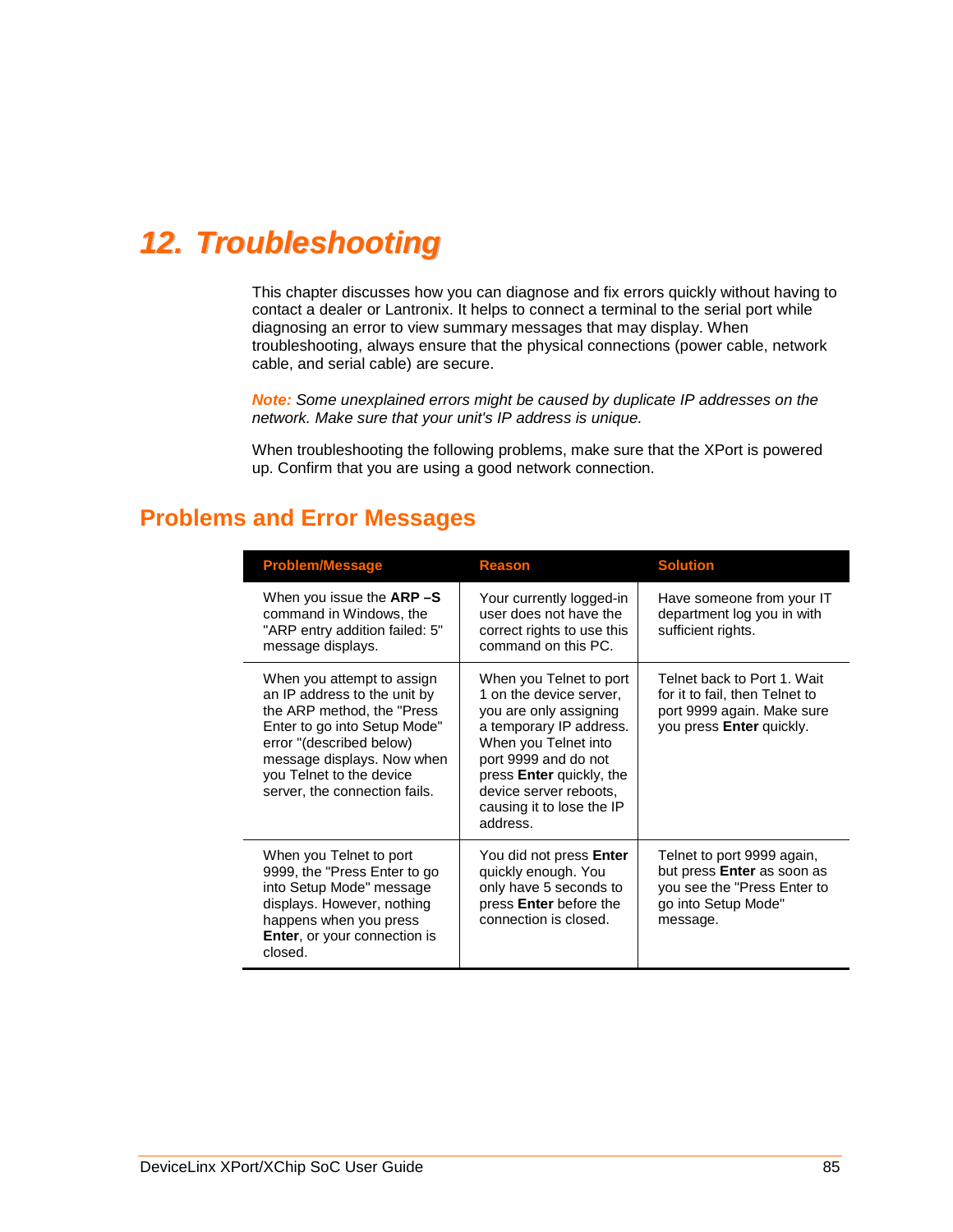# 12. Troubleshooting

This chapter discusses how you can diagnose and fix errors quickly without having to contact a dealer or Lantronix. It helps to connect a terminal to the serial port while diagnosing an error to view summary messages that may display. When troubleshooting, always ensure that the physical connections (power cable, network cable, and serial cable) are secure.

***Note:*** *Some unexplained errors might be caused by duplicate IP addresses on the network. Make sure that your unit's IP address is unique.*

When troubleshooting the following problems, make sure that the XPort is powered up. Confirm that you are using a good network connection.

## Problems and Error Messages

| Problem/Message | Reason | Solution |
|---|---|---|
| When you issue the **ARP –S** command in Windows, the "ARP entry addition failed: 5" message displays. | Your currently logged-in user does not have the correct rights to use this command on this PC. | Have someone from your IT department log you in with sufficient rights. |
| When you attempt to assign an IP address to the unit by the ARP method, the "Press Enter to go into Setup Mode" error "(described below) message displays. Now when you Telnet to the device server, the connection fails. | When you Telnet to port 1 on the device server, you are only assigning a temporary IP address. When you Telnet into port 9999 and do not press **Enter** quickly, the device server reboots, causing it to lose the IP address. | Telnet back to Port 1. Wait for it to fail, then Telnet to port 9999 again. Make sure you press **Enter** quickly. |
| When you Telnet to port 9999, the "Press Enter to go into Setup Mode" message displays. However, nothing happens when you press **Enter**, or your connection is closed. | You did not press **Enter** quickly enough. You only have 5 seconds to press **Enter** before the connection is closed. | Telnet to port 9999 again, but press **Enter** as soon as you see the "Press Enter to go into Setup Mode" message. |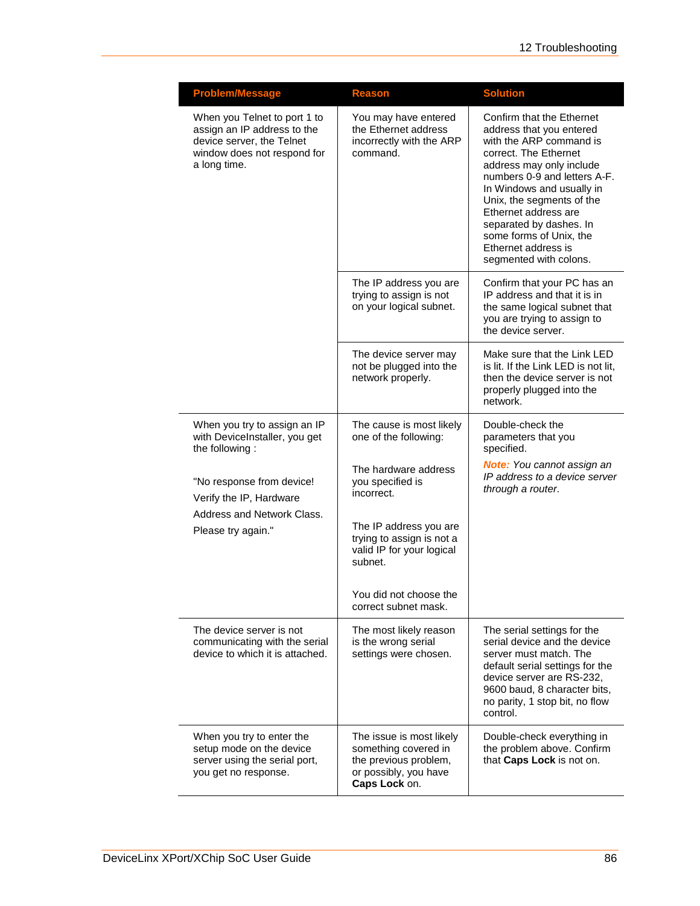| Problem/Message | Reason | Solution |
| --- | --- | --- |
| When you Telnet to port 1 to assign an IP address to the device server, the Telnet window does not respond for a long time. | You may have entered the Ethernet address incorrectly with the ARP command. | Confirm that the Ethernet address that you entered with the ARP command is correct. The Ethernet address may only include numbers 0-9 and letters A-F. In Windows and usually in Unix, the segments of the Ethernet address are separated by dashes. In some forms of Unix, the Ethernet address is segmented with colons. |
| | The IP address you are trying to assign is not on your logical subnet. | Confirm that your PC has an IP address and that it is in the same logical subnet that you are trying to assign to the device server. |
| | The device server may not be plugged into the network properly. | Make sure that the Link LED is lit. If the Link LED is not lit, then the device server is not properly plugged into the network. |
| When you try to assign an IP with DeviceInstaller, you get the following :<br><br>"No response from device! Verify the IP, Hardware Address and Network Class. Please try again." | The cause is most likely one of the following:<br><br>The hardware address you specified is incorrect.<br><br>The IP address you are trying to assign is not a valid IP for your logical subnet.<br><br>You did not choose the correct subnet mask. | Double-check the parameters that you specified.<br><br>***Note:*** *You cannot assign an IP address to a device server through a router.* |
| The device server is not communicating with the serial device to which it is attached. | The most likely reason is the wrong serial settings were chosen. | The serial settings for the serial device and the device server must match. The default serial settings for the device server are RS-232, 9600 baud, 8 character bits, no parity, 1 stop bit, no flow control. |
| When you try to enter the setup mode on the device server using the serial port, you get no response. | The issue is most likely something covered in the previous problem, or possibly, you have **Caps Lock** on. | Double-check everything in the problem above. Confirm that **Caps Lock** is not on. |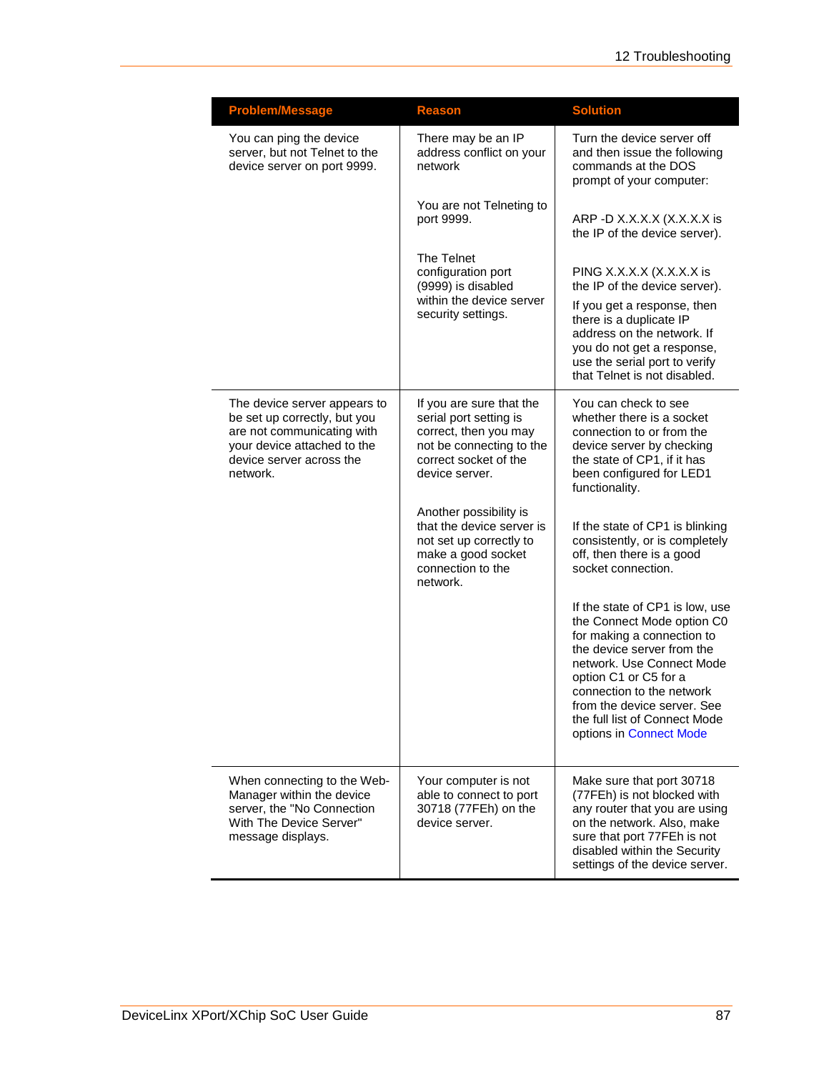| Problem/Message | Reason | Solution |
|---|---|---|
| You can ping the device server, but not Telnet to the device server on port 9999. | There may be an IP address conflict on your network<br><br>You are not Telneting to port 9999.<br><br>The Telnet configuration port (9999) is disabled within the device server security settings. | Turn the device server off and then issue the following commands at the DOS prompt of your computer:<br><br>ARP -D X.X.X.X (X.X.X.X is the IP of the device server).<br><br>PING X.X.X.X (X.X.X.X is the IP of the device server).<br>If you get a response, then there is a duplicate IP address on the network. If you do not get a response, use the serial port to verify that Telnet is not disabled. |
| The device server appears to be set up correctly, but you are not communicating with your device attached to the device server across the network. | If you are sure that the serial port setting is correct, then you may not be connecting to the correct socket of the device server.<br><br>Another possibility is that the device server is not set up correctly to make a good socket connection to the network. | You can check to see whether there is a socket connection to or from the device server by checking the state of CP1, if it has been configured for LED1 functionality.<br><br>If the state of CP1 is blinking consistently, or is completely off, then there is a good socket connection.<br><br>If the state of CP1 is low, use the Connect Mode option C0 for making a connection to the device server from the network. Use Connect Mode option C1 or C5 for a connection to the network from the device server. See the full list of Connect Mode options in Connect Mode |
| When connecting to the Web-Manager within the device server, the "No Connection With The Device Server" message displays. | Your computer is not able to connect to port 30718 (77FEh) on the device server. | Make sure that port 30718 (77FEh) is not blocked with any router that you are using on the network. Also, make sure that port 77FEh is not disabled within the Security settings of the device server. |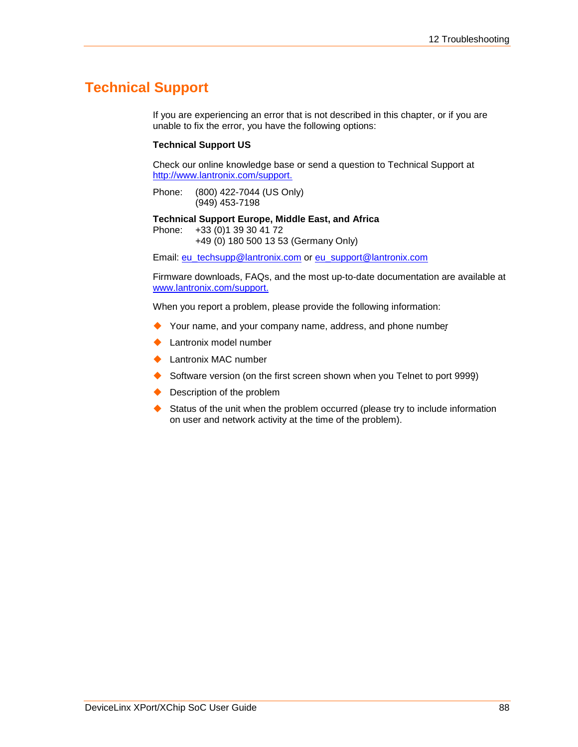# Technical Support

If you are experiencing an error that is not described in this chapter, or if you are unable to fix the error, you have the following options:

**Technical Support US**

Check our online knowledge base or send a question to Technical Support at http://www.lantronix.com/support.

Phone: (800) 422-7044 (US Only)
(949) 453-7198

**Technical Support Europe, Middle East, and Africa**
Phone: +33 (0)1 39 30 41 72
+49 (0) 180 500 13 53 (Germany Only)

Email: eu_techsupp@lantronix.com or eu_support@lantronix.com

Firmware downloads, FAQs, and the most up-to-date documentation are available at www.lantronix.com/support.

When you report a problem, please provide the following information:

- Your name, and your company name, address, and phone number
- Lantronix model number
- Lantronix MAC number
- Software version (on the first screen shown when you Telnet to port 9999)
- Description of the problem
- Status of the unit when the problem occurred (please try to include information on user and network activity at the time of the problem).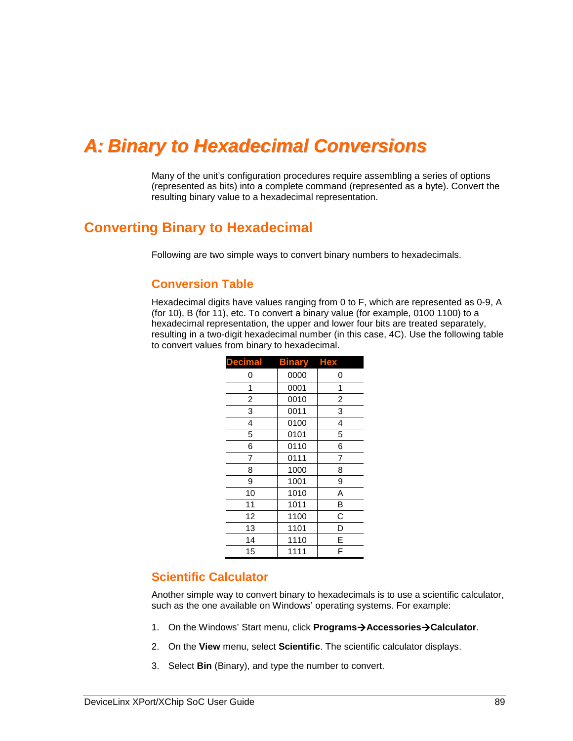# A: Binary to Hexadecimal Conversions

Many of the unit's configuration procedures require assembling a series of options (represented as bits) into a complete command (represented as a byte). Convert the resulting binary value to a hexadecimal representation.

## Converting Binary to Hexadecimal

Following are two simple ways to convert binary numbers to hexadecimals.

### Conversion Table

Hexadecimal digits have values ranging from 0 to F, which are represented as 0-9, A (for 10), B (for 11), etc. To convert a binary value (for example, 0100 1100) to a hexadecimal representation, the upper and lower four bits are treated separately, resulting in a two-digit hexadecimal number (in this case, 4C). Use the following table to convert values from binary to hexadecimal.

| Decimal | Binary | Hex |
|---|---|---|
| 0 | 0000 | 0 |
| 1 | 0001 | 1 |
| 2 | 0010 | 2 |
| 3 | 0011 | 3 |
| 4 | 0100 | 4 |
| 5 | 0101 | 5 |
| 6 | 0110 | 6 |
| 7 | 0111 | 7 |
| 8 | 1000 | 8 |
| 9 | 1001 | 9 |
| 10 | 1010 | A |
| 11 | 1011 | B |
| 12 | 1100 | C |
| 13 | 1101 | D |
| 14 | 1110 | E |
| 15 | 1111 | F |

### Scientific Calculator

Another simple way to convert binary to hexadecimals is to use a scientific calculator, such as the one available on Windows' operating systems. For example:

1. On the Windows' Start menu, click **Programs→Accessories→Calculator**.
2. On the **View** menu, select **Scientific**. The scientific calculator displays.
3. Select **Bin** (Binary), and type the number to convert.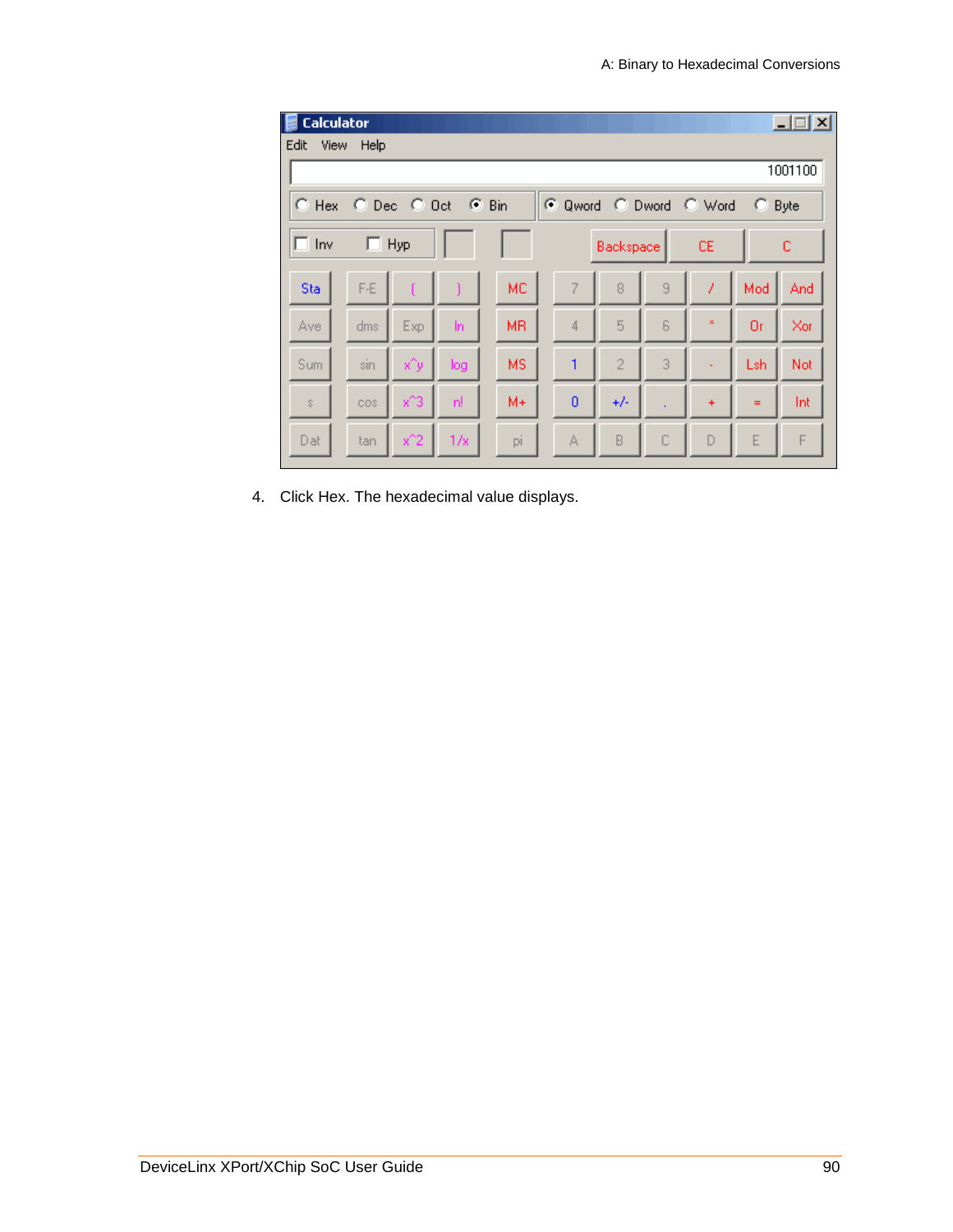4. Click Hex. The hexadecimal value displays.